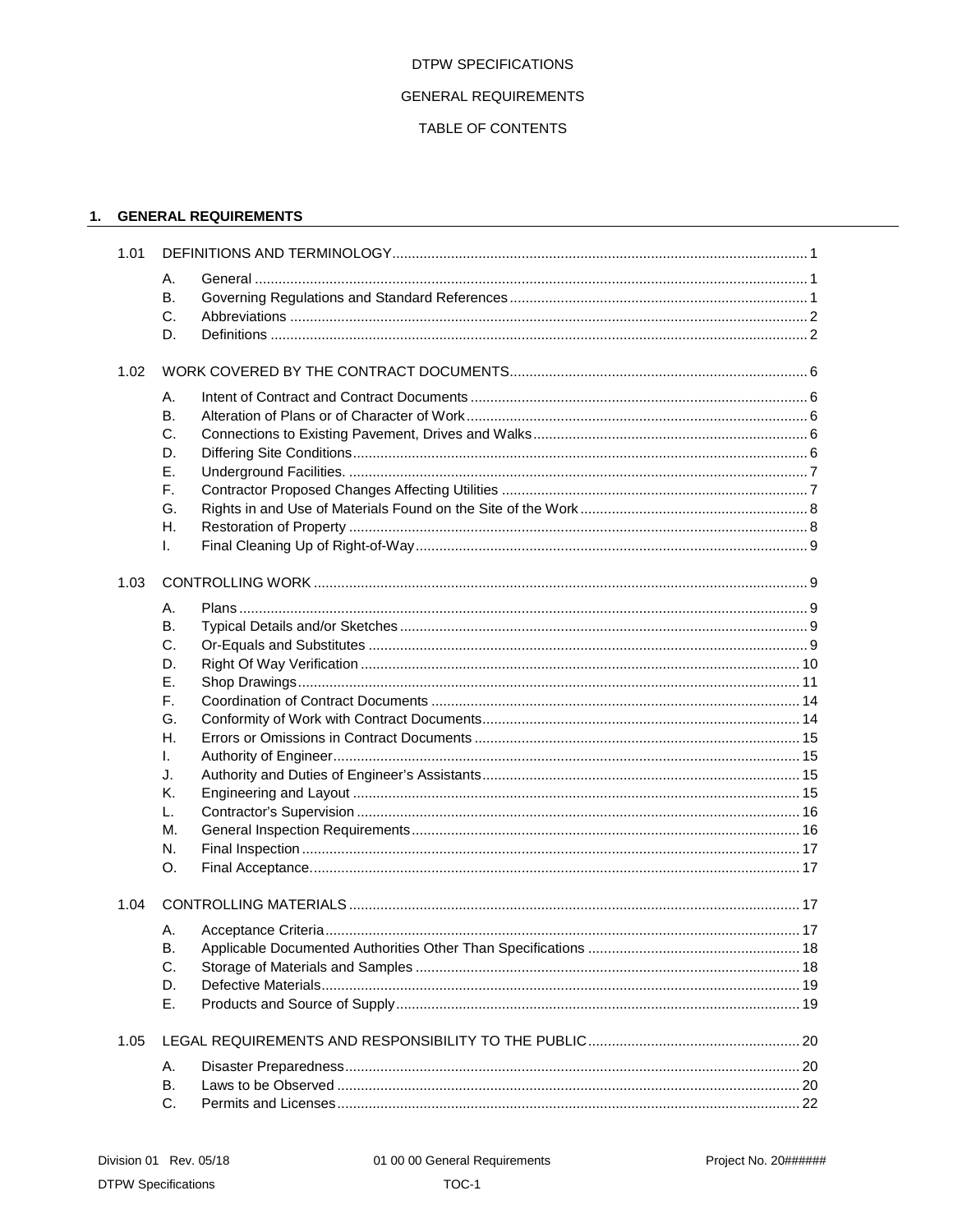DTPW SPECIFICATIONS

GENERAL REQUIREMENTS

TABLE OF CONTENTS

## 1. GENERAL REQUIREMENTS

1.01 DEFINITIONS AND TERMINOLOGY ..... 1

- A. General ..... 1
- B. Governing Regulations and Standard References ..... 1
- C. Abbreviations ..... 2
- D. Definitions ..... 2

1.02 WORK COVERED BY THE CONTRACT DOCUMENTS ..... 6

- A. Intent of Contract and Contract Documents ..... 6
- B. Alteration of Plans or of Character of Work ..... 6
- C. Connections to Existing Pavement, Drives and Walks ..... 6
- D. Differing Site Conditions ..... 6
- E. Underground Facilities. ..... 7
- F. Contractor Proposed Changes Affecting Utilities ..... 7
- G. Rights in and Use of Materials Found on the Site of the Work ..... 8
- H. Restoration of Property ..... 8
- I. Final Cleaning Up of Right-of-Way ..... 9

1.03 CONTROLLING WORK ..... 9

- A. Plans ..... 9
- B. Typical Details and/or Sketches ..... 9
- C. Or-Equals and Substitutes ..... 9
- D. Right Of Way Verification ..... 10
- E. Shop Drawings ..... 11
- F. Coordination of Contract Documents ..... 14
- G. Conformity of Work with Contract Documents ..... 14
- H. Errors or Omissions in Contract Documents ..... 15
- I. Authority of Engineer ..... 15
- J. Authority and Duties of Engineer's Assistants ..... 15
- K. Engineering and Layout ..... 15
- L. Contractor's Supervision ..... 16
- M. General Inspection Requirements ..... 16
- N. Final Inspection ..... 17
- O. Final Acceptance ..... 17

1.04 CONTROLLING MATERIALS ..... 17

- A. Acceptance Criteria ..... 17
- B. Applicable Documented Authorities Other Than Specifications ..... 18
- C. Storage of Materials and Samples ..... 18
- D. Defective Materials ..... 19
- E. Products and Source of Supply ..... 19

1.05 LEGAL REQUIREMENTS AND RESPONSIBILITY TO THE PUBLIC ..... 20

- A. Disaster Preparedness ..... 20
- B. Laws to be Observed ..... 20
- C. Permits and Licenses ..... 22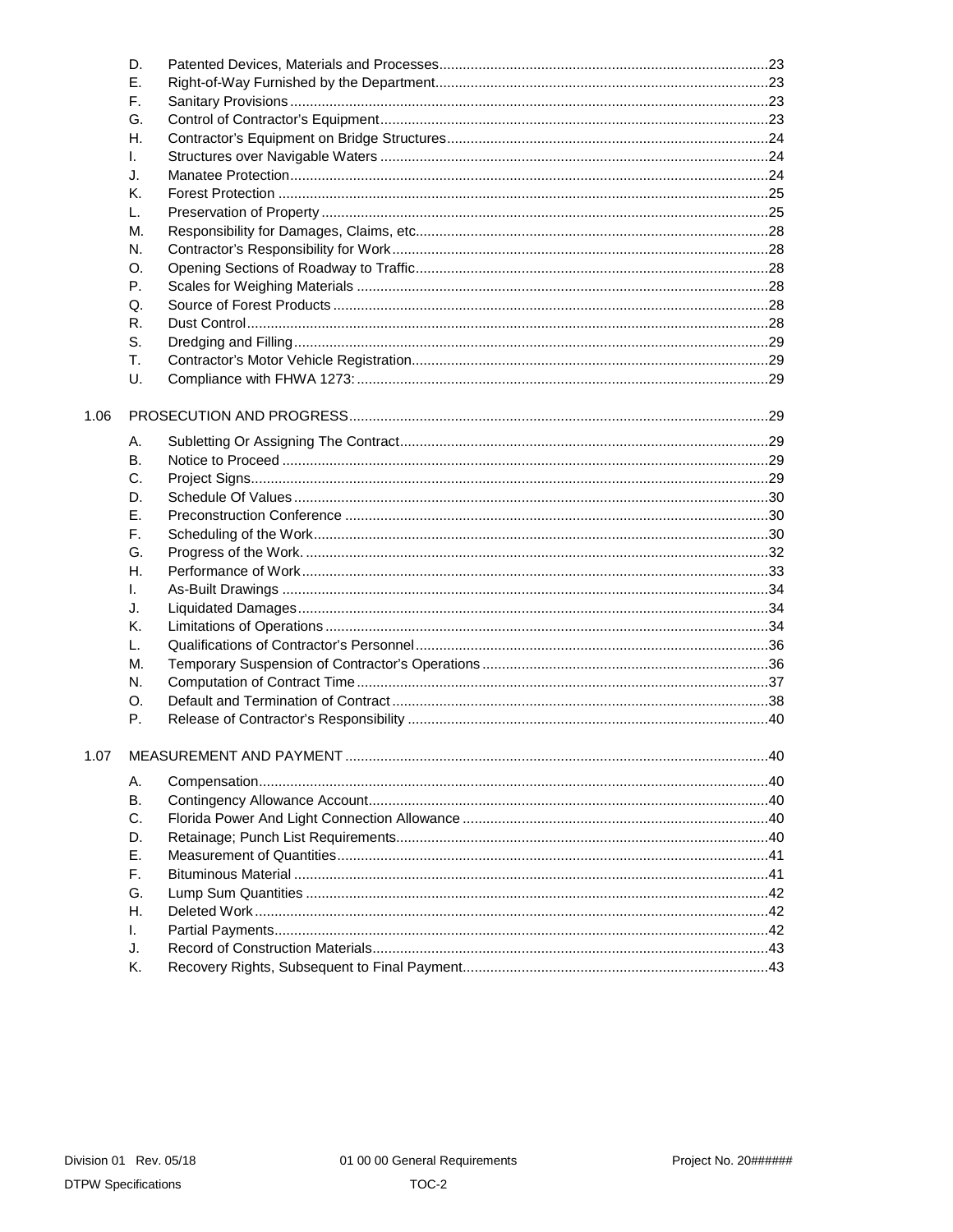D. Patented Devices, Materials and Processes ..... 23
E. Right-of-Way Furnished by the Department ..... 23
F. Sanitary Provisions ..... 23
G. Control of Contractor's Equipment ..... 23
H. Contractor's Equipment on Bridge Structures ..... 24
I. Structures over Navigable Waters ..... 24
J. Manatee Protection ..... 24
K. Forest Protection ..... 25
L. Preservation of Property ..... 25
M. Responsibility for Damages, Claims, etc ..... 28
N. Contractor's Responsibility for Work ..... 28
O. Opening Sections of Roadway to Traffic ..... 28
P. Scales for Weighing Materials ..... 28
Q. Source of Forest Products ..... 28
R. Dust Control ..... 28
S. Dredging and Filling ..... 29
T. Contractor's Motor Vehicle Registration ..... 29
U. Compliance with FHWA 1273: ..... 29

1.06 PROSECUTION AND PROGRESS ..... 29

A. Subletting Or Assigning The Contract ..... 29
B. Notice to Proceed ..... 29
C. Project Signs ..... 29
D. Schedule Of Values ..... 30
E. Preconstruction Conference ..... 30
F. Scheduling of the Work ..... 30
G. Progress of the Work. ..... 32
H. Performance of Work ..... 33
I. As-Built Drawings ..... 34
J. Liquidated Damages ..... 34
K. Limitations of Operations ..... 34
L. Qualifications of Contractor's Personnel ..... 36
M. Temporary Suspension of Contractor's Operations ..... 36
N. Computation of Contract Time ..... 37
O. Default and Termination of Contract ..... 38
P. Release of Contractor's Responsibility ..... 40

1.07 MEASUREMENT AND PAYMENT ..... 40

A. Compensation ..... 40
B. Contingency Allowance Account ..... 40
C. Florida Power And Light Connection Allowance ..... 40
D. Retainage; Punch List Requirements ..... 40
E. Measurement of Quantities ..... 41
F. Bituminous Material ..... 41
G. Lump Sum Quantities ..... 42
H. Deleted Work ..... 42
I. Partial Payments ..... 42
J. Record of Construction Materials ..... 43
K. Recovery Rights, Subsequent to Final Payment ..... 43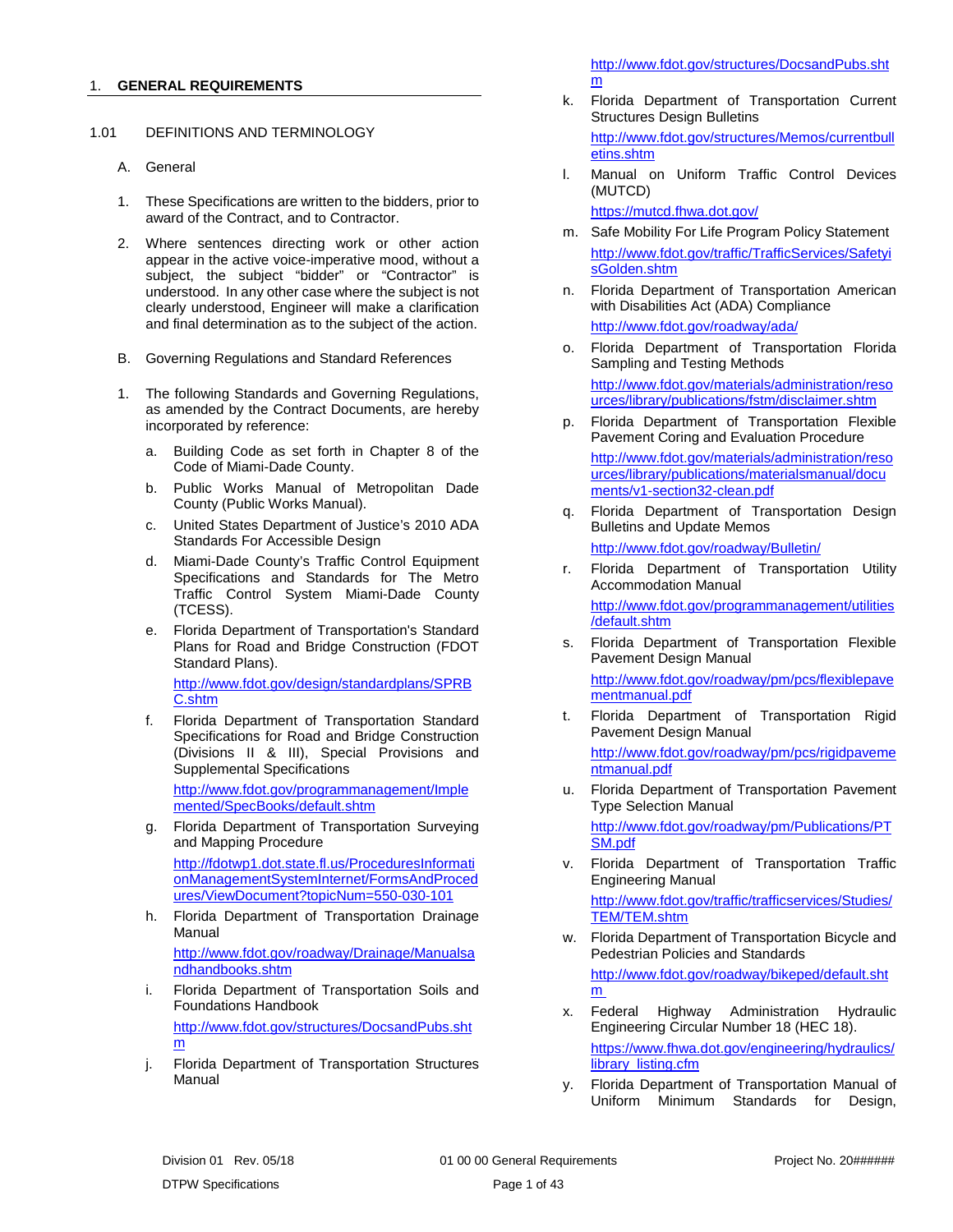## 1. GENERAL REQUIREMENTS

### 1.01 DEFINITIONS AND TERMINOLOGY

A. General

1. These Specifications are written to the bidders, prior to award of the Contract, and to Contractor.

2. Where sentences directing work or other action appear in the active voice-imperative mood, without a subject, the subject "bidder" or "Contractor" is understood. In any other case where the subject is not clearly understood, Engineer will make a clarification and final determination as to the subject of the action.

B. Governing Regulations and Standard References

1. The following Standards and Governing Regulations, as amended by the Contract Documents, are hereby incorporated by reference:

   a. Building Code as set forth in Chapter 8 of the Code of Miami-Dade County.

   b. Public Works Manual of Metropolitan Dade County (Public Works Manual).

   c. United States Department of Justice's 2010 ADA Standards For Accessible Design

   d. Miami-Dade County's Traffic Control Equipment Specifications and Standards for The Metro Traffic Control System Miami-Dade County (TCESS).

   e. Florida Department of Transportation's Standard Plans for Road and Bridge Construction (FDOT Standard Plans).

      http://www.fdot.gov/design/standardplans/SPRBC.shtm

   f. Florida Department of Transportation Standard Specifications for Road and Bridge Construction (Divisions II & III), Special Provisions and Supplemental Specifications

      http://www.fdot.gov/programmanagement/Implemented/SpecBooks/default.shtm

   g. Florida Department of Transportation Surveying and Mapping Procedure

      http://fdotwp1.dot.state.fl.us/ProceduresInformationManagementSystemInternet/FormsAndProcedures/ViewDocument?topicNum=550-030-101

   h. Florida Department of Transportation Drainage Manual

      http://www.fdot.gov/roadway/Drainage/Manualsandhandbooks.shtm

   i. Florida Department of Transportation Soils and Foundations Handbook

      http://www.fdot.gov/structures/DocsandPubs.shtm

   j. Florida Department of Transportation Structures Manual

      http://www.fdot.gov/structures/DocsandPubs.shtm

   k. Florida Department of Transportation Current Structures Design Bulletins

      http://www.fdot.gov/structures/Memos/currentbulletins.shtm

   l. Manual on Uniform Traffic Control Devices (MUTCD)

      https://mutcd.fhwa.dot.gov/

   m. Safe Mobility For Life Program Policy Statement

      http://www.fdot.gov/traffic/TrafficServices/SafetyisGolden.shtm

   n. Florida Department of Transportation American with Disabilities Act (ADA) Compliance

      http://www.fdot.gov/roadway/ada/

   o. Florida Department of Transportation Florida Sampling and Testing Methods

      http://www.fdot.gov/materials/administration/resources/library/publications/fstm/disclaimer.shtm

   p. Florida Department of Transportation Flexible Pavement Coring and Evaluation Procedure

      http://www.fdot.gov/materials/administration/resources/library/publications/materialsmanual/documents/v1-section32-clean.pdf

   q. Florida Department of Transportation Design Bulletins and Update Memos

      http://www.fdot.gov/roadway/Bulletin/

   r. Florida Department of Transportation Utility Accommodation Manual

      http://www.fdot.gov/programmanagement/utilities/default.shtm

   s. Florida Department of Transportation Flexible Pavement Design Manual

      http://www.fdot.gov/roadway/pm/pcs/flexiblepavementmanual.pdf

   t. Florida Department of Transportation Rigid Pavement Design Manual

      http://www.fdot.gov/roadway/pm/pcs/rigidpavementmanual.pdf

   u. Florida Department of Transportation Pavement Type Selection Manual

      http://www.fdot.gov/roadway/pm/Publications/PTSM.pdf

   v. Florida Department of Transportation Traffic Engineering Manual

      http://www.fdot.gov/traffic/trafficservices/Studies/TEM/TEM.shtm

   w. Florida Department of Transportation Bicycle and Pedestrian Policies and Standards

      http://www.fdot.gov/roadway/bikeped/default.shtm

   x. Federal Highway Administration Hydraulic Engineering Circular Number 18 (HEC 18).

      https://www.fhwa.dot.gov/engineering/hydraulics/library_listing.cfm

   y. Florida Department of Transportation Manual of Uniform Minimum Standards for Design,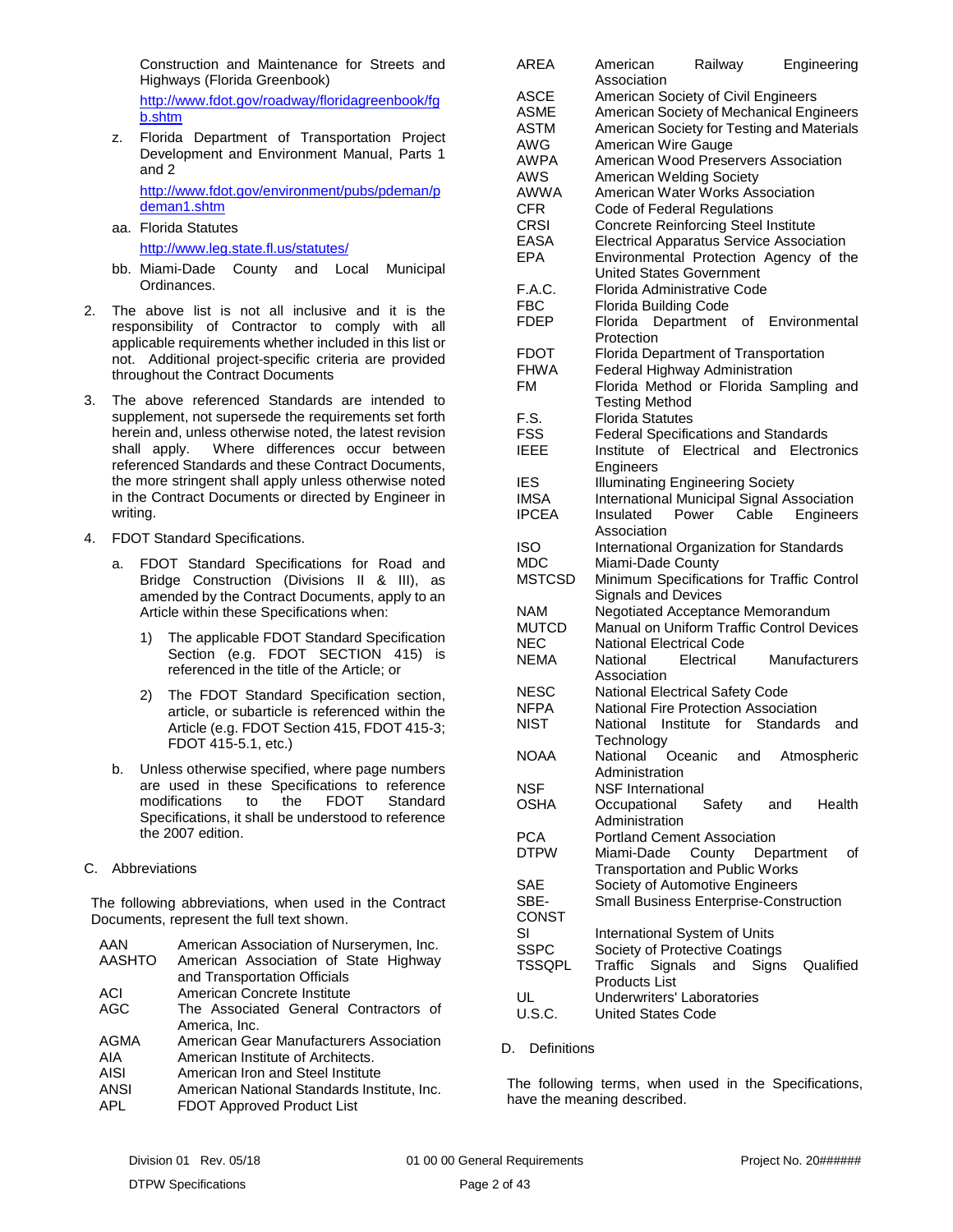Construction and Maintenance for Streets and Highways (Florida Greenbook)

http://www.fdot.gov/roadway/floridagreenbook/fgb.shtm

z. Florida Department of Transportation Project Development and Environment Manual, Parts 1 and 2

http://www.fdot.gov/environment/pubs/pdeman/pdeman1.shtm

aa. Florida Statutes

http://www.leg.state.fl.us/statutes/

bb. Miami-Dade County and Local Municipal Ordinances.

2. The above list is not all inclusive and it is the responsibility of Contractor to comply with all applicable requirements whether included in this list or not. Additional project-specific criteria are provided throughout the Contract Documents

3. The above referenced Standards are intended to supplement, not supersede the requirements set forth herein and, unless otherwise noted, the latest revision shall apply. Where differences occur between referenced Standards and these Contract Documents, the more stringent shall apply unless otherwise noted in the Contract Documents or directed by Engineer in writing.

4. FDOT Standard Specifications.

   a. FDOT Standard Specifications for Road and Bridge Construction (Divisions II & III), as amended by the Contract Documents, apply to an Article within these Specifications when:

      1) The applicable FDOT Standard Specification Section (e.g. FDOT SECTION 415) is referenced in the title of the Article; or

      2) The FDOT Standard Specification section, article, or subarticle is referenced within the Article (e.g. FDOT Section 415, FDOT 415-3; FDOT 415-5.1, etc.)

   b. Unless otherwise specified, where page numbers are used in these Specifications to reference modifications to the FDOT Standard Specifications, it shall be understood to reference the 2007 edition.

C. Abbreviations

The following abbreviations, when used in the Contract Documents, represent the full text shown.

| | |
|---|---|
| AAN | American Association of Nurserymen, Inc. |
| AASHTO | American Association of State Highway and Transportation Officials |
| ACI | American Concrete Institute |
| AGC | The Associated General Contractors of America, Inc. |
| AGMA | American Gear Manufacturers Association |
| AIA | American Institute of Architects. |
| AISI | American Iron and Steel Institute |
| ANSI | American National Standards Institute, Inc. |
| APL | FDOT Approved Product List |
| AREA | American Railway Engineering Association |
| ASCE | American Society of Civil Engineers |
| ASME | American Society of Mechanical Engineers |
| ASTM | American Society for Testing and Materials |
| AWG | American Wire Gauge |
| AWPA | American Wood Preservers Association |
| AWS | American Welding Society |
| AWWA | American Water Works Association |
| CFR | Code of Federal Regulations |
| CRSI | Concrete Reinforcing Steel Institute |
| EASA | Electrical Apparatus Service Association |
| EPA | Environmental Protection Agency of the United States Government |
| F.A.C. | Florida Administrative Code |
| FBC | Florida Building Code |
| FDEP | Florida Department of Environmental Protection |
| FDOT | Florida Department of Transportation |
| FHWA | Federal Highway Administration |
| FM | Florida Method or Florida Sampling and Testing Method |
| F.S. | Florida Statutes |
| FSS | Federal Specifications and Standards |
| IEEE | Institute of Electrical and Electronics Engineers |
| IES | Illuminating Engineering Society |
| IMSA | International Municipal Signal Association |
| IPCEA | Insulated Power Cable Engineers Association |
| ISO | International Organization for Standards |
| MDC | Miami-Dade County |
| MSTCSD | Minimum Specifications for Traffic Control Signals and Devices |
| NAM | Negotiated Acceptance Memorandum |
| MUTCD | Manual on Uniform Traffic Control Devices |
| NEC | National Electrical Code |
| NEMA | National Electrical Manufacturers Association |
| NESC | National Electrical Safety Code |
| NFPA | National Fire Protection Association |
| NIST | National Institute for Standards and Technology |
| NOAA | National Oceanic and Atmospheric Administration |
| NSF | NSF International |
| OSHA | Occupational Safety and Health Administration |
| PCA | Portland Cement Association |
| DTPW | Miami-Dade County Department of Transportation and Public Works |
| SAE | Society of Automotive Engineers |
| SBE-CONST | Small Business Enterprise-Construction |
| SI | International System of Units |
| SSPC | Society of Protective Coatings |
| TSSQPL | Traffic Signals and Signs Qualified Products List |
| UL | Underwriters' Laboratories |
| U.S.C. | United States Code |

D. Definitions

The following terms, when used in the Specifications, have the meaning described.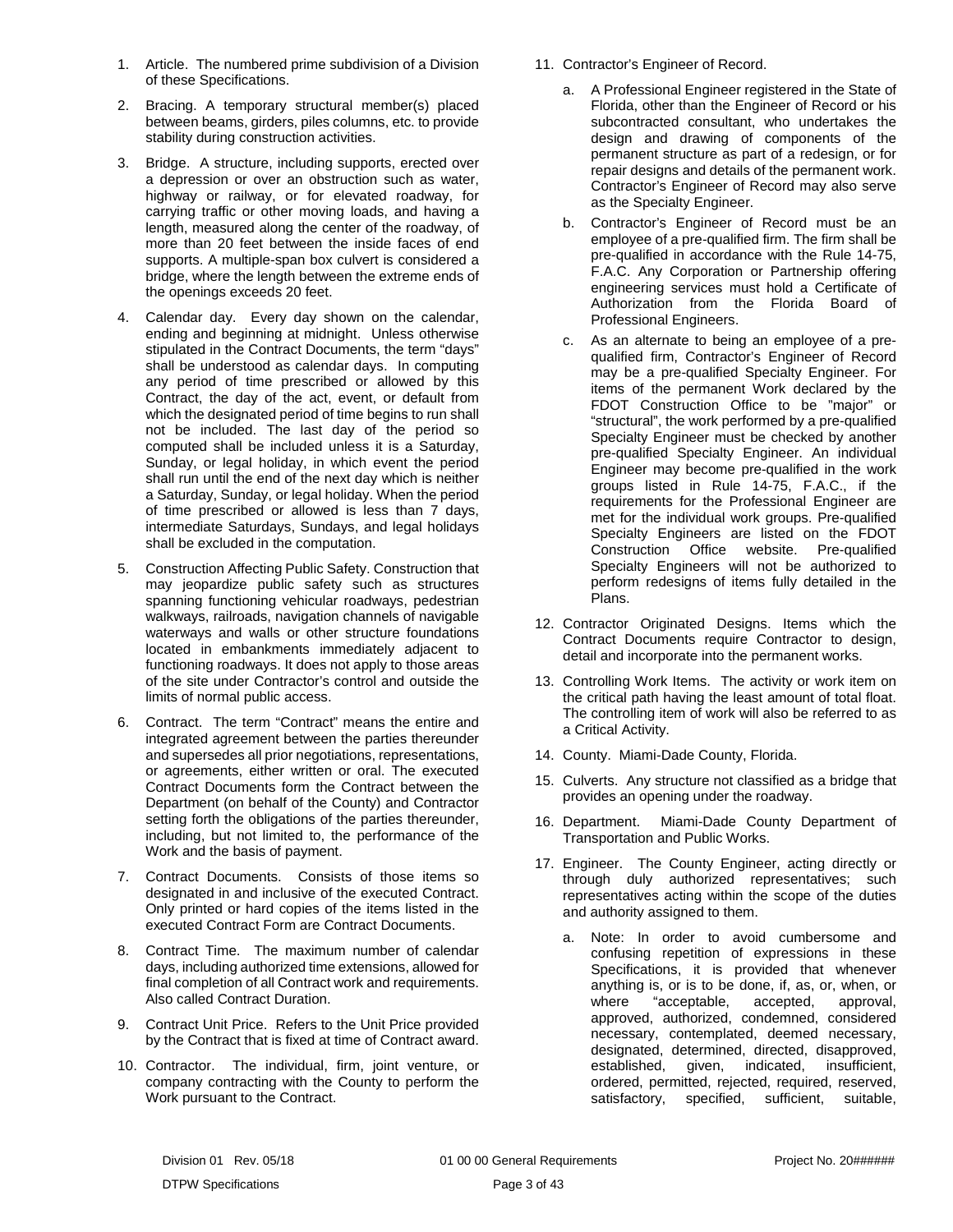1. Article. The numbered prime subdivision of a Division of these Specifications.

2. Bracing. A temporary structural member(s) placed between beams, girders, piles columns, etc. to provide stability during construction activities.

3. Bridge. A structure, including supports, erected over a depression or over an obstruction such as water, highway or railway, or for elevated roadway, for carrying traffic or other moving loads, and having a length, measured along the center of the roadway, of more than 20 feet between the inside faces of end supports. A multiple-span box culvert is considered a bridge, where the length between the extreme ends of the openings exceeds 20 feet.

4. Calendar day. Every day shown on the calendar, ending and beginning at midnight. Unless otherwise stipulated in the Contract Documents, the term "days" shall be understood as calendar days. In computing any period of time prescribed or allowed by this Contract, the day of the act, event, or default from which the designated period of time begins to run shall not be included. The last day of the period so computed shall be included unless it is a Saturday, Sunday, or legal holiday, in which event the period shall run until the end of the next day which is neither a Saturday, Sunday, or legal holiday. When the period of time prescribed or allowed is less than 7 days, intermediate Saturdays, Sundays, and legal holidays shall be excluded in the computation.

5. Construction Affecting Public Safety. Construction that may jeopardize public safety such as structures spanning functioning vehicular roadways, pedestrian walkways, railroads, navigation channels of navigable waterways and walls or other structure foundations located in embankments immediately adjacent to functioning roadways. It does not apply to those areas of the site under Contractor's control and outside the limits of normal public access.

6. Contract. The term "Contract" means the entire and integrated agreement between the parties thereunder and supersedes all prior negotiations, representations, or agreements, either written or oral. The executed Contract Documents form the Contract between the Department (on behalf of the County) and Contractor setting forth the obligations of the parties thereunder, including, but not limited to, the performance of the Work and the basis of payment.

7. Contract Documents. Consists of those items so designated in and inclusive of the executed Contract. Only printed or hard copies of the items listed in the executed Contract Form are Contract Documents.

8. Contract Time. The maximum number of calendar days, including authorized time extensions, allowed for final completion of all Contract work and requirements. Also called Contract Duration.

9. Contract Unit Price. Refers to the Unit Price provided by the Contract that is fixed at time of Contract award.

10. Contractor. The individual, firm, joint venture, or company contracting with the County to perform the Work pursuant to the Contract.

11. Contractor's Engineer of Record.

    a. A Professional Engineer registered in the State of Florida, other than the Engineer of Record or his subcontracted consultant, who undertakes the design and drawing of components of the permanent structure as part of a redesign, or for repair designs and details of the permanent work. Contractor's Engineer of Record may also serve as the Specialty Engineer.

    b. Contractor's Engineer of Record must be an employee of a pre-qualified firm. The firm shall be pre-qualified in accordance with the Rule 14-75, F.A.C. Any Corporation or Partnership offering engineering services must hold a Certificate of Authorization from the Florida Board of Professional Engineers.

    c. As an alternate to being an employee of a pre-qualified firm, Contractor's Engineer of Record may be a pre-qualified Specialty Engineer. For items of the permanent Work declared by the FDOT Construction Office to be "major" or "structural", the work performed by a pre-qualified Specialty Engineer must be checked by another pre-qualified Specialty Engineer. An individual Engineer may become pre-qualified in the work groups listed in Rule 14-75, F.A.C., if the requirements for the Professional Engineer are met for the individual work groups. Pre-qualified Specialty Engineers are listed on the FDOT Construction Office website. Pre-qualified Specialty Engineers will not be authorized to perform redesigns of items fully detailed in the Plans.

12. Contractor Originated Designs. Items which the Contract Documents require Contractor to design, detail and incorporate into the permanent works.

13. Controlling Work Items. The activity or work item on the critical path having the least amount of total float. The controlling item of work will also be referred to as a Critical Activity.

14. County. Miami-Dade County, Florida.

15. Culverts. Any structure not classified as a bridge that provides an opening under the roadway.

16. Department. Miami-Dade County Department of Transportation and Public Works.

17. Engineer. The County Engineer, acting directly or through duly authorized representatives; such representatives acting within the scope of the duties and authority assigned to them.

    a. Note: In order to avoid cumbersome and confusing repetition of expressions in these Specifications, it is provided that whenever anything is, or is to be done, if, as, or, when, or where "acceptable, accepted, approval, approved, authorized, condemned, considered necessary, contemplated, deemed necessary, designated, determined, directed, disapproved, established, given, indicated, insufficient, ordered, permitted, rejected, required, reserved, satisfactory, specified, sufficient, suitable,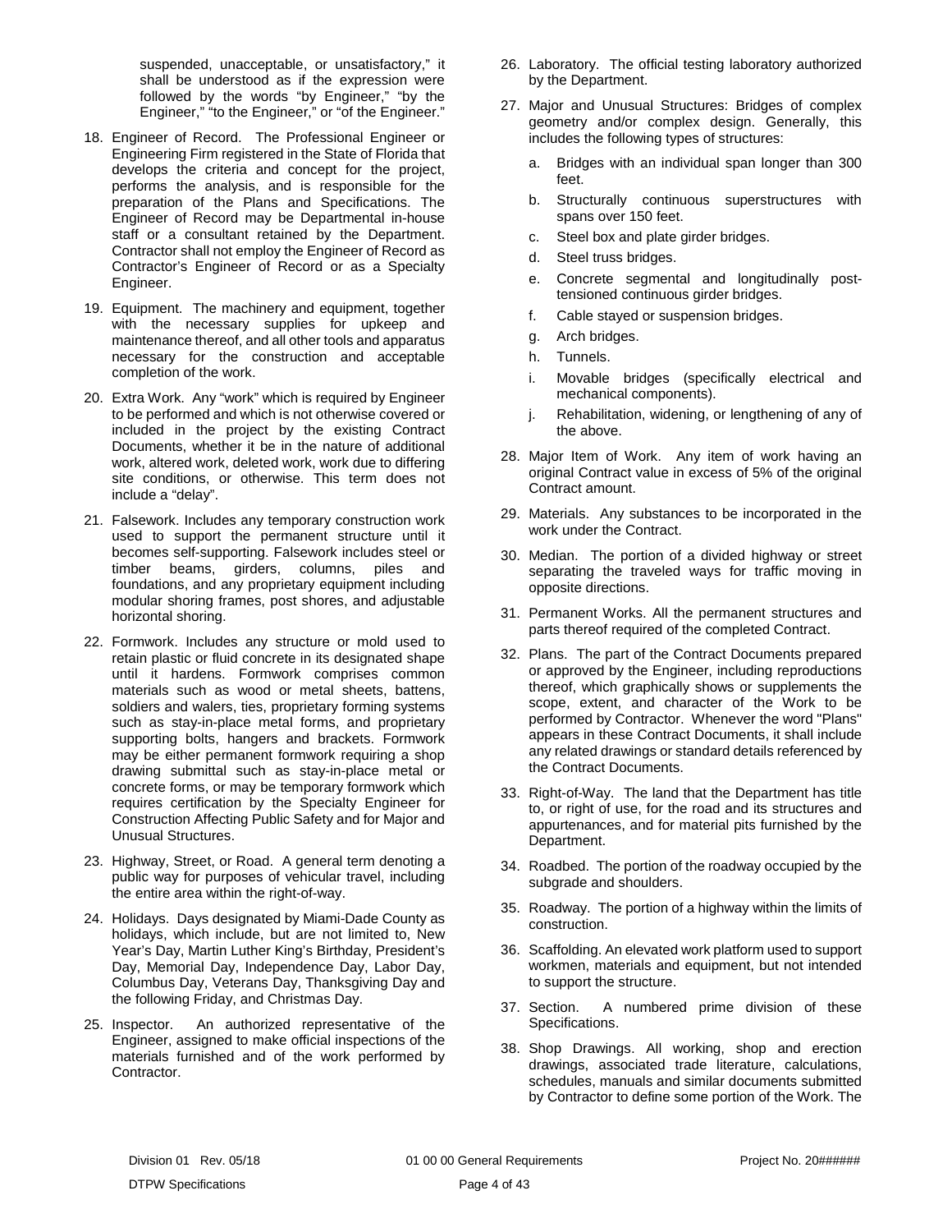suspended, unacceptable, or unsatisfactory," it shall be understood as if the expression were followed by the words "by Engineer," "by the Engineer," "to the Engineer," or "of the Engineer."

18. Engineer of Record. The Professional Engineer or Engineering Firm registered in the State of Florida that develops the criteria and concept for the project, performs the analysis, and is responsible for the preparation of the Plans and Specifications. The Engineer of Record may be Departmental in-house staff or a consultant retained by the Department. Contractor shall not employ the Engineer of Record as Contractor's Engineer of Record or as a Specialty Engineer.

19. Equipment. The machinery and equipment, together with the necessary supplies for upkeep and maintenance thereof, and all other tools and apparatus necessary for the construction and acceptable completion of the work.

20. Extra Work. Any "work" which is required by Engineer to be performed and which is not otherwise covered or included in the project by the existing Contract Documents, whether it be in the nature of additional work, altered work, deleted work, work due to differing site conditions, or otherwise. This term does not include a "delay".

21. Falsework. Includes any temporary construction work used to support the permanent structure until it becomes self-supporting. Falsework includes steel or timber beams, girders, columns, piles and foundations, and any proprietary equipment including modular shoring frames, post shores, and adjustable horizontal shoring.

22. Formwork. Includes any structure or mold used to retain plastic or fluid concrete in its designated shape until it hardens. Formwork comprises common materials such as wood or metal sheets, battens, soldiers and walers, ties, proprietary forming systems such as stay-in-place metal forms, and proprietary supporting bolts, hangers and brackets. Formwork may be either permanent formwork requiring a shop drawing submittal such as stay-in-place metal or concrete forms, or may be temporary formwork which requires certification by the Specialty Engineer for Construction Affecting Public Safety and for Major and Unusual Structures.

23. Highway, Street, or Road. A general term denoting a public way for purposes of vehicular travel, including the entire area within the right-of-way.

24. Holidays. Days designated by Miami-Dade County as holidays, which include, but are not limited to, New Year's Day, Martin Luther King's Birthday, President's Day, Memorial Day, Independence Day, Labor Day, Columbus Day, Veterans Day, Thanksgiving Day and the following Friday, and Christmas Day.

25. Inspector. An authorized representative of the Engineer, assigned to make official inspections of the materials furnished and of the work performed by Contractor.

26. Laboratory. The official testing laboratory authorized by the Department.

27. Major and Unusual Structures: Bridges of complex geometry and/or complex design. Generally, this includes the following types of structures:

    a. Bridges with an individual span longer than 300 feet.
    b. Structurally continuous superstructures with spans over 150 feet.
    c. Steel box and plate girder bridges.
    d. Steel truss bridges.
    e. Concrete segmental and longitudinally post-tensioned continuous girder bridges.
    f. Cable stayed or suspension bridges.
    g. Arch bridges.
    h. Tunnels.
    i. Movable bridges (specifically electrical and mechanical components).
    j. Rehabilitation, widening, or lengthening of any of the above.

28. Major Item of Work. Any item of work having an original Contract value in excess of 5% of the original Contract amount.

29. Materials. Any substances to be incorporated in the work under the Contract.

30. Median. The portion of a divided highway or street separating the traveled ways for traffic moving in opposite directions.

31. Permanent Works. All the permanent structures and parts thereof required of the completed Contract.

32. Plans. The part of the Contract Documents prepared or approved by the Engineer, including reproductions thereof, which graphically shows or supplements the scope, extent, and character of the Work to be performed by Contractor. Whenever the word "Plans" appears in these Contract Documents, it shall include any related drawings or standard details referenced by the Contract Documents.

33. Right-of-Way. The land that the Department has title to, or right of use, for the road and its structures and appurtenances, and for material pits furnished by the Department.

34. Roadbed. The portion of the roadway occupied by the subgrade and shoulders.

35. Roadway. The portion of a highway within the limits of construction.

36. Scaffolding. An elevated work platform used to support workmen, materials and equipment, but not intended to support the structure.

37. Section. A numbered prime division of these Specifications.

38. Shop Drawings. All working, shop and erection drawings, associated trade literature, calculations, schedules, manuals and similar documents submitted by Contractor to define some portion of the Work. The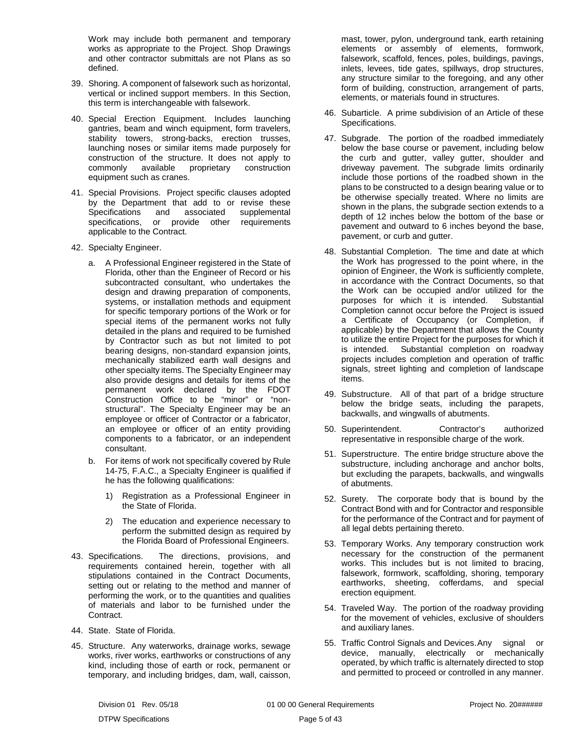Work may include both permanent and temporary works as appropriate to the Project. Shop Drawings and other contractor submittals are not Plans as so defined.

39. Shoring. A component of falsework such as horizontal, vertical or inclined support members. In this Section, this term is interchangeable with falsework.

40. Special Erection Equipment. Includes launching gantries, beam and winch equipment, form travelers, stability towers, strong-backs, erection trusses, launching noses or similar items made purposely for construction of the structure. It does not apply to commonly available proprietary construction equipment such as cranes.

41. Special Provisions. Project specific clauses adopted by the Department that add to or revise these Specifications and associated supplemental specifications, or provide other requirements applicable to the Contract.

42. Specialty Engineer.

    a. A Professional Engineer registered in the State of Florida, other than the Engineer of Record or his subcontracted consultant, who undertakes the design and drawing preparation of components, systems, or installation methods and equipment for specific temporary portions of the Work or for special items of the permanent works not fully detailed in the plans and required to be furnished by Contractor such as but not limited to pot bearing designs, non-standard expansion joints, mechanically stabilized earth wall designs and other specialty items. The Specialty Engineer may also provide designs and details for items of the permanent work declared by the FDOT Construction Office to be "minor" or "non-structural". The Specialty Engineer may be an employee or officer of Contractor or a fabricator, an employee or officer of an entity providing components to a fabricator, or an independent consultant.

    b. For items of work not specifically covered by Rule 14-75, F.A.C., a Specialty Engineer is qualified if he has the following qualifications:

        1) Registration as a Professional Engineer in the State of Florida.

        2) The education and experience necessary to perform the submitted design as required by the Florida Board of Professional Engineers.

43. Specifications. The directions, provisions, and requirements contained herein, together with all stipulations contained in the Contract Documents, setting out or relating to the method and manner of performing the work, or to the quantities and qualities of materials and labor to be furnished under the Contract.

44. State. State of Florida.

45. Structure. Any waterworks, drainage works, sewage works, river works, earthworks or constructions of any kind, including those of earth or rock, permanent or temporary, and including bridges, dam, wall, caisson, mast, tower, pylon, underground tank, earth retaining elements or assembly of elements, formwork, falsework, scaffold, fences, poles, buildings, pavings, inlets, levees, tide gates, spillways, drop structures, any structure similar to the foregoing, and any other form of building, construction, arrangement of parts, elements, or materials found in structures.

46. Subarticle. A prime subdivision of an Article of these Specifications.

47. Subgrade. The portion of the roadbed immediately below the base course or pavement, including below the curb and gutter, valley gutter, shoulder and driveway pavement. The subgrade limits ordinarily include those portions of the roadbed shown in the plans to be constructed to a design bearing value or to be otherwise specially treated. Where no limits are shown in the plans, the subgrade section extends to a depth of 12 inches below the bottom of the base or pavement and outward to 6 inches beyond the base, pavement, or curb and gutter.

48. Substantial Completion. The time and date at which the Work has progressed to the point where, in the opinion of Engineer, the Work is sufficiently complete, in accordance with the Contract Documents, so that the Work can be occupied and/or utilized for the purposes for which it is intended. Substantial Completion cannot occur before the Project is issued a Certificate of Occupancy (or Completion, if applicable) by the Department that allows the County to utilize the entire Project for the purposes for which it is intended. Substantial completion on roadway projects includes completion and operation of traffic signals, street lighting and completion of landscape items.

49. Substructure. All of that part of a bridge structure below the bridge seats, including the parapets, backwalls, and wingwalls of abutments.

50. Superintendent. Contractor's authorized representative in responsible charge of the work.

51. Superstructure. The entire bridge structure above the substructure, including anchorage and anchor bolts, but excluding the parapets, backwalls, and wingwalls of abutments.

52. Surety. The corporate body that is bound by the Contract Bond with and for Contractor and responsible for the performance of the Contract and for payment of all legal debts pertaining thereto.

53. Temporary Works. Any temporary construction work necessary for the construction of the permanent works. This includes but is not limited to bracing, falsework, formwork, scaffolding, shoring, temporary earthworks, sheeting, cofferdams, and special erection equipment.

54. Traveled Way. The portion of the roadway providing for the movement of vehicles, exclusive of shoulders and auxiliary lanes.

55. Traffic Control Signals and Devices. Any signal or device, manually, electrically or mechanically operated, by which traffic is alternately directed to stop and permitted to proceed or controlled in any manner.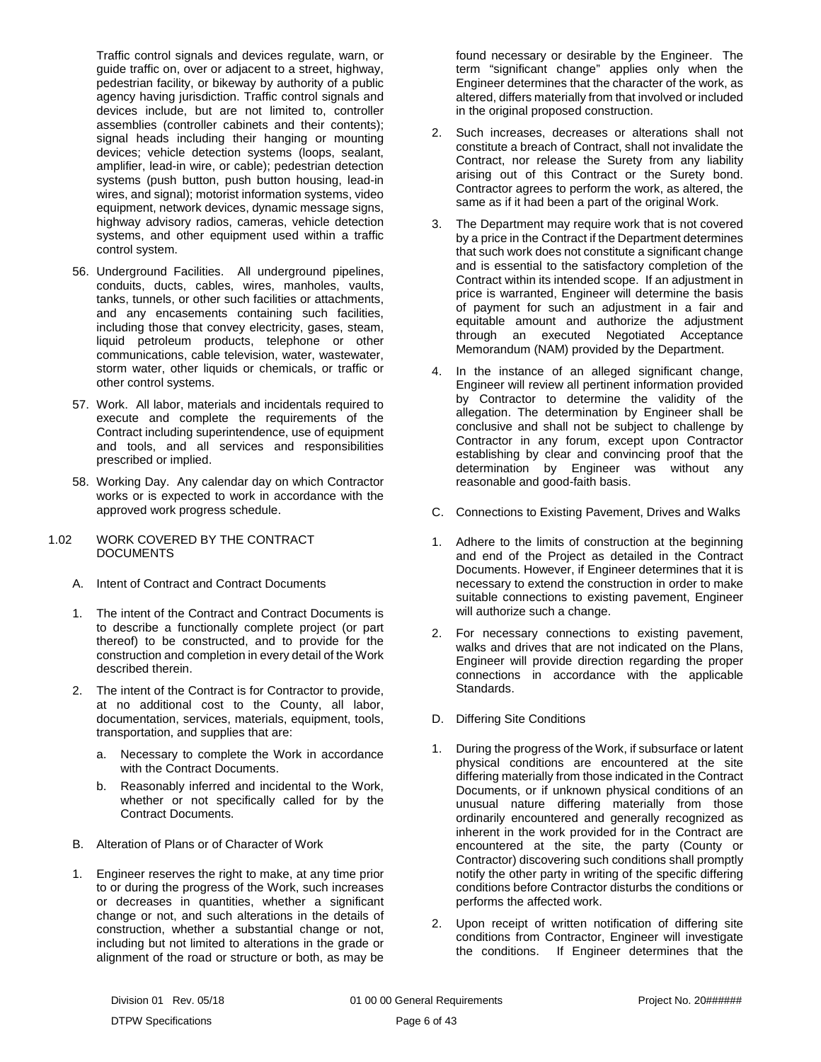Traffic control signals and devices regulate, warn, or guide traffic on, over or adjacent to a street, highway, pedestrian facility, or bikeway by authority of a public agency having jurisdiction. Traffic control signals and devices include, but are not limited to, controller assemblies (controller cabinets and their contents); signal heads including their hanging or mounting devices; vehicle detection systems (loops, sealant, amplifier, lead-in wire, or cable); pedestrian detection systems (push button, push button housing, lead-in wires, and signal); motorist information systems, video equipment, network devices, dynamic message signs, highway advisory radios, cameras, vehicle detection systems, and other equipment used within a traffic control system.

56. Underground Facilities. All underground pipelines, conduits, ducts, cables, wires, manholes, vaults, tanks, tunnels, or other such facilities or attachments, and any encasements containing such facilities, including those that convey electricity, gases, steam, liquid petroleum products, telephone or other communications, cable television, water, wastewater, storm water, other liquids or chemicals, or traffic or other control systems.

57. Work. All labor, materials and incidentals required to execute and complete the requirements of the Contract including superintendence, use of equipment and tools, and all services and responsibilities prescribed or implied.

58. Working Day. Any calendar day on which Contractor works or is expected to work in accordance with the approved work progress schedule.

1.02 WORK COVERED BY THE CONTRACT DOCUMENTS

A. Intent of Contract and Contract Documents

1. The intent of the Contract and Contract Documents is to describe a functionally complete project (or part thereof) to be constructed, and to provide for the construction and completion in every detail of the Work described therein.

2. The intent of the Contract is for Contractor to provide, at no additional cost to the County, all labor, documentation, services, materials, equipment, tools, transportation, and supplies that are:

   a. Necessary to complete the Work in accordance with the Contract Documents.

   b. Reasonably inferred and incidental to the Work, whether or not specifically called for by the Contract Documents.

B. Alteration of Plans or of Character of Work

1. Engineer reserves the right to make, at any time prior to or during the progress of the Work, such increases or decreases in quantities, whether a significant change or not, and such alterations in the details of construction, whether a substantial change or not, including but not limited to alterations in the grade or alignment of the road or structure or both, as may be found necessary or desirable by the Engineer. The term "significant change" applies only when the Engineer determines that the character of the work, as altered, differs materially from that involved or included in the original proposed construction.

2. Such increases, decreases or alterations shall not constitute a breach of Contract, shall not invalidate the Contract, nor release the Surety from any liability arising out of this Contract or the Surety bond. Contractor agrees to perform the work, as altered, the same as if it had been a part of the original Work.

3. The Department may require work that is not covered by a price in the Contract if the Department determines that such work does not constitute a significant change and is essential to the satisfactory completion of the Contract within its intended scope. If an adjustment in price is warranted, Engineer will determine the basis of payment for such an adjustment in a fair and equitable amount and authorize the adjustment through an executed Negotiated Acceptance Memorandum (NAM) provided by the Department.

4. In the instance of an alleged significant change, Engineer will review all pertinent information provided by Contractor to determine the validity of the allegation. The determination by Engineer shall be conclusive and shall not be subject to challenge by Contractor in any forum, except upon Contractor establishing by clear and convincing proof that the determination by Engineer was without any reasonable and good-faith basis.

C. Connections to Existing Pavement, Drives and Walks

1. Adhere to the limits of construction at the beginning and end of the Project as detailed in the Contract Documents. However, if Engineer determines that it is necessary to extend the construction in order to make suitable connections to existing pavement, Engineer will authorize such a change.

2. For necessary connections to existing pavement, walks and drives that are not indicated on the Plans, Engineer will provide direction regarding the proper connections in accordance with the applicable Standards.

D. Differing Site Conditions

1. During the progress of the Work, if subsurface or latent physical conditions are encountered at the site differing materially from those indicated in the Contract Documents, or if unknown physical conditions of an unusual nature differing materially from those ordinarily encountered and generally recognized as inherent in the work provided for in the Contract are encountered at the site, the party (County or Contractor) discovering such conditions shall promptly notify the other party in writing of the specific differing conditions before Contractor disturbs the conditions or performs the affected work.

2. Upon receipt of written notification of differing site conditions from Contractor, Engineer will investigate the conditions. If Engineer determines that the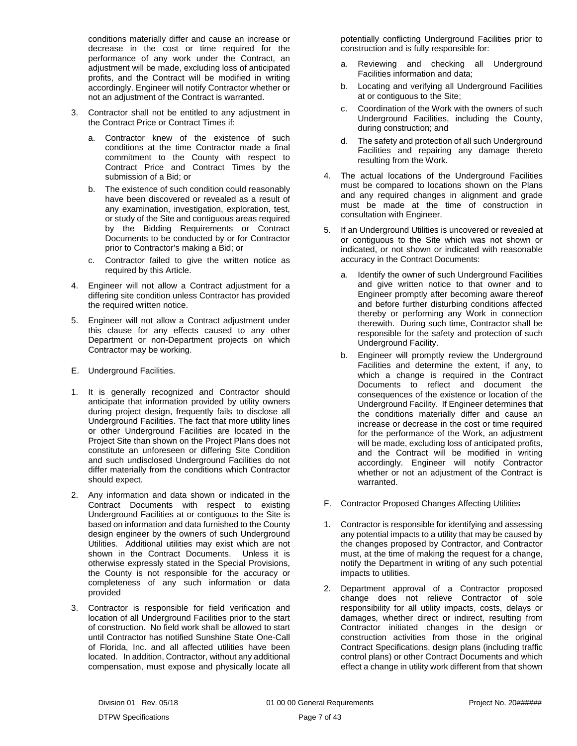conditions materially differ and cause an increase or decrease in the cost or time required for the performance of any work under the Contract, an adjustment will be made, excluding loss of anticipated profits, and the Contract will be modified in writing accordingly. Engineer will notify Contractor whether or not an adjustment of the Contract is warranted.

3. Contractor shall not be entitled to any adjustment in the Contract Price or Contract Times if:

   a. Contractor knew of the existence of such conditions at the time Contractor made a final commitment to the County with respect to Contract Price and Contract Times by the submission of a Bid; or

   b. The existence of such condition could reasonably have been discovered or revealed as a result of any examination, investigation, exploration, test, or study of the Site and contiguous areas required by the Bidding Requirements or Contract Documents to be conducted by or for Contractor prior to Contractor's making a Bid; or

   c. Contractor failed to give the written notice as required by this Article.

4. Engineer will not allow a Contract adjustment for a differing site condition unless Contractor has provided the required written notice.

5. Engineer will not allow a Contract adjustment under this clause for any effects caused to any other Department or non-Department projects on which Contractor may be working.

E. Underground Facilities.

1. It is generally recognized and Contractor should anticipate that information provided by utility owners during project design, frequently fails to disclose all Underground Facilities. The fact that more utility lines or other Underground Facilities are located in the Project Site than shown on the Project Plans does not constitute an unforeseen or differing Site Condition and such undisclosed Underground Facilities do not differ materially from the conditions which Contractor should expect.

2. Any information and data shown or indicated in the Contract Documents with respect to existing Underground Facilities at or contiguous to the Site is based on information and data furnished to the County design engineer by the owners of such Underground Utilities. Additional utilities may exist which are not shown in the Contract Documents. Unless it is otherwise expressly stated in the Special Provisions, the County is not responsible for the accuracy or completeness of any such information or data provided

3. Contractor is responsible for field verification and location of all Underground Facilities prior to the start of construction. No field work shall be allowed to start until Contractor has notified Sunshine State One-Call of Florida, Inc. and all affected utilities have been located. In addition, Contractor, without any additional compensation, must expose and physically locate all potentially conflicting Underground Facilities prior to construction and is fully responsible for:

   a. Reviewing and checking all Underground Facilities information and data;

   b. Locating and verifying all Underground Facilities at or contiguous to the Site;

   c. Coordination of the Work with the owners of such Underground Facilities, including the County, during construction; and

   d. The safety and protection of all such Underground Facilities and repairing any damage thereto resulting from the Work.

4. The actual locations of the Underground Facilities must be compared to locations shown on the Plans and any required changes in alignment and grade must be made at the time of construction in consultation with Engineer.

5. If an Underground Utilities is uncovered or revealed at or contiguous to the Site which was not shown or indicated, or not shown or indicated with reasonable accuracy in the Contract Documents:

   a. Identify the owner of such Underground Facilities and give written notice to that owner and to Engineer promptly after becoming aware thereof and before further disturbing conditions affected thereby or performing any Work in connection therewith. During such time, Contractor shall be responsible for the safety and protection of such Underground Facility.

   b. Engineer will promptly review the Underground Facilities and determine the extent, if any, to which a change is required in the Contract Documents to reflect and document the consequences of the existence or location of the Underground Facility. If Engineer determines that the conditions materially differ and cause an increase or decrease in the cost or time required for the performance of the Work, an adjustment will be made, excluding loss of anticipated profits, and the Contract will be modified in writing accordingly. Engineer will notify Contractor whether or not an adjustment of the Contract is warranted.

F. Contractor Proposed Changes Affecting Utilities

1. Contractor is responsible for identifying and assessing any potential impacts to a utility that may be caused by the changes proposed by Contractor, and Contractor must, at the time of making the request for a change, notify the Department in writing of any such potential impacts to utilities.

2. Department approval of a Contractor proposed change does not relieve Contractor of sole responsibility for all utility impacts, costs, delays or damages, whether direct or indirect, resulting from Contractor initiated changes in the design or construction activities from those in the original Contract Specifications, design plans (including traffic control plans) or other Contract Documents and which effect a change in utility work different from that shown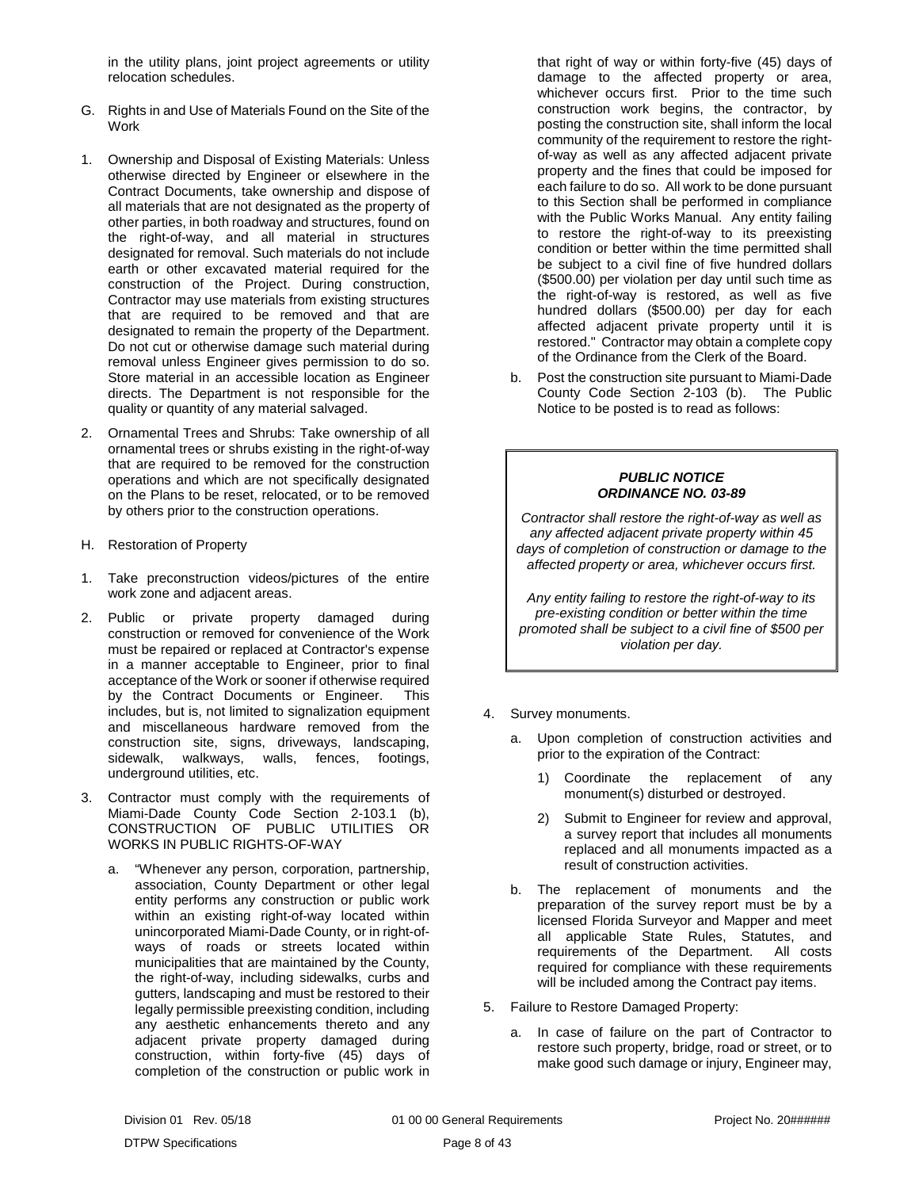in the utility plans, joint project agreements or utility relocation schedules.

G. Rights in and Use of Materials Found on the Site of the Work

1. Ownership and Disposal of Existing Materials: Unless otherwise directed by Engineer or elsewhere in the Contract Documents, take ownership and dispose of all materials that are not designated as the property of other parties, in both roadway and structures, found on the right-of-way, and all material in structures designated for removal. Such materials do not include earth or other excavated material required for the construction of the Project. During construction, Contractor may use materials from existing structures that are required to be removed and that are designated to remain the property of the Department. Do not cut or otherwise damage such material during removal unless Engineer gives permission to do so. Store material in an accessible location as Engineer directs. The Department is not responsible for the quality or quantity of any material salvaged.

2. Ornamental Trees and Shrubs: Take ownership of all ornamental trees or shrubs existing in the right-of-way that are required to be removed for the construction operations and which are not specifically designated on the Plans to be reset, relocated, or to be removed by others prior to the construction operations.

H. Restoration of Property

1. Take preconstruction videos/pictures of the entire work zone and adjacent areas.

2. Public or private property damaged during construction or removed for convenience of the Work must be repaired or replaced at Contractor's expense in a manner acceptable to Engineer, prior to final acceptance of the Work or sooner if otherwise required by the Contract Documents or Engineer. This includes, but is, not limited to signalization equipment and miscellaneous hardware removed from the construction site, signs, driveways, landscaping, sidewalk, walkways, walls, fences, footings, underground utilities, etc.

3. Contractor must comply with the requirements of Miami-Dade County Code Section 2-103.1 (b), CONSTRUCTION OF PUBLIC UTILITIES OR WORKS IN PUBLIC RIGHTS-OF-WAY

   a. "Whenever any person, corporation, partnership, association, County Department or other legal entity performs any construction or public work within an existing right-of-way located within unincorporated Miami-Dade County, or in right-of-ways of roads or streets located within municipalities that are maintained by the County, the right-of-way, including sidewalks, curbs and gutters, landscaping and must be restored to their legally permissible preexisting condition, including any aesthetic enhancements thereto and any adjacent private property damaged during construction, within forty-five (45) days of completion of the construction or public work in that right of way or within forty-five (45) days of damage to the affected property or area, whichever occurs first. Prior to the time such construction work begins, the contractor, by posting the construction site, shall inform the local community of the requirement to restore the right-of-way as well as any affected adjacent private property and the fines that could be imposed for each failure to do so. All work to be done pursuant to this Section shall be performed in compliance with the Public Works Manual. Any entity failing to restore the right-of-way to its preexisting condition or better within the time permitted shall be subject to a civil fine of five hundred dollars ($500.00) per violation per day until such time as the right-of-way is restored, as well as five hundred dollars ($500.00) per day for each affected adjacent private property until it is restored." Contractor may obtain a complete copy of the Ordinance from the Clerk of the Board.

   b. Post the construction site pursuant to Miami-Dade County Code Section 2-103 (b). The Public Notice to be posted is to read as follows:

> ***PUBLIC NOTICE***
> ***ORDINANCE NO. 03-89***
>
> *Contractor shall restore the right-of-way as well as any affected adjacent private property within 45 days of completion of construction or damage to the affected property or area, whichever occurs first.*
>
> *Any entity failing to restore the right-of-way to its pre-existing condition or better within the time promoted shall be subject to a civil fine of $500 per violation per day.*

4. Survey monuments.

   a. Upon completion of construction activities and prior to the expiration of the Contract:

      1) Coordinate the replacement of any monument(s) disturbed or destroyed.

      2) Submit to Engineer for review and approval, a survey report that includes all monuments replaced and all monuments impacted as a result of construction activities.

   b. The replacement of monuments and the preparation of the survey report must be by a licensed Florida Surveyor and Mapper and meet all applicable State Rules, Statutes, and requirements of the Department. All costs required for compliance with these requirements will be included among the Contract pay items.

5. Failure to Restore Damaged Property:

   a. In case of failure on the part of Contractor to restore such property, bridge, road or street, or to make good such damage or injury, Engineer may,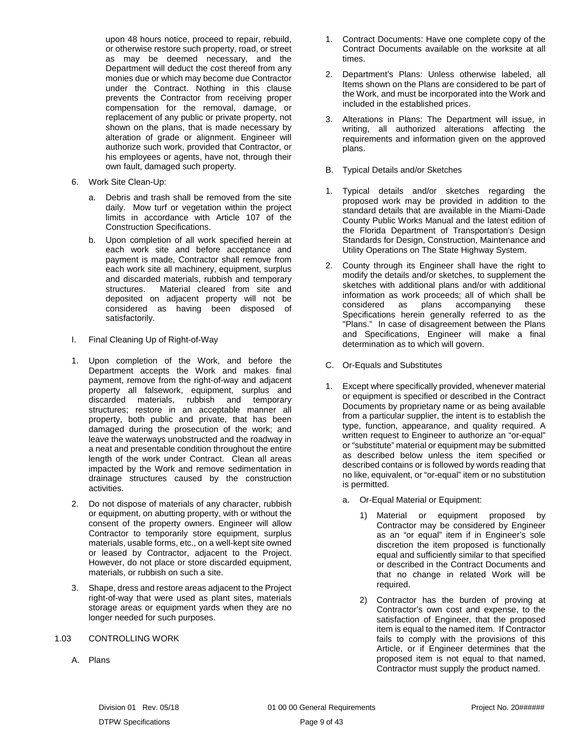upon 48 hours notice, proceed to repair, rebuild, or otherwise restore such property, road, or street as may be deemed necessary, and the Department will deduct the cost thereof from any monies due or which may become due Contractor under the Contract. Nothing in this clause prevents the Contractor from receiving proper compensation for the removal, damage, or replacement of any public or private property, not shown on the plans, that is made necessary by alteration of grade or alignment. Engineer will authorize such work, provided that Contractor, or his employees or agents, have not, through their own fault, damaged such property.

6. Work Site Clean-Up:

   a. Debris and trash shall be removed from the site daily. Mow turf or vegetation within the project limits in accordance with Article 107 of the Construction Specifications.

   b. Upon completion of all work specified herein at each work site and before acceptance and payment is made, Contractor shall remove from each work site all machinery, equipment, surplus and discarded materials, rubbish and temporary structures. Material cleared from site and deposited on adjacent property will not be considered as having been disposed of satisfactorily.

I. Final Cleaning Up of Right-of-Way

1. Upon completion of the Work, and before the Department accepts the Work and makes final payment, remove from the right-of-way and adjacent property all falsework, equipment, surplus and discarded materials, rubbish and temporary structures; restore in an acceptable manner all property, both public and private, that has been damaged during the prosecution of the work; and leave the waterways unobstructed and the roadway in a neat and presentable condition throughout the entire length of the work under Contract. Clean all areas impacted by the Work and remove sedimentation in drainage structures caused by the construction activities.

2. Do not dispose of materials of any character, rubbish or equipment, on abutting property, with or without the consent of the property owners. Engineer will allow Contractor to temporarily store equipment, surplus materials, usable forms, etc., on a well-kept site owned or leased by Contractor, adjacent to the Project. However, do not place or store discarded equipment, materials, or rubbish on such a site.

3. Shape, dress and restore areas adjacent to the Project right-of-way that were used as plant sites, materials storage areas or equipment yards when they are no longer needed for such purposes.

## 1.03 CONTROLLING WORK

A. Plans

1. Contract Documents: Have one complete copy of the Contract Documents available on the worksite at all times.

2. Department's Plans: Unless otherwise labeled, all Items shown on the Plans are considered to be part of the Work, and must be incorporated into the Work and included in the established prices.

3. Alterations in Plans: The Department will issue, in writing, all authorized alterations affecting the requirements and information given on the approved plans.

B. Typical Details and/or Sketches

1. Typical details and/or sketches regarding the proposed work may be provided in addition to the standard details that are available in the Miami-Dade County Public Works Manual and the latest edition of the Florida Department of Transportation's Design Standards for Design, Construction, Maintenance and Utility Operations on The State Highway System.

2. County through its Engineer shall have the right to modify the details and/or sketches, to supplement the sketches with additional plans and/or with additional information as work proceeds; all of which shall be considered as plans accompanying these Specifications herein generally referred to as the "Plans." In case of disagreement between the Plans and Specifications, Engineer will make a final determination as to which will govern.

C. Or-Equals and Substitutes

1. Except where specifically provided, whenever material or equipment is specified or described in the Contract Documents by proprietary name or as being available from a particular supplier, the intent is to establish the type, function, appearance, and quality required. A written request to Engineer to authorize an "or-equal" or "substitute" material or equipment may be submitted as described below unless the item specified or described contains or is followed by words reading that no like, equivalent, or "or-equal" item or no substitution is permitted.

   a. Or-Equal Material or Equipment:

      1) Material or equipment proposed by Contractor may be considered by Engineer as an "or equal" item if in Engineer's sole discretion the item proposed is functionally equal and sufficiently similar to that specified or described in the Contract Documents and that no change in related Work will be required.

      2) Contractor has the burden of proving at Contractor's own cost and expense, to the satisfaction of Engineer, that the proposed item is equal to the named item. If Contractor fails to comply with the provisions of this Article, or if Engineer determines that the proposed item is not equal to that named, Contractor must supply the product named.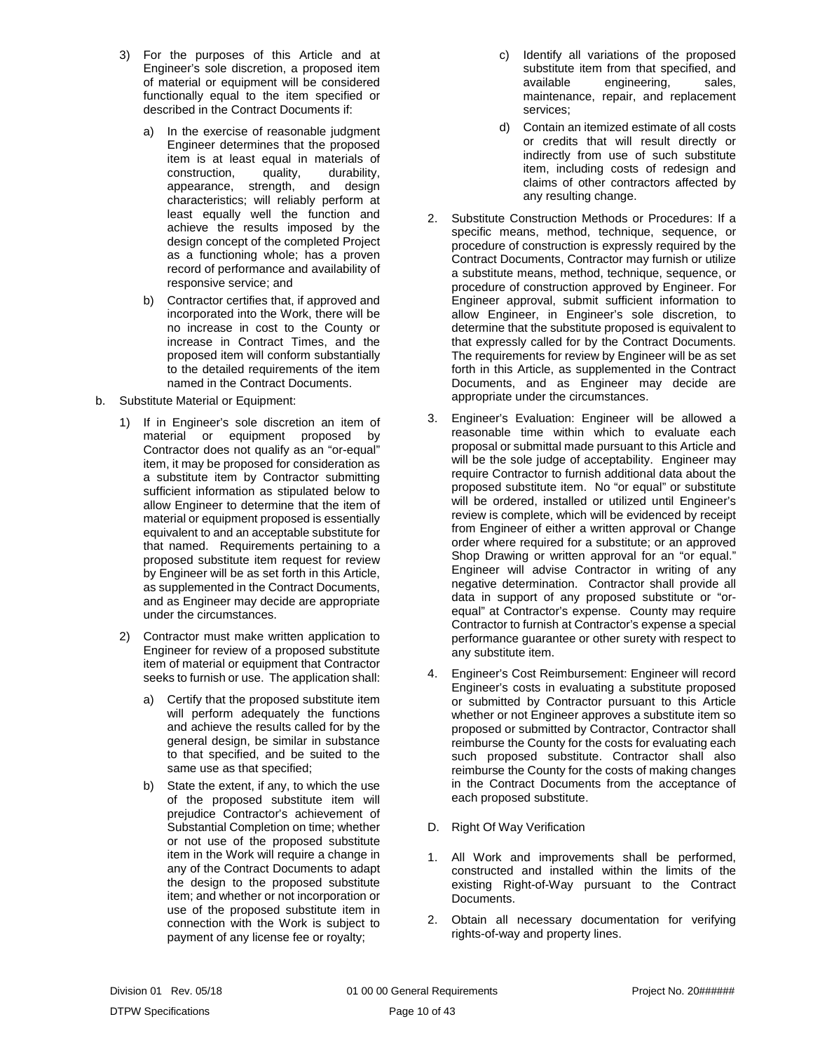3) For the purposes of this Article and at Engineer's sole discretion, a proposed item of material or equipment will be considered functionally equal to the item specified or described in the Contract Documents if:

   a) In the exercise of reasonable judgment Engineer determines that the proposed item is at least equal in materials of construction, quality, durability, appearance, strength, and design characteristics; will reliably perform at least equally well the function and achieve the results imposed by the design concept of the completed Project as a functioning whole; has a proven record of performance and availability of responsive service; and

   b) Contractor certifies that, if approved and incorporated into the Work, there will be no increase in cost to the County or increase in Contract Times, and the proposed item will conform substantially to the detailed requirements of the item named in the Contract Documents.

b. Substitute Material or Equipment:

1) If in Engineer's sole discretion an item of material or equipment proposed by Contractor does not qualify as an "or-equal" item, it may be proposed for consideration as a substitute item by Contractor submitting sufficient information as stipulated below to allow Engineer to determine that the item of material or equipment proposed is essentially equivalent to and an acceptable substitute for that named. Requirements pertaining to a proposed substitute item request for review by Engineer will be as set forth in this Article, as supplemented in the Contract Documents, and as Engineer may decide are appropriate under the circumstances.

2) Contractor must make written application to Engineer for review of a proposed substitute item of material or equipment that Contractor seeks to furnish or use. The application shall:

   a) Certify that the proposed substitute item will perform adequately the functions and achieve the results called for by the general design, be similar in substance to that specified, and be suited to the same use as that specified;

   b) State the extent, if any, to which the use of the proposed substitute item will prejudice Contractor's achievement of Substantial Completion on time; whether or not use of the proposed substitute item in the Work will require a change in any of the Contract Documents to adapt the design to the proposed substitute item; and whether or not incorporation or use of the proposed substitute item in connection with the Work is subject to payment of any license fee or royalty;

   c) Identify all variations of the proposed substitute item from that specified, and available engineering, sales, maintenance, repair, and replacement services;

   d) Contain an itemized estimate of all costs or credits that will result directly or indirectly from use of such substitute item, including costs of redesign and claims of other contractors affected by any resulting change.

2. Substitute Construction Methods or Procedures: If a specific means, method, technique, sequence, or procedure of construction is expressly required by the Contract Documents, Contractor may furnish or utilize a substitute means, method, technique, sequence, or procedure of construction approved by Engineer. For Engineer approval, submit sufficient information to allow Engineer, in Engineer's sole discretion, to determine that the substitute proposed is equivalent to that expressly called for by the Contract Documents. The requirements for review by Engineer will be as set forth in this Article, as supplemented in the Contract Documents, and as Engineer may decide are appropriate under the circumstances.

3. Engineer's Evaluation: Engineer will be allowed a reasonable time within which to evaluate each proposal or submittal made pursuant to this Article and will be the sole judge of acceptability. Engineer may require Contractor to furnish additional data about the proposed substitute item. No "or equal" or substitute will be ordered, installed or utilized until Engineer's review is complete, which will be evidenced by receipt from Engineer of either a written approval or Change order where required for a substitute; or an approved Shop Drawing or written approval for an "or equal." Engineer will advise Contractor in writing of any negative determination. Contractor shall provide all data in support of any proposed substitute or "or-equal" at Contractor's expense. County may require Contractor to furnish at Contractor's expense a special performance guarantee or other surety with respect to any substitute item.

4. Engineer's Cost Reimbursement: Engineer will record Engineer's costs in evaluating a substitute proposed or submitted by Contractor pursuant to this Article whether or not Engineer approves a substitute item so proposed or submitted by Contractor, Contractor shall reimburse the County for the costs for evaluating each such proposed substitute. Contractor shall also reimburse the County for the costs of making changes in the Contract Documents from the acceptance of each proposed substitute.

D. Right Of Way Verification

1. All Work and improvements shall be performed, constructed and installed within the limits of the existing Right-of-Way pursuant to the Contract Documents.

2. Obtain all necessary documentation for verifying rights-of-way and property lines.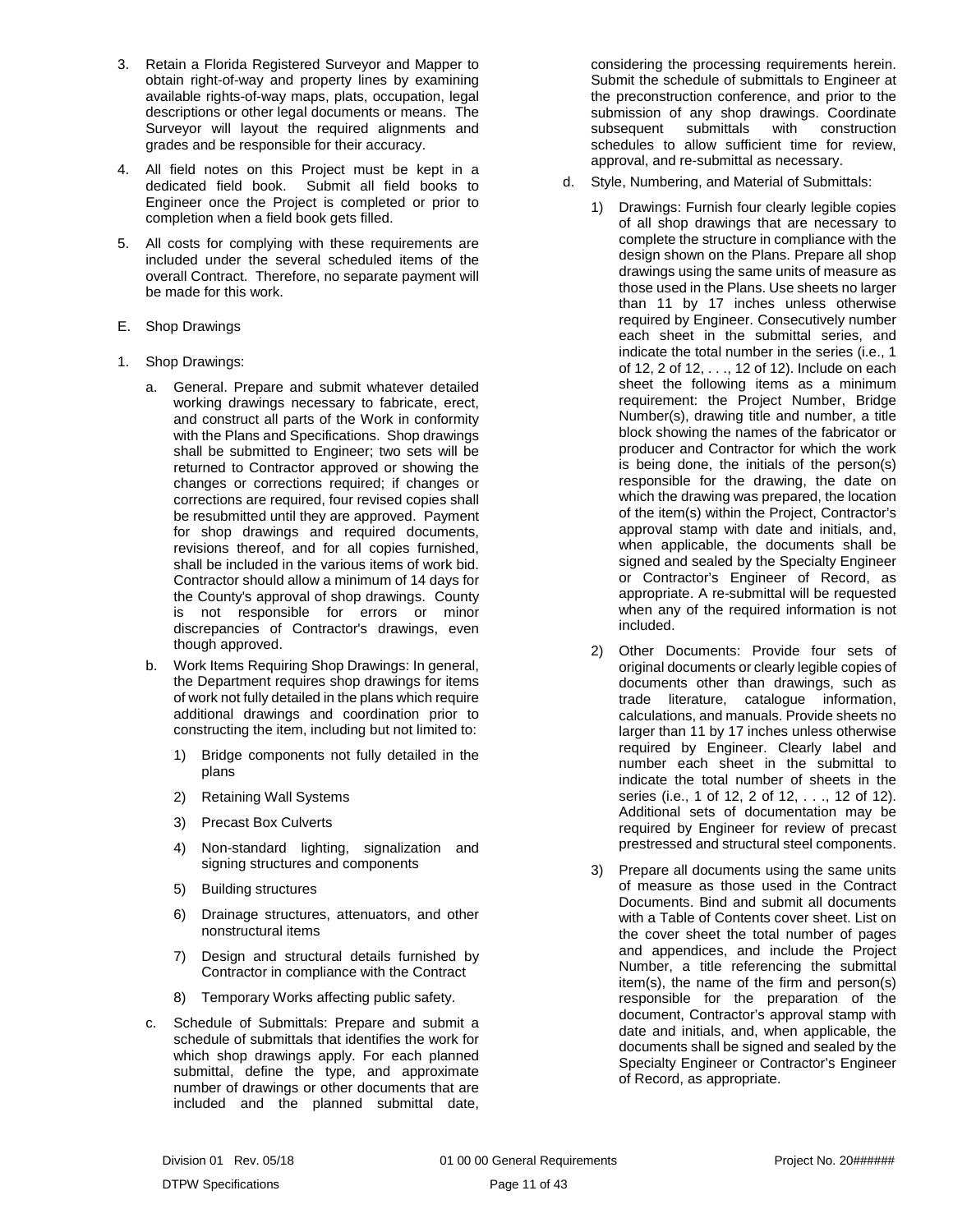3. Retain a Florida Registered Surveyor and Mapper to obtain right-of-way and property lines by examining available rights-of-way maps, plats, occupation, legal descriptions or other legal documents or means. The Surveyor will layout the required alignments and grades and be responsible for their accuracy.

4. All field notes on this Project must be kept in a dedicated field book. Submit all field books to Engineer once the Project is completed or prior to completion when a field book gets filled.

5. All costs for complying with these requirements are included under the several scheduled items of the overall Contract. Therefore, no separate payment will be made for this work.

E. Shop Drawings

1. Shop Drawings:

   a. General. Prepare and submit whatever detailed working drawings necessary to fabricate, erect, and construct all parts of the Work in conformity with the Plans and Specifications. Shop drawings shall be submitted to Engineer; two sets will be returned to Contractor approved or showing the changes or corrections required; if changes or corrections are required, four revised copies shall be resubmitted until they are approved. Payment for shop drawings and required documents, revisions thereof, and for all copies furnished, shall be included in the various items of work bid. Contractor should allow a minimum of 14 days for the County's approval of shop drawings. County is not responsible for errors or minor discrepancies of Contractor's drawings, even though approved.

   b. Work Items Requiring Shop Drawings: In general, the Department requires shop drawings for items of work not fully detailed in the plans which require additional drawings and coordination prior to constructing the item, including but not limited to:

      1) Bridge components not fully detailed in the plans
      2) Retaining Wall Systems
      3) Precast Box Culverts
      4) Non-standard lighting, signalization and signing structures and components
      5) Building structures
      6) Drainage structures, attenuators, and other nonstructural items
      7) Design and structural details furnished by Contractor in compliance with the Contract
      8) Temporary Works affecting public safety.

   c. Schedule of Submittals: Prepare and submit a schedule of submittals that identifies the work for which shop drawings apply. For each planned submittal, define the type, and approximate number of drawings or other documents that are included and the planned submittal date, considering the processing requirements herein. Submit the schedule of submittals to Engineer at the preconstruction conference, and prior to the submission of any shop drawings. Coordinate subsequent submittals with construction schedules to allow sufficient time for review, approval, and re-submittal as necessary.

   d. Style, Numbering, and Material of Submittals:

      1) Drawings: Furnish four clearly legible copies of all shop drawings that are necessary to complete the structure in compliance with the design shown on the Plans. Prepare all shop drawings using the same units of measure as those used in the Plans. Use sheets no larger than 11 by 17 inches unless otherwise required by Engineer. Consecutively number each sheet in the submittal series, and indicate the total number in the series (i.e., 1 of 12, 2 of 12, . . ., 12 of 12). Include on each sheet the following items as a minimum requirement: the Project Number, Bridge Number(s), drawing title and number, a title block showing the names of the fabricator or producer and Contractor for which the work is being done, the initials of the person(s) responsible for the drawing, the date on which the drawing was prepared, the location of the item(s) within the Project, Contractor's approval stamp with date and initials, and, when applicable, the documents shall be signed and sealed by the Specialty Engineer or Contractor's Engineer of Record, as appropriate. A re-submittal will be requested when any of the required information is not included.

      2) Other Documents: Provide four sets of original documents or clearly legible copies of documents other than drawings, such as trade literature, catalogue information, calculations, and manuals. Provide sheets no larger than 11 by 17 inches unless otherwise required by Engineer. Clearly label and number each sheet in the submittal to indicate the total number of sheets in the series (i.e., 1 of 12, 2 of 12, . . ., 12 of 12). Additional sets of documentation may be required by Engineer for review of precast prestressed and structural steel components.

      3) Prepare all documents using the same units of measure as those used in the Contract Documents. Bind and submit all documents with a Table of Contents cover sheet. List on the cover sheet the total number of pages and appendices, and include the Project Number, a title referencing the submittal item(s), the name of the firm and person(s) responsible for the preparation of the document, Contractor's approval stamp with date and initials, and, when applicable, the documents shall be signed and sealed by the Specialty Engineer or Contractor's Engineer of Record, as appropriate.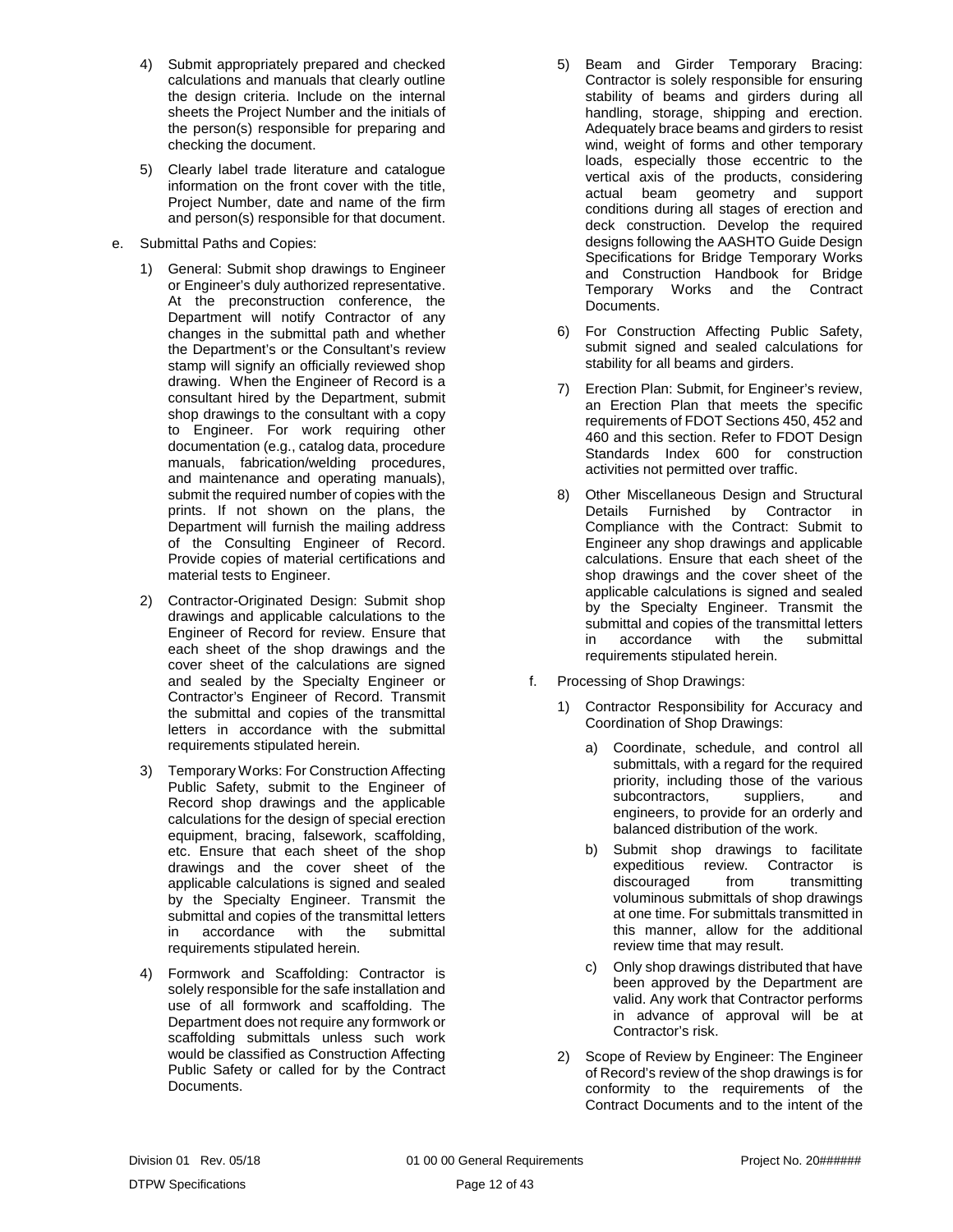4) Submit appropriately prepared and checked calculations and manuals that clearly outline the design criteria. Include on the internal sheets the Project Number and the initials of the person(s) responsible for preparing and checking the document.

5) Clearly label trade literature and catalogue information on the front cover with the title, Project Number, date and name of the firm and person(s) responsible for that document.

e. Submittal Paths and Copies:

1) General: Submit shop drawings to Engineer or Engineer's duly authorized representative. At the preconstruction conference, the Department will notify Contractor of any changes in the submittal path and whether the Department's or the Consultant's review stamp will signify an officially reviewed shop drawing. When the Engineer of Record is a consultant hired by the Department, submit shop drawings to the consultant with a copy to Engineer. For work requiring other documentation (e.g., catalog data, procedure manuals, fabrication/welding procedures, and maintenance and operating manuals), submit the required number of copies with the prints. If not shown on the plans, the Department will furnish the mailing address of the Consulting Engineer of Record. Provide copies of material certifications and material tests to Engineer.

2) Contractor-Originated Design: Submit shop drawings and applicable calculations to the Engineer of Record for review. Ensure that each sheet of the shop drawings and the cover sheet of the calculations are signed and sealed by the Specialty Engineer or Contractor's Engineer of Record. Transmit the submittal and copies of the transmittal letters in accordance with the submittal requirements stipulated herein.

3) Temporary Works: For Construction Affecting Public Safety, submit to the Engineer of Record shop drawings and the applicable calculations for the design of special erection equipment, bracing, falsework, scaffolding, etc. Ensure that each sheet of the shop drawings and the cover sheet of the applicable calculations is signed and sealed by the Specialty Engineer. Transmit the submittal and copies of the transmittal letters in accordance with the submittal requirements stipulated herein.

4) Formwork and Scaffolding: Contractor is solely responsible for the safe installation and use of all formwork and scaffolding. The Department does not require any formwork or scaffolding submittals unless such work would be classified as Construction Affecting Public Safety or called for by the Contract Documents.

5) Beam and Girder Temporary Bracing: Contractor is solely responsible for ensuring stability of beams and girders during all handling, storage, shipping and erection. Adequately brace beams and girders to resist wind, weight of forms and other temporary loads, especially those eccentric to the vertical axis of the products, considering actual beam geometry and support conditions during all stages of erection and deck construction. Develop the required designs following the AASHTO Guide Design Specifications for Bridge Temporary Works and Construction Handbook for Bridge Temporary Works and the Contract Documents.

6) For Construction Affecting Public Safety, submit signed and sealed calculations for stability for all beams and girders.

7) Erection Plan: Submit, for Engineer's review, an Erection Plan that meets the specific requirements of FDOT Sections 450, 452 and 460 and this section. Refer to FDOT Design Standards Index 600 for construction activities not permitted over traffic.

8) Other Miscellaneous Design and Structural Details Furnished by Contractor in Compliance with the Contract: Submit to Engineer any shop drawings and applicable calculations. Ensure that each sheet of the shop drawings and the cover sheet of the applicable calculations is signed and sealed by the Specialty Engineer. Transmit the submittal and copies of the transmittal letters in accordance with the submittal requirements stipulated herein.

f. Processing of Shop Drawings:

1) Contractor Responsibility for Accuracy and Coordination of Shop Drawings:

a) Coordinate, schedule, and control all submittals, with a regard for the required priority, including those of the various subcontractors, suppliers, and engineers, to provide for an orderly and balanced distribution of the work.

b) Submit shop drawings to facilitate expeditious review. Contractor is discouraged from transmitting voluminous submittals of shop drawings at one time. For submittals transmitted in this manner, allow for the additional review time that may result.

c) Only shop drawings distributed that have been approved by the Department are valid. Any work that Contractor performs in advance of approval will be at Contractor's risk.

2) Scope of Review by Engineer: The Engineer of Record's review of the shop drawings is for conformity to the requirements of the Contract Documents and to the intent of the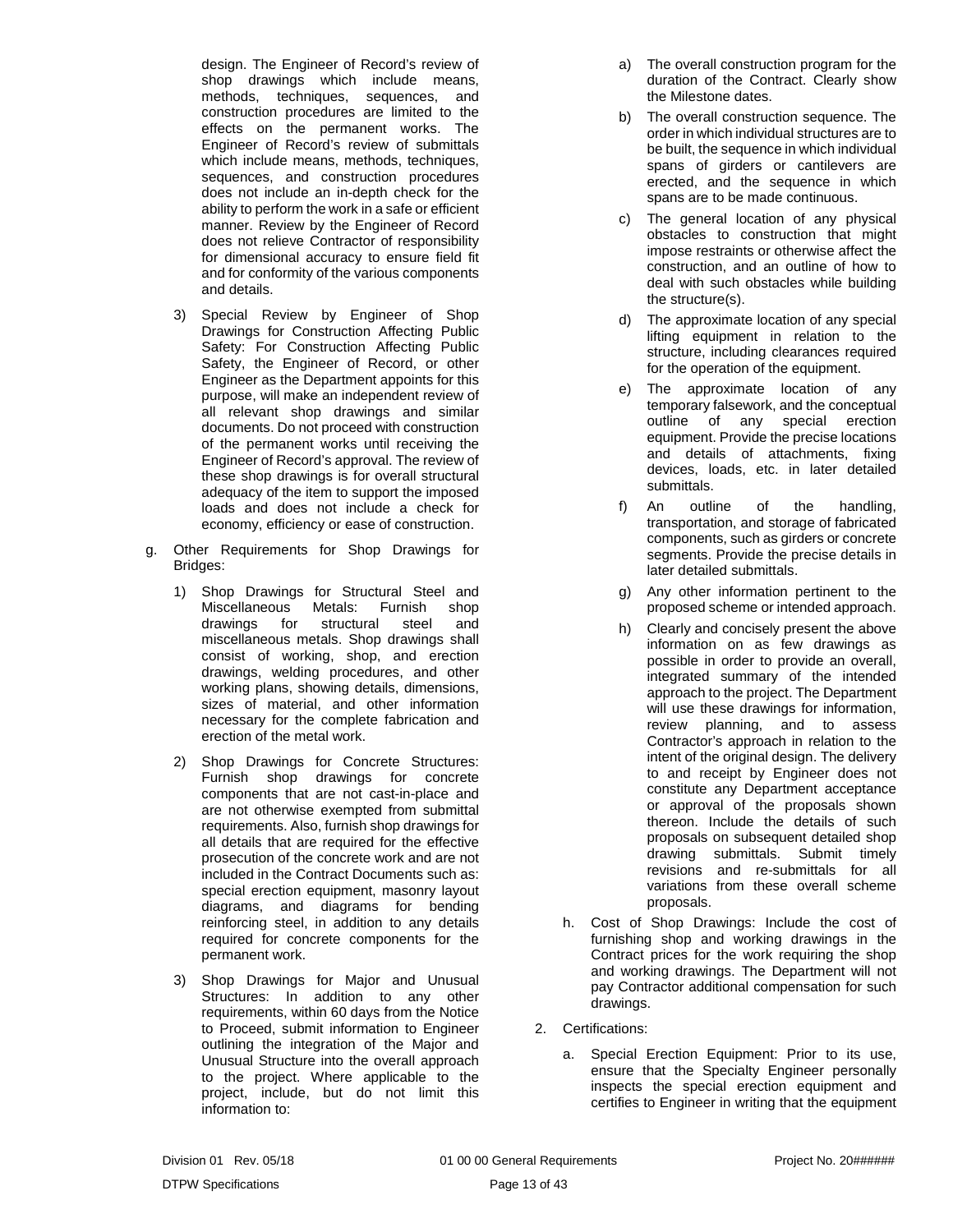design. The Engineer of Record's review of shop drawings which include means, methods, techniques, sequences, and construction procedures are limited to the effects on the permanent works. The Engineer of Record's review of submittals which include means, methods, techniques, sequences, and construction procedures does not include an in-depth check for the ability to perform the work in a safe or efficient manner. Review by the Engineer of Record does not relieve Contractor of responsibility for dimensional accuracy to ensure field fit and for conformity of the various components and details.

3) Special Review by Engineer of Shop Drawings for Construction Affecting Public Safety: For Construction Affecting Public Safety, the Engineer of Record, or other Engineer as the Department appoints for this purpose, will make an independent review of all relevant shop drawings and similar documents. Do not proceed with construction of the permanent works until receiving the Engineer of Record's approval. The review of these shop drawings is for overall structural adequacy of the item to support the imposed loads and does not include a check for economy, efficiency or ease of construction.

g. Other Requirements for Shop Drawings for Bridges:

1) Shop Drawings for Structural Steel and Miscellaneous Metals: Furnish shop drawings for structural steel and miscellaneous metals. Shop drawings shall consist of working, shop, and erection drawings, welding procedures, and other working plans, showing details, dimensions, sizes of material, and other information necessary for the complete fabrication and erection of the metal work.

2) Shop Drawings for Concrete Structures: Furnish shop drawings for concrete components that are not cast-in-place and are not otherwise exempted from submittal requirements. Also, furnish shop drawings for all details that are required for the effective prosecution of the concrete work and are not included in the Contract Documents such as: special erection equipment, masonry layout diagrams, and diagrams for bending reinforcing steel, in addition to any details required for concrete components for the permanent work.

3) Shop Drawings for Major and Unusual Structures: In addition to any other requirements, within 60 days from the Notice to Proceed, submit information to Engineer outlining the integration of the Major and Unusual Structure into the overall approach to the project. Where applicable to the project, include, but do not limit this information to:

a) The overall construction program for the duration of the Contract. Clearly show the Milestone dates.

b) The overall construction sequence. The order in which individual structures are to be built, the sequence in which individual spans of girders or cantilevers are erected, and the sequence in which spans are to be made continuous.

c) The general location of any physical obstacles to construction that might impose restraints or otherwise affect the construction, and an outline of how to deal with such obstacles while building the structure(s).

d) The approximate location of any special lifting equipment in relation to the structure, including clearances required for the operation of the equipment.

e) The approximate location of any temporary falsework, and the conceptual outline of any special erection equipment. Provide the precise locations and details of attachments, fixing devices, loads, etc. in later detailed submittals.

f) An outline of the handling, transportation, and storage of fabricated components, such as girders or concrete segments. Provide the precise details in later detailed submittals.

g) Any other information pertinent to the proposed scheme or intended approach.

h) Clearly and concisely present the above information on as few drawings as possible in order to provide an overall, integrated summary of the intended approach to the project. The Department will use these drawings for information, review planning, and to assess Contractor's approach in relation to the intent of the original design. The delivery to and receipt by Engineer does not constitute any Department acceptance or approval of the proposals shown thereon. Include the details of such proposals on subsequent detailed shop drawing submittals. Submit timely revisions and re-submittals for all variations from these overall scheme proposals.

h. Cost of Shop Drawings: Include the cost of furnishing shop and working drawings in the Contract prices for the work requiring the shop and working drawings. The Department will not pay Contractor additional compensation for such drawings.

2. Certifications:

a. Special Erection Equipment: Prior to its use, ensure that the Specialty Engineer personally inspects the special erection equipment and certifies to Engineer in writing that the equipment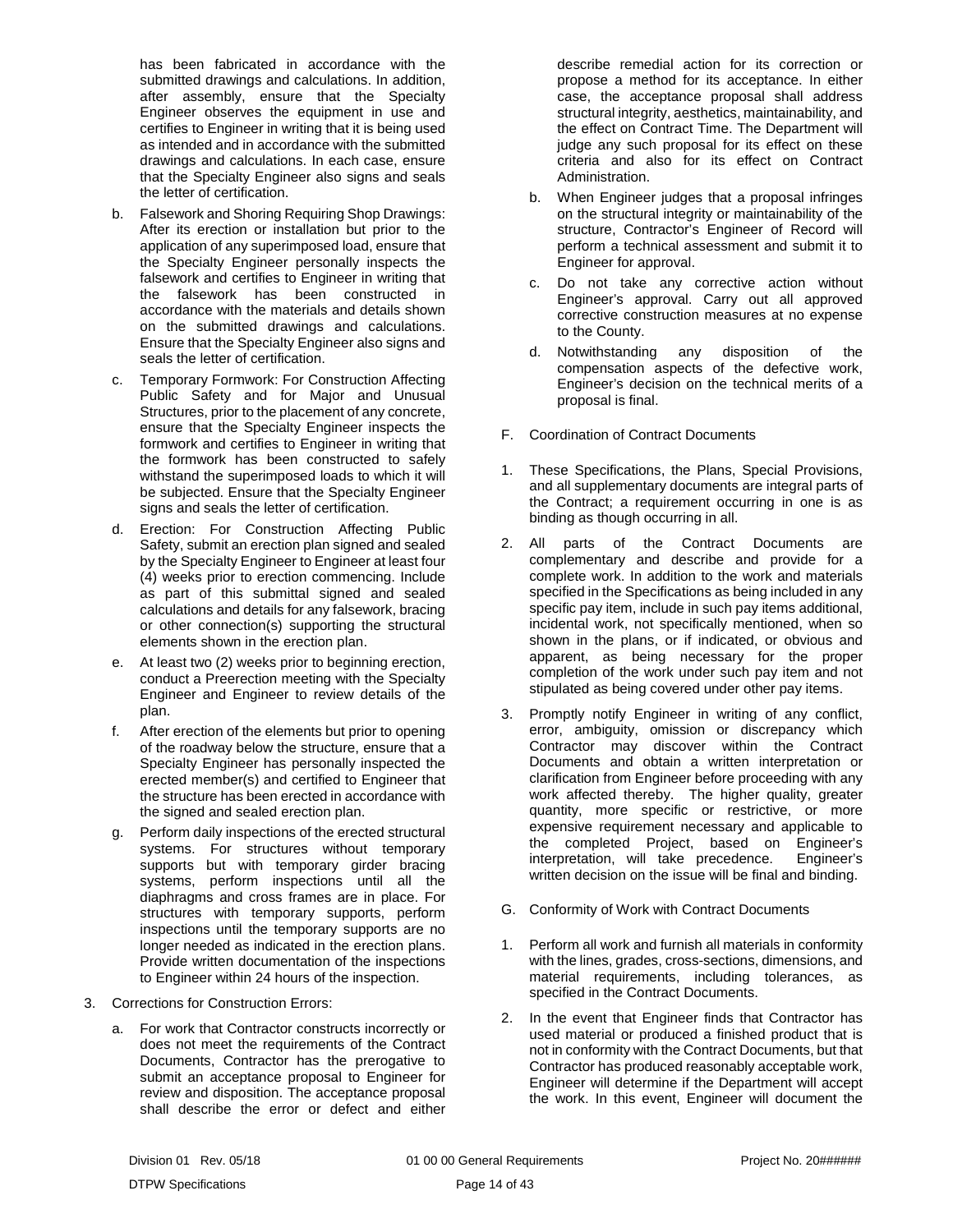has been fabricated in accordance with the submitted drawings and calculations. In addition, after assembly, ensure that the Specialty Engineer observes the equipment in use and certifies to Engineer in writing that it is being used as intended and in accordance with the submitted drawings and calculations. In each case, ensure that the Specialty Engineer also signs and seals the letter of certification.

b. Falsework and Shoring Requiring Shop Drawings: After its erection or installation but prior to the application of any superimposed load, ensure that the Specialty Engineer personally inspects the falsework and certifies to Engineer in writing that the falsework has been constructed in accordance with the materials and details shown on the submitted drawings and calculations. Ensure that the Specialty Engineer also signs and seals the letter of certification.

c. Temporary Formwork: For Construction Affecting Public Safety and for Major and Unusual Structures, prior to the placement of any concrete, ensure that the Specialty Engineer inspects the formwork and certifies to Engineer in writing that the formwork has been constructed to safely withstand the superimposed loads to which it will be subjected. Ensure that the Specialty Engineer signs and seals the letter of certification.

d. Erection: For Construction Affecting Public Safety, submit an erection plan signed and sealed by the Specialty Engineer to Engineer at least four (4) weeks prior to erection commencing. Include as part of this submittal signed and sealed calculations and details for any falsework, bracing or other connection(s) supporting the structural elements shown in the erection plan.

e. At least two (2) weeks prior to beginning erection, conduct a Preerection meeting with the Specialty Engineer and Engineer to review details of the plan.

f. After erection of the elements but prior to opening of the roadway below the structure, ensure that a Specialty Engineer has personally inspected the erected member(s) and certified to Engineer that the structure has been erected in accordance with the signed and sealed erection plan.

g. Perform daily inspections of the erected structural systems. For structures without temporary supports but with temporary girder bracing systems, perform inspections until all the diaphragms and cross frames are in place. For structures with temporary supports, perform inspections until the temporary supports are no longer needed as indicated in the erection plans. Provide written documentation of the inspections to Engineer within 24 hours of the inspection.

3. Corrections for Construction Errors:

a. For work that Contractor constructs incorrectly or does not meet the requirements of the Contract Documents, Contractor has the prerogative to submit an acceptance proposal to Engineer for review and disposition. The acceptance proposal shall describe the error or defect and either describe remedial action for its correction or propose a method for its acceptance. In either case, the acceptance proposal shall address structural integrity, aesthetics, maintainability, and the effect on Contract Time. The Department will judge any such proposal for its effect on these criteria and also for its effect on Contract Administration.

b. When Engineer judges that a proposal infringes on the structural integrity or maintainability of the structure, Contractor's Engineer of Record will perform a technical assessment and submit it to Engineer for approval.

c. Do not take any corrective action without Engineer's approval. Carry out all approved corrective construction measures at no expense to the County.

d. Notwithstanding any disposition of the compensation aspects of the defective work, Engineer's decision on the technical merits of a proposal is final.

F. Coordination of Contract Documents

1. These Specifications, the Plans, Special Provisions, and all supplementary documents are integral parts of the Contract; a requirement occurring in one is as binding as though occurring in all.

2. All parts of the Contract Documents are complementary and describe and provide for a complete work. In addition to the work and materials specified in the Specifications as being included in any specific pay item, include in such pay items additional, incidental work, not specifically mentioned, when so shown in the plans, or if indicated, or obvious and apparent, as being necessary for the proper completion of the work under such pay item and not stipulated as being covered under other pay items.

3. Promptly notify Engineer in writing of any conflict, error, ambiguity, omission or discrepancy which Contractor may discover within the Contract Documents and obtain a written interpretation or clarification from Engineer before proceeding with any work affected thereby. The higher quality, greater quantity, more specific or restrictive, or more expensive requirement necessary and applicable to the completed Project, based on Engineer's interpretation, will take precedence. Engineer's written decision on the issue will be final and binding.

G. Conformity of Work with Contract Documents

1. Perform all work and furnish all materials in conformity with the lines, grades, cross-sections, dimensions, and material requirements, including tolerances, as specified in the Contract Documents.

2. In the event that Engineer finds that Contractor has used material or produced a finished product that is not in conformity with the Contract Documents, but that Contractor has produced reasonably acceptable work, Engineer will determine if the Department will accept the work. In this event, Engineer will document the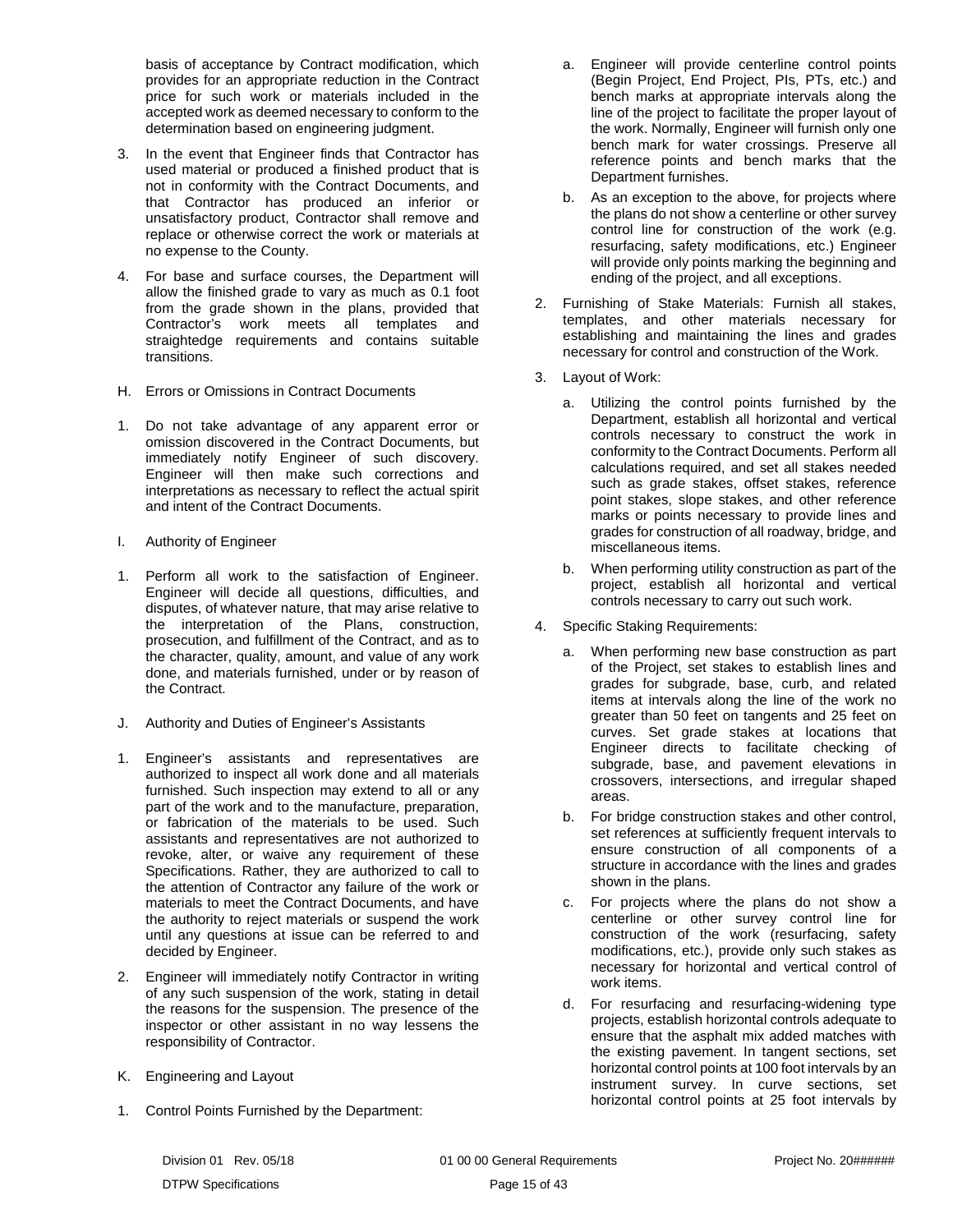basis of acceptance by Contract modification, which provides for an appropriate reduction in the Contract price for such work or materials included in the accepted work as deemed necessary to conform to the determination based on engineering judgment.

3. In the event that Engineer finds that Contractor has used material or produced a finished product that is not in conformity with the Contract Documents, and that Contractor has produced an inferior or unsatisfactory product, Contractor shall remove and replace or otherwise correct the work or materials at no expense to the County.

4. For base and surface courses, the Department will allow the finished grade to vary as much as 0.1 foot from the grade shown in the plans, provided that Contractor's work meets all templates and straightedge requirements and contains suitable transitions.

H. Errors or Omissions in Contract Documents

1. Do not take advantage of any apparent error or omission discovered in the Contract Documents, but immediately notify Engineer of such discovery. Engineer will then make such corrections and interpretations as necessary to reflect the actual spirit and intent of the Contract Documents.

I. Authority of Engineer

1. Perform all work to the satisfaction of Engineer. Engineer will decide all questions, difficulties, and disputes, of whatever nature, that may arise relative to the interpretation of the Plans, construction, prosecution, and fulfillment of the Contract, and as to the character, quality, amount, and value of any work done, and materials furnished, under or by reason of the Contract.

J. Authority and Duties of Engineer's Assistants

1. Engineer's assistants and representatives are authorized to inspect all work done and all materials furnished. Such inspection may extend to all or any part of the work and to the manufacture, preparation, or fabrication of the materials to be used. Such assistants and representatives are not authorized to revoke, alter, or waive any requirement of these Specifications. Rather, they are authorized to call to the attention of Contractor any failure of the work or materials to meet the Contract Documents, and have the authority to reject materials or suspend the work until any questions at issue can be referred to and decided by Engineer.

2. Engineer will immediately notify Contractor in writing of any such suspension of the work, stating in detail the reasons for the suspension. The presence of the inspector or other assistant in no way lessens the responsibility of Contractor.

K. Engineering and Layout

1. Control Points Furnished by the Department:

   a. Engineer will provide centerline control points (Begin Project, End Project, PIs, PTs, etc.) and bench marks at appropriate intervals along the line of the project to facilitate the proper layout of the work. Normally, Engineer will furnish only one bench mark for water crossings. Preserve all reference points and bench marks that the Department furnishes.

   b. As an exception to the above, for projects where the plans do not show a centerline or other survey control line for construction of the work (e.g. resurfacing, safety modifications, etc.) Engineer will provide only points marking the beginning and ending of the project, and all exceptions.

2. Furnishing of Stake Materials: Furnish all stakes, templates, and other materials necessary for establishing and maintaining the lines and grades necessary for control and construction of the Work.

3. Layout of Work:

   a. Utilizing the control points furnished by the Department, establish all horizontal and vertical controls necessary to construct the work in conformity to the Contract Documents. Perform all calculations required, and set all stakes needed such as grade stakes, offset stakes, reference point stakes, slope stakes, and other reference marks or points necessary to provide lines and grades for construction of all roadway, bridge, and miscellaneous items.

   b. When performing utility construction as part of the project, establish all horizontal and vertical controls necessary to carry out such work.

4. Specific Staking Requirements:

   a. When performing new base construction as part of the Project, set stakes to establish lines and grades for subgrade, base, curb, and related items at intervals along the line of the work no greater than 50 feet on tangents and 25 feet on curves. Set grade stakes at locations that Engineer directs to facilitate checking of subgrade, base, and pavement elevations in crossovers, intersections, and irregular shaped areas.

   b. For bridge construction stakes and other control, set references at sufficiently frequent intervals to ensure construction of all components of a structure in accordance with the lines and grades shown in the plans.

   c. For projects where the plans do not show a centerline or other survey control line for construction of the work (resurfacing, safety modifications, etc.), provide only such stakes as necessary for horizontal and vertical control of work items.

   d. For resurfacing and resurfacing-widening type projects, establish horizontal controls adequate to ensure that the asphalt mix added matches with the existing pavement. In tangent sections, set horizontal control points at 100 foot intervals by an instrument survey. In curve sections, set horizontal control points at 25 foot intervals by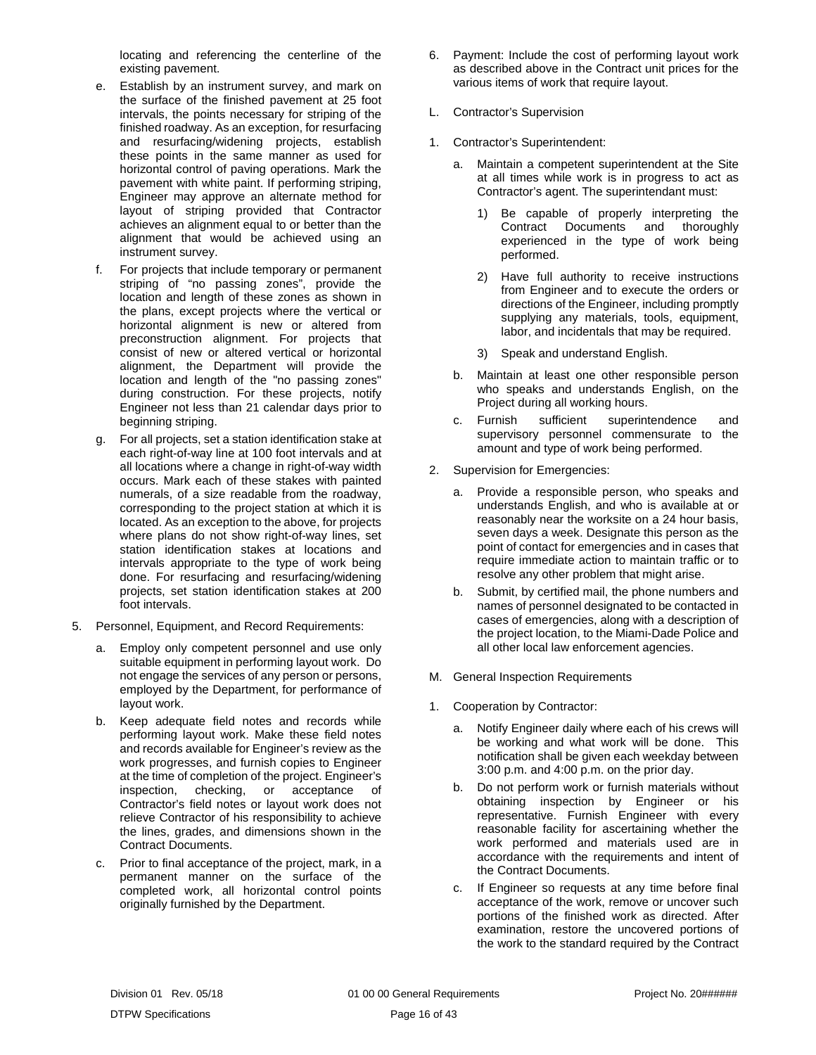locating and referencing the centerline of the existing pavement.

e. Establish by an instrument survey, and mark on the surface of the finished pavement at 25 foot intervals, the points necessary for striping of the finished roadway. As an exception, for resurfacing and resurfacing/widening projects, establish these points in the same manner as used for horizontal control of paving operations. Mark the pavement with white paint. If performing striping, Engineer may approve an alternate method for layout of striping provided that Contractor achieves an alignment equal to or better than the alignment that would be achieved using an instrument survey.

f. For projects that include temporary or permanent striping of "no passing zones", provide the location and length of these zones as shown in the plans, except projects where the vertical or horizontal alignment is new or altered from preconstruction alignment. For projects that consist of new or altered vertical or horizontal alignment, the Department will provide the location and length of the "no passing zones" during construction. For these projects, notify Engineer not less than 21 calendar days prior to beginning striping.

g. For all projects, set a station identification stake at each right-of-way line at 100 foot intervals and at all locations where a change in right-of-way width occurs. Mark each of these stakes with painted numerals, of a size readable from the roadway, corresponding to the project station at which it is located. As an exception to the above, for projects where plans do not show right-of-way lines, set station identification stakes at locations and intervals appropriate to the type of work being done. For resurfacing and resurfacing/widening projects, set station identification stakes at 200 foot intervals.

5. Personnel, Equipment, and Record Requirements:

   a. Employ only competent personnel and use only suitable equipment in performing layout work. Do not engage the services of any person or persons, employed by the Department, for performance of layout work.

   b. Keep adequate field notes and records while performing layout work. Make these field notes and records available for Engineer's review as the work progresses, and furnish copies to Engineer at the time of completion of the project. Engineer's inspection, checking, or acceptance of Contractor's field notes or layout work does not relieve Contractor of his responsibility to achieve the lines, grades, and dimensions shown in the Contract Documents.

   c. Prior to final acceptance of the project, mark, in a permanent manner on the surface of the completed work, all horizontal control points originally furnished by the Department.

6. Payment: Include the cost of performing layout work as described above in the Contract unit prices for the various items of work that require layout.

L. Contractor's Supervision

1. Contractor's Superintendent:

   a. Maintain a competent superintendent at the Site at all times while work is in progress to act as Contractor's agent. The superintendant must:

      1) Be capable of properly interpreting the Contract Documents and thoroughly experienced in the type of work being performed.

      2) Have full authority to receive instructions from Engineer and to execute the orders or directions of the Engineer, including promptly supplying any materials, tools, equipment, labor, and incidentals that may be required.

      3) Speak and understand English.

   b. Maintain at least one other responsible person who speaks and understands English, on the Project during all working hours.

   c. Furnish sufficient superintendence and supervisory personnel commensurate to the amount and type of work being performed.

2. Supervision for Emergencies:

   a. Provide a responsible person, who speaks and understands English, and who is available at or reasonably near the worksite on a 24 hour basis, seven days a week. Designate this person as the point of contact for emergencies and in cases that require immediate action to maintain traffic or to resolve any other problem that might arise.

   b. Submit, by certified mail, the phone numbers and names of personnel designated to be contacted in cases of emergencies, along with a description of the project location, to the Miami-Dade Police and all other local law enforcement agencies.

M. General Inspection Requirements

1. Cooperation by Contractor:

   a. Notify Engineer daily where each of his crews will be working and what work will be done. This notification shall be given each weekday between 3:00 p.m. and 4:00 p.m. on the prior day.

   b. Do not perform work or furnish materials without obtaining inspection by Engineer or his representative. Furnish Engineer with every reasonable facility for ascertaining whether the work performed and materials used are in accordance with the requirements and intent of the Contract Documents.

   c. If Engineer so requests at any time before final acceptance of the work, remove or uncover such portions of the finished work as directed. After examination, restore the uncovered portions of the work to the standard required by the Contract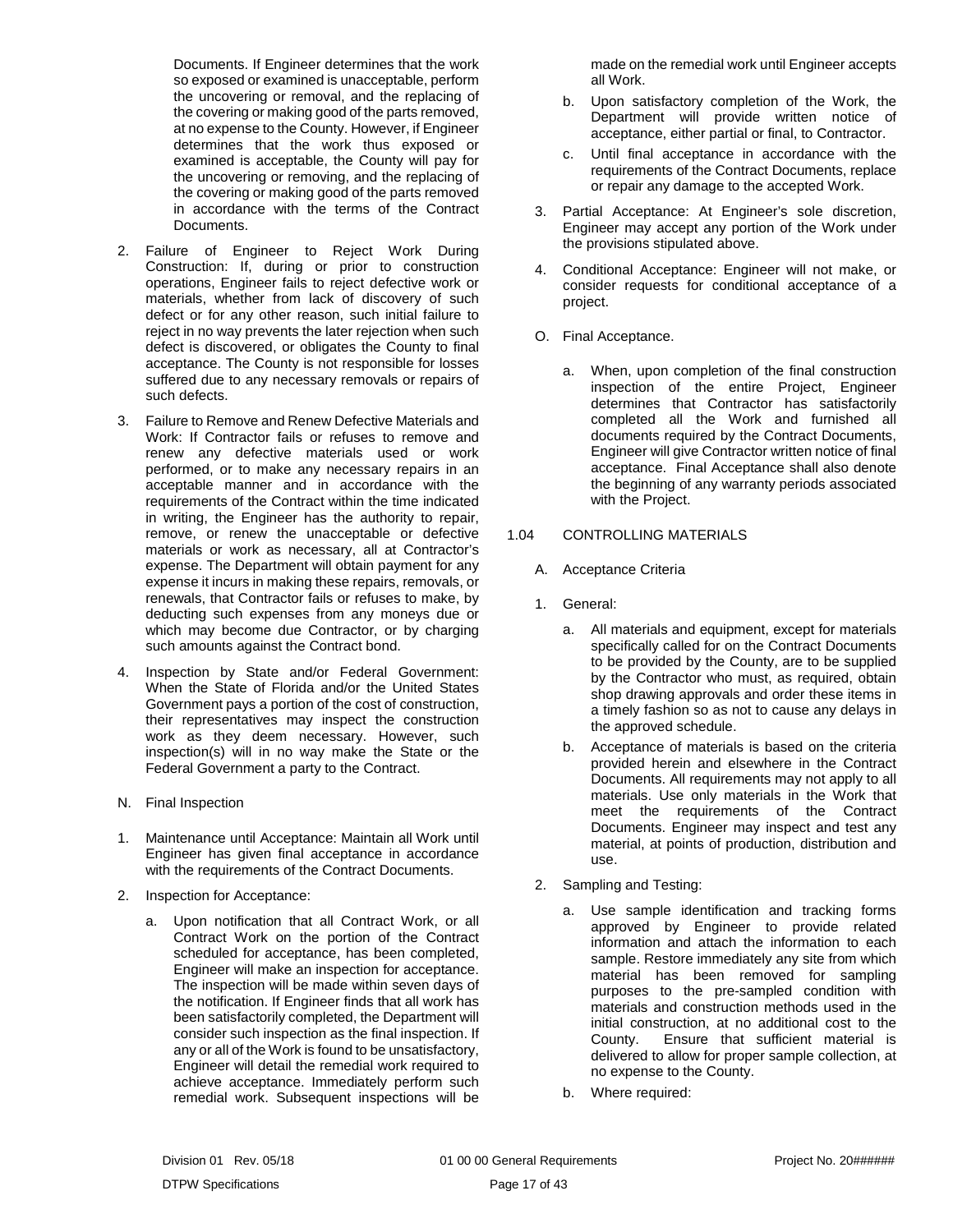Documents. If Engineer determines that the work so exposed or examined is unacceptable, perform the uncovering or removal, and the replacing of the covering or making good of the parts removed, at no expense to the County. However, if Engineer determines that the work thus exposed or examined is acceptable, the County will pay for the uncovering or removing, and the replacing of the covering or making good of the parts removed in accordance with the terms of the Contract Documents.

2. Failure of Engineer to Reject Work During Construction: If, during or prior to construction operations, Engineer fails to reject defective work or materials, whether from lack of discovery of such defect or for any other reason, such initial failure to reject in no way prevents the later rejection when such defect is discovered, or obligates the County to final acceptance. The County is not responsible for losses suffered due to any necessary removals or repairs of such defects.

3. Failure to Remove and Renew Defective Materials and Work: If Contractor fails or refuses to remove and renew any defective materials used or work performed, or to make any necessary repairs in an acceptable manner and in accordance with the requirements of the Contract within the time indicated in writing, the Engineer has the authority to repair, remove, or renew the unacceptable or defective materials or work as necessary, all at Contractor's expense. The Department will obtain payment for any expense it incurs in making these repairs, removals, or renewals, that Contractor fails or refuses to make, by deducting such expenses from any moneys due or which may become due Contractor, or by charging such amounts against the Contract bond.

4. Inspection by State and/or Federal Government: When the State of Florida and/or the United States Government pays a portion of the cost of construction, their representatives may inspect the construction work as they deem necessary. However, such inspection(s) will in no way make the State or the Federal Government a party to the Contract.

N. Final Inspection

1. Maintenance until Acceptance: Maintain all Work until Engineer has given final acceptance in accordance with the requirements of the Contract Documents.

2. Inspection for Acceptance:

   a. Upon notification that all Contract Work, or all Contract Work on the portion of the Contract scheduled for acceptance, has been completed, Engineer will make an inspection for acceptance. The inspection will be made within seven days of the notification. If Engineer finds that all work has been satisfactorily completed, the Department will consider such inspection as the final inspection. If any or all of the Work is found to be unsatisfactory, Engineer will detail the remedial work required to achieve acceptance. Immediately perform such remedial work. Subsequent inspections will be made on the remedial work until Engineer accepts all Work.

   b. Upon satisfactory completion of the Work, the Department will provide written notice of acceptance, either partial or final, to Contractor.

   c. Until final acceptance in accordance with the requirements of the Contract Documents, replace or repair any damage to the accepted Work.

3. Partial Acceptance: At Engineer's sole discretion, Engineer may accept any portion of the Work under the provisions stipulated above.

4. Conditional Acceptance: Engineer will not make, or consider requests for conditional acceptance of a project.

O. Final Acceptance.

   a. When, upon completion of the final construction inspection of the entire Project, Engineer determines that Contractor has satisfactorily completed all the Work and furnished all documents required by the Contract Documents, Engineer will give Contractor written notice of final acceptance. Final Acceptance shall also denote the beginning of any warranty periods associated with the Project.

## 1.04 CONTROLLING MATERIALS

A. Acceptance Criteria

1. General:

   a. All materials and equipment, except for materials specifically called for on the Contract Documents to be provided by the County, are to be supplied by the Contractor who must, as required, obtain shop drawing approvals and order these items in a timely fashion so as not to cause any delays in the approved schedule.

   b. Acceptance of materials is based on the criteria provided herein and elsewhere in the Contract Documents. All requirements may not apply to all materials. Use only materials in the Work that meet the requirements of the Contract Documents. Engineer may inspect and test any material, at points of production, distribution and use.

2. Sampling and Testing:

   a. Use sample identification and tracking forms approved by Engineer to provide related information and attach the information to each sample. Restore immediately any site from which material has been removed for sampling purposes to the pre-sampled condition with materials and construction methods used in the initial construction, at no additional cost to the County. Ensure that sufficient material is delivered to allow for proper sample collection, at no expense to the County.

   b. Where required: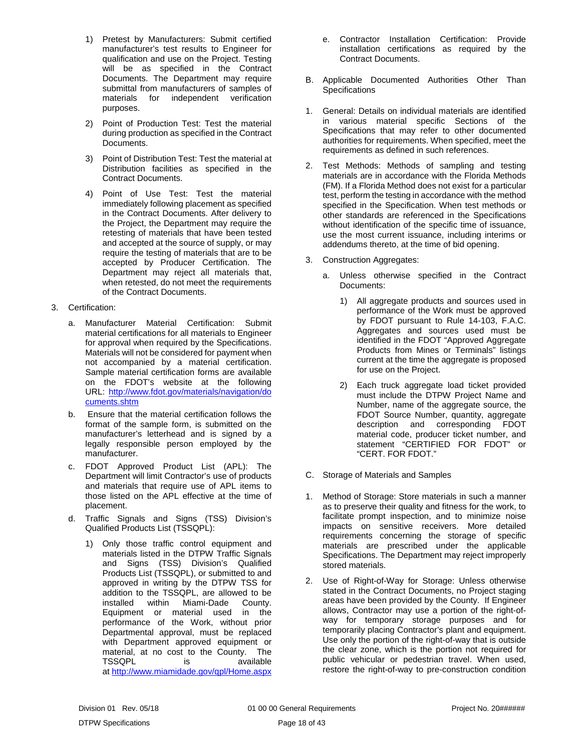1) Pretest by Manufacturers: Submit certified manufacturer's test results to Engineer for qualification and use on the Project. Testing will be as specified in the Contract Documents. The Department may require submittal from manufacturers of samples of materials for independent verification purposes.

2) Point of Production Test: Test the material during production as specified in the Contract Documents.

3) Point of Distribution Test: Test the material at Distribution facilities as specified in the Contract Documents.

4) Point of Use Test: Test the material immediately following placement as specified in the Contract Documents. After delivery to the Project, the Department may require the retesting of materials that have been tested and accepted at the source of supply, or may require the testing of materials that are to be accepted by Producer Certification. The Department may reject all materials that, when retested, do not meet the requirements of the Contract Documents.

3. Certification:

a. Manufacturer Material Certification: Submit material certifications for all materials to Engineer for approval when required by the Specifications. Materials will not be considered for payment when not accompanied by a material certification. Sample material certification forms are available on the FDOT's website at the following URL: http://www.fdot.gov/materials/navigation/documents.shtm

b. Ensure that the material certification follows the format of the sample form, is submitted on the manufacturer's letterhead and is signed by a legally responsible person employed by the manufacturer.

c. FDOT Approved Product List (APL): The Department will limit Contractor's use of products and materials that require use of APL items to those listed on the APL effective at the time of placement.

d. Traffic Signals and Signs (TSS) Division's Qualified Products List (TSSQPL):

1) Only those traffic control equipment and materials listed in the DTPW Traffic Signals and Signs (TSS) Division's Qualified Products List (TSSQPL), or submitted to and approved in writing by the DTPW TSS for addition to the TSSQPL, are allowed to be installed within Miami-Dade County. Equipment or material used in the performance of the Work, without prior Departmental approval, must be replaced with Department approved equipment or material, at no cost to the County. The TSSQPL is available at http://www.miamidade.gov/qpl/Home.aspx

e. Contractor Installation Certification: Provide installation certifications as required by the Contract Documents.

B. Applicable Documented Authorities Other Than Specifications

1. General: Details on individual materials are identified in various material specific Sections of the Specifications that may refer to other documented authorities for requirements. When specified, meet the requirements as defined in such references.

2. Test Methods: Methods of sampling and testing materials are in accordance with the Florida Methods (FM). If a Florida Method does not exist for a particular test, perform the testing in accordance with the method specified in the Specification. When test methods or other standards are referenced in the Specifications without identification of the specific time of issuance, use the most current issuance, including interims or addendums thereto, at the time of bid opening.

3. Construction Aggregates:

a. Unless otherwise specified in the Contract Documents:

1) All aggregate products and sources used in performance of the Work must be approved by FDOT pursuant to Rule 14-103, F.A.C. Aggregates and sources used must be identified in the FDOT "Approved Aggregate Products from Mines or Terminals" listings current at the time the aggregate is proposed for use on the Project.

2) Each truck aggregate load ticket provided must include the DTPW Project Name and Number, name of the aggregate source, the FDOT Source Number, quantity, aggregate description and corresponding FDOT material code, producer ticket number, and statement "CERTIFIED FOR FDOT" or "CERT. FOR FDOT."

C. Storage of Materials and Samples

1. Method of Storage: Store materials in such a manner as to preserve their quality and fitness for the work, to facilitate prompt inspection, and to minimize noise impacts on sensitive receivers. More detailed requirements concerning the storage of specific materials are prescribed under the applicable Specifications. The Department may reject improperly stored materials.

2. Use of Right-of-Way for Storage: Unless otherwise stated in the Contract Documents, no Project staging areas have been provided by the County. If Engineer allows, Contractor may use a portion of the right-of-way for temporary storage purposes and for temporarily placing Contractor's plant and equipment. Use only the portion of the right-of-way that is outside the clear zone, which is the portion not required for public vehicular or pedestrian travel. When used, restore the right-of-way to pre-construction condition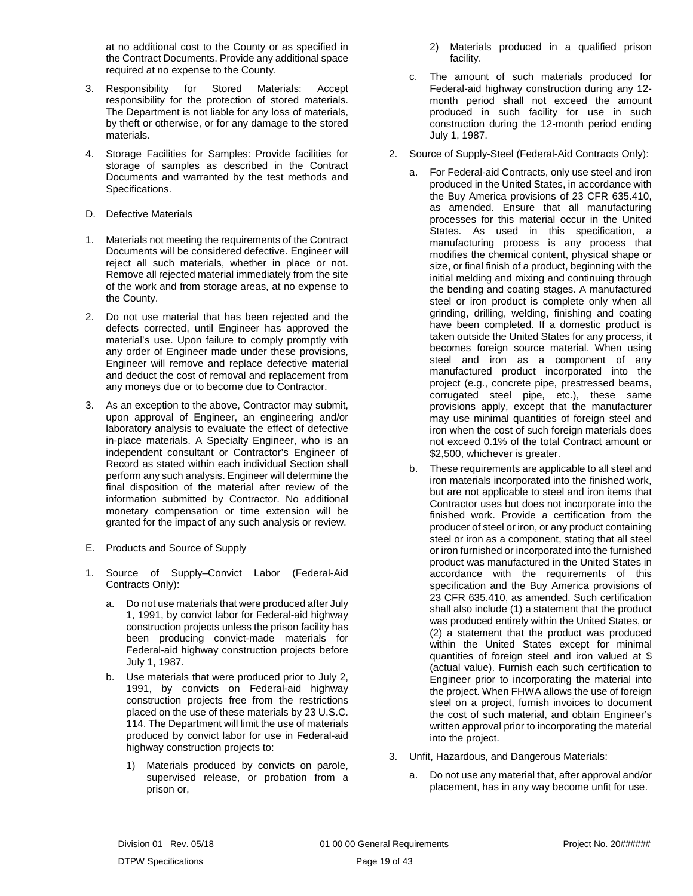at no additional cost to the County or as specified in the Contract Documents. Provide any additional space required at no expense to the County.

3. Responsibility for Stored Materials: Accept responsibility for the protection of stored materials. The Department is not liable for any loss of materials, by theft or otherwise, or for any damage to the stored materials.

4. Storage Facilities for Samples: Provide facilities for storage of samples as described in the Contract Documents and warranted by the test methods and Specifications.

D. Defective Materials

1. Materials not meeting the requirements of the Contract Documents will be considered defective. Engineer will reject all such materials, whether in place or not. Remove all rejected material immediately from the site of the work and from storage areas, at no expense to the County.

2. Do not use material that has been rejected and the defects corrected, until Engineer has approved the material's use. Upon failure to comply promptly with any order of Engineer made under these provisions, Engineer will remove and replace defective material and deduct the cost of removal and replacement from any moneys due or to become due to Contractor.

3. As an exception to the above, Contractor may submit, upon approval of Engineer, an engineering and/or laboratory analysis to evaluate the effect of defective in-place materials. A Specialty Engineer, who is an independent consultant or Contractor's Engineer of Record as stated within each individual Section shall perform any such analysis. Engineer will determine the final disposition of the material after review of the information submitted by Contractor. No additional monetary compensation or time extension will be granted for the impact of any such analysis or review.

E. Products and Source of Supply

1. Source of Supply–Convict Labor (Federal-Aid Contracts Only):

   a. Do not use materials that were produced after July 1, 1991, by convict labor for Federal-aid highway construction projects unless the prison facility has been producing convict-made materials for Federal-aid highway construction projects before July 1, 1987.

   b. Use materials that were produced prior to July 2, 1991, by convicts on Federal-aid highway construction projects free from the restrictions placed on the use of these materials by 23 U.S.C. 114. The Department will limit the use of materials produced by convict labor for use in Federal-aid highway construction projects to:

      1) Materials produced by convicts on parole, supervised release, or probation from a prison or,

      2) Materials produced in a qualified prison facility.

   c. The amount of such materials produced for Federal-aid highway construction during any 12-month period shall not exceed the amount produced in such facility for use in such construction during the 12-month period ending July 1, 1987.

2. Source of Supply-Steel (Federal-Aid Contracts Only):

   a. For Federal-aid Contracts, only use steel and iron produced in the United States, in accordance with the Buy America provisions of 23 CFR 635.410, as amended. Ensure that all manufacturing processes for this material occur in the United States. As used in this specification, a manufacturing process is any process that modifies the chemical content, physical shape or size, or final finish of a product, beginning with the initial melding and mixing and continuing through the bending and coating stages. A manufactured steel or iron product is complete only when all grinding, drilling, welding, finishing and coating have been completed. If a domestic product is taken outside the United States for any process, it becomes foreign source material. When using steel and iron as a component of any manufactured product incorporated into the project (e.g., concrete pipe, prestressed beams, corrugated steel pipe, etc.), these same provisions apply, except that the manufacturer may use minimal quantities of foreign steel and iron when the cost of such foreign materials does not exceed 0.1% of the total Contract amount or $2,500, whichever is greater.

   b. These requirements are applicable to all steel and iron materials incorporated into the finished work, but are not applicable to steel and iron items that Contractor uses but does not incorporate into the finished work. Provide a certification from the producer of steel or iron, or any product containing steel or iron as a component, stating that all steel or iron furnished or incorporated into the furnished product was manufactured in the United States in accordance with the requirements of this specification and the Buy America provisions of 23 CFR 635.410, as amended. Such certification shall also include (1) a statement that the product was produced entirely within the United States, or (2) a statement that the product was produced within the United States except for minimal quantities of foreign steel and iron valued at $ (actual value). Furnish each such certification to Engineer prior to incorporating the material into the project. When FHWA allows the use of foreign steel on a project, furnish invoices to document the cost of such material, and obtain Engineer's written approval prior to incorporating the material into the project.

3. Unfit, Hazardous, and Dangerous Materials:

   a. Do not use any material that, after approval and/or placement, has in any way become unfit for use.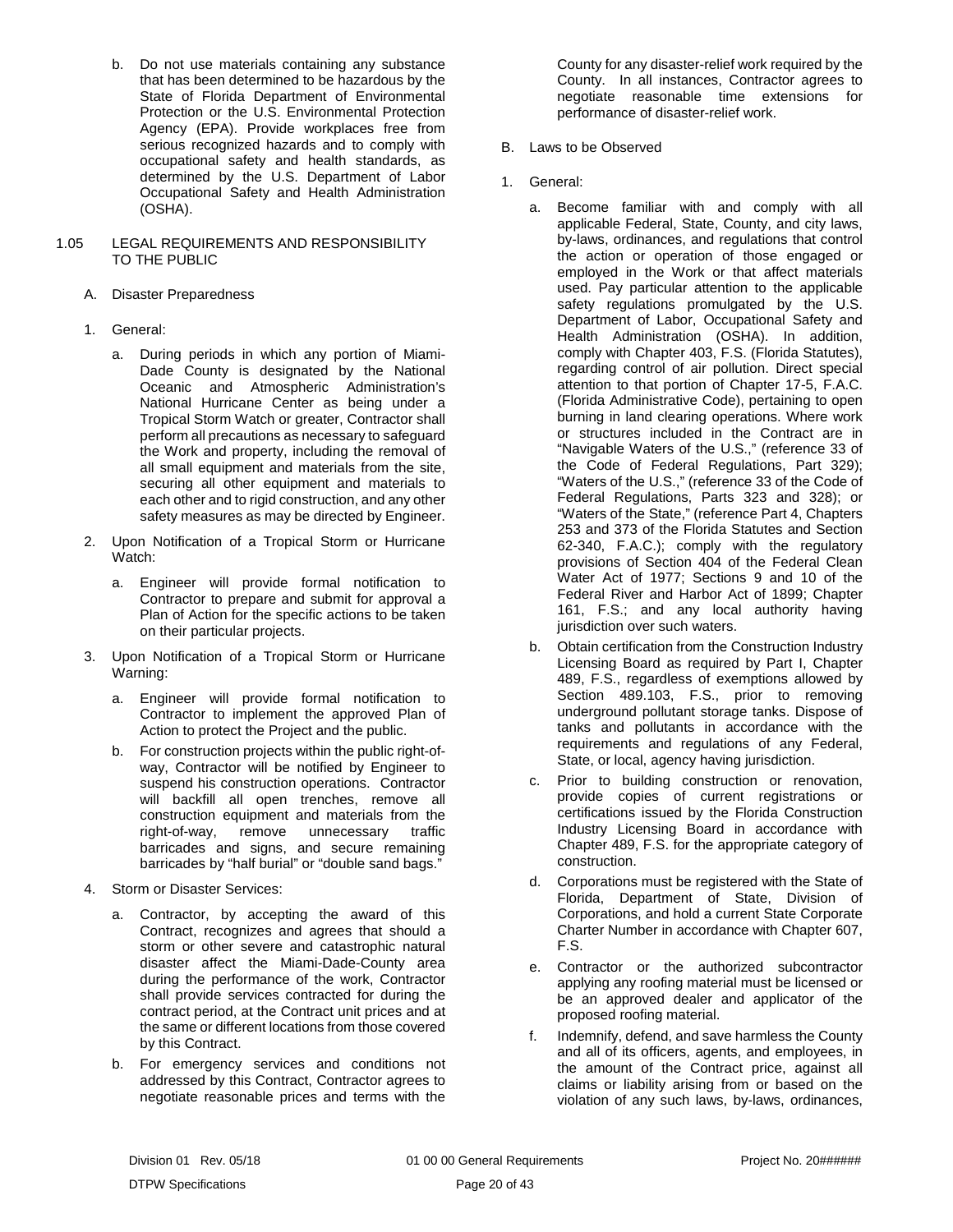b. Do not use materials containing any substance that has been determined to be hazardous by the State of Florida Department of Environmental Protection or the U.S. Environmental Protection Agency (EPA). Provide workplaces free from serious recognized hazards and to comply with occupational safety and health standards, as determined by the U.S. Department of Labor Occupational Safety and Health Administration (OSHA).

## 1.05 LEGAL REQUIREMENTS AND RESPONSIBILITY TO THE PUBLIC

A. Disaster Preparedness

1. General:

   a. During periods in which any portion of Miami-Dade County is designated by the National Oceanic and Atmospheric Administration's National Hurricane Center as being under a Tropical Storm Watch or greater, Contractor shall perform all precautions as necessary to safeguard the Work and property, including the removal of all small equipment and materials from the site, securing all other equipment and materials to each other and to rigid construction, and any other safety measures as may be directed by Engineer.

2. Upon Notification of a Tropical Storm or Hurricane Watch:

   a. Engineer will provide formal notification to Contractor to prepare and submit for approval a Plan of Action for the specific actions to be taken on their particular projects.

3. Upon Notification of a Tropical Storm or Hurricane Warning:

   a. Engineer will provide formal notification to Contractor to implement the approved Plan of Action to protect the Project and the public.

   b. For construction projects within the public right-of-way, Contractor will be notified by Engineer to suspend his construction operations. Contractor will backfill all open trenches, remove all construction equipment and materials from the right-of-way, remove unnecessary traffic barricades and signs, and secure remaining barricades by "half burial" or "double sand bags."

4. Storm or Disaster Services:

   a. Contractor, by accepting the award of this Contract, recognizes and agrees that should a storm or other severe and catastrophic natural disaster affect the Miami-Dade-County area during the performance of the work, Contractor shall provide services contracted for during the contract period, at the Contract unit prices and at the same or different locations from those covered by this Contract.

   b. For emergency services and conditions not addressed by this Contract, Contractor agrees to negotiate reasonable prices and terms with the County for any disaster-relief work required by the County. In all instances, Contractor agrees to negotiate reasonable time extensions for performance of disaster-relief work.

B. Laws to be Observed

1. General:

   a. Become familiar with and comply with all applicable Federal, State, County, and city laws, by-laws, ordinances, and regulations that control the action or operation of those engaged or employed in the Work or that affect materials used. Pay particular attention to the applicable safety regulations promulgated by the U.S. Department of Labor, Occupational Safety and Health Administration (OSHA). In addition, comply with Chapter 403, F.S. (Florida Statutes), regarding control of air pollution. Direct special attention to that portion of Chapter 17-5, F.A.C. (Florida Administrative Code), pertaining to open burning in land clearing operations. Where work or structures included in the Contract are in "Navigable Waters of the U.S.," (reference 33 of the Code of Federal Regulations, Part 329); "Waters of the U.S.," (reference 33 of the Code of Federal Regulations, Parts 323 and 328); or "Waters of the State," (reference Part 4, Chapters 253 and 373 of the Florida Statutes and Section 62-340, F.A.C.); comply with the regulatory provisions of Section 404 of the Federal Clean Water Act of 1977; Sections 9 and 10 of the Federal River and Harbor Act of 1899; Chapter 161, F.S.; and any local authority having jurisdiction over such waters.

   b. Obtain certification from the Construction Industry Licensing Board as required by Part I, Chapter 489, F.S., regardless of exemptions allowed by Section 489.103, F.S., prior to removing underground pollutant storage tanks. Dispose of tanks and pollutants in accordance with the requirements and regulations of any Federal, State, or local, agency having jurisdiction.

   c. Prior to building construction or renovation, provide copies of current registrations or certifications issued by the Florida Construction Industry Licensing Board in accordance with Chapter 489, F.S. for the appropriate category of construction.

   d. Corporations must be registered with the State of Florida, Department of State, Division of Corporations, and hold a current State Corporate Charter Number in accordance with Chapter 607, F.S.

   e. Contractor or the authorized subcontractor applying any roofing material must be licensed or be an approved dealer and applicator of the proposed roofing material.

   f. Indemnify, defend, and save harmless the County and all of its officers, agents, and employees, in the amount of the Contract price, against all claims or liability arising from or based on the violation of any such laws, by-laws, ordinances,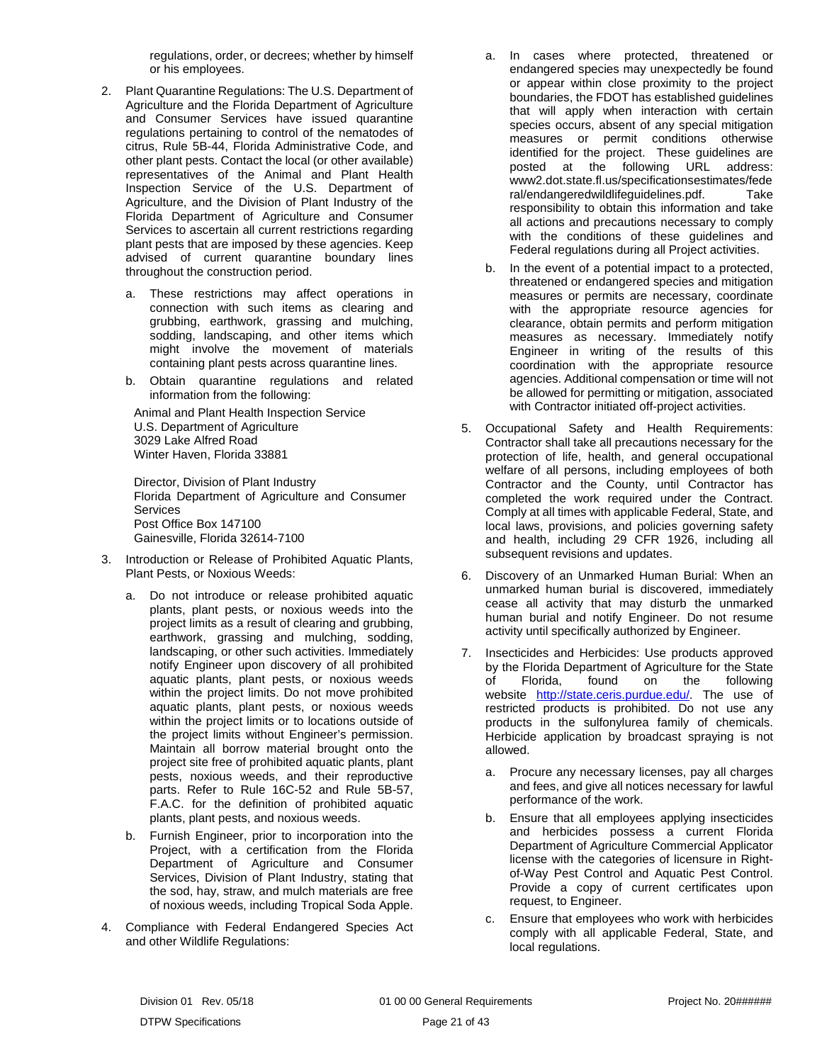regulations, order, or decrees; whether by himself or his employees.

2. Plant Quarantine Regulations: The U.S. Department of Agriculture and the Florida Department of Agriculture and Consumer Services have issued quarantine regulations pertaining to control of the nematodes of citrus, Rule 5B-44, Florida Administrative Code, and other plant pests. Contact the local (or other available) representatives of the Animal and Plant Health Inspection Service of the U.S. Department of Agriculture, and the Division of Plant Industry of the Florida Department of Agriculture and Consumer Services to ascertain all current restrictions regarding plant pests that are imposed by these agencies. Keep advised of current quarantine boundary lines throughout the construction period.

   a. These restrictions may affect operations in connection with such items as clearing and grubbing, earthwork, grassing and mulching, sodding, landscaping, and other items which might involve the movement of materials containing plant pests across quarantine lines.

   b. Obtain quarantine regulations and related information from the following:

      Animal and Plant Health Inspection Service
      U.S. Department of Agriculture
      3029 Lake Alfred Road
      Winter Haven, Florida 33881

      Director, Division of Plant Industry
      Florida Department of Agriculture and Consumer Services
      Post Office Box 147100
      Gainesville, Florida 32614-7100

3. Introduction or Release of Prohibited Aquatic Plants, Plant Pests, or Noxious Weeds:

   a. Do not introduce or release prohibited aquatic plants, plant pests, or noxious weeds into the project limits as a result of clearing and grubbing, earthwork, grassing and mulching, sodding, landscaping, or other such activities. Immediately notify Engineer upon discovery of all prohibited aquatic plants, plant pests, or noxious weeds within the project limits. Do not move prohibited aquatic plants, plant pests, or noxious weeds within the project limits or to locations outside of the project limits without Engineer's permission. Maintain all borrow material brought onto the project site free of prohibited aquatic plants, plant pests, noxious weeds, and their reproductive parts. Refer to Rule 16C-52 and Rule 5B-57, F.A.C. for the definition of prohibited aquatic plants, plant pests, and noxious weeds.

   b. Furnish Engineer, prior to incorporation into the Project, with a certification from the Florida Department of Agriculture and Consumer Services, Division of Plant Industry, stating that the sod, hay, straw, and mulch materials are free of noxious weeds, including Tropical Soda Apple.

4. Compliance with Federal Endangered Species Act and other Wildlife Regulations:

   a. In cases where protected, threatened or endangered species may unexpectedly be found or appear within close proximity to the project boundaries, the FDOT has established guidelines that will apply when interaction with certain species occurs, absent of any special mitigation measures or permit conditions otherwise identified for the project. These guidelines are posted at the following URL address: www2.dot.state.fl.us/specificationsestimates/federal/endangeredwildlifeguidelines.pdf. Take responsibility to obtain this information and take all actions and precautions necessary to comply with the conditions of these guidelines and Federal regulations during all Project activities.

   b. In the event of a potential impact to a protected, threatened or endangered species and mitigation measures or permits are necessary, coordinate with the appropriate resource agencies for clearance, obtain permits and perform mitigation measures as necessary. Immediately notify Engineer in writing of the results of this coordination with the appropriate resource agencies. Additional compensation or time will not be allowed for permitting or mitigation, associated with Contractor initiated off-project activities.

5. Occupational Safety and Health Requirements: Contractor shall take all precautions necessary for the protection of life, health, and general occupational welfare of all persons, including employees of both Contractor and the County, until Contractor has completed the work required under the Contract. Comply at all times with applicable Federal, State, and local laws, provisions, and policies governing safety and health, including 29 CFR 1926, including all subsequent revisions and updates.

6. Discovery of an Unmarked Human Burial: When an unmarked human burial is discovered, immediately cease all activity that may disturb the unmarked human burial and notify Engineer. Do not resume activity until specifically authorized by Engineer.

7. Insecticides and Herbicides: Use products approved by the Florida Department of Agriculture for the State of Florida, found on the following website http://state.ceris.purdue.edu/. The use of restricted products is prohibited. Do not use any products in the sulfonylurea family of chemicals. Herbicide application by broadcast spraying is not allowed.

   a. Procure any necessary licenses, pay all charges and fees, and give all notices necessary for lawful performance of the work.

   b. Ensure that all employees applying insecticides and herbicides possess a current Florida Department of Agriculture Commercial Applicator license with the categories of licensure in Right-of-Way Pest Control and Aquatic Pest Control. Provide a copy of current certificates upon request, to Engineer.

   c. Ensure that employees who work with herbicides comply with all applicable Federal, State, and local regulations.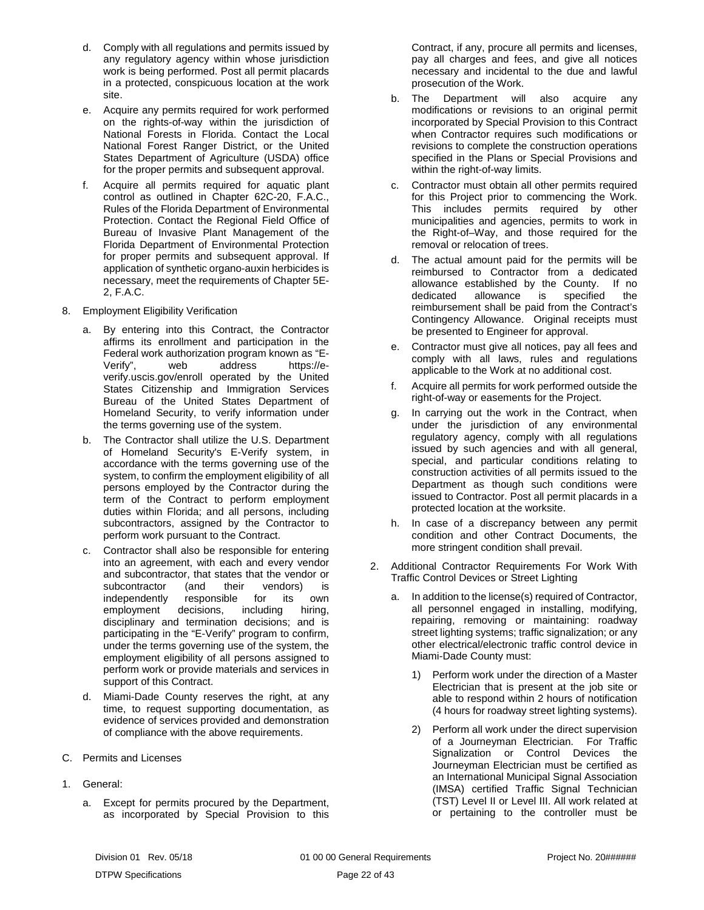d. Comply with all regulations and permits issued by any regulatory agency within whose jurisdiction work is being performed. Post all permit placards in a protected, conspicuous location at the work site.

e. Acquire any permits required for work performed on the rights-of-way within the jurisdiction of National Forests in Florida. Contact the Local National Forest Ranger District, or the United States Department of Agriculture (USDA) office for the proper permits and subsequent approval.

f. Acquire all permits required for aquatic plant control as outlined in Chapter 62C-20, F.A.C., Rules of the Florida Department of Environmental Protection. Contact the Regional Field Office of Bureau of Invasive Plant Management of the Florida Department of Environmental Protection for proper permits and subsequent approval. If application of synthetic organo-auxin herbicides is necessary, meet the requirements of Chapter 5E-2, F.A.C.

8. Employment Eligibility Verification

   a. By entering into this Contract, the Contractor affirms its enrollment and participation in the Federal work authorization program known as "E-Verify", web address https://e-verify.uscis.gov/enroll operated by the United States Citizenship and Immigration Services Bureau of the United States Department of Homeland Security, to verify information under the terms governing use of the system.

   b. The Contractor shall utilize the U.S. Department of Homeland Security's E-Verify system, in accordance with the terms governing use of the system, to confirm the employment eligibility of all persons employed by the Contractor during the term of the Contract to perform employment duties within Florida; and all persons, including subcontractors, assigned by the Contractor to perform work pursuant to the Contract.

   c. Contractor shall also be responsible for entering into an agreement, with each and every vendor and subcontractor, that states that the vendor or subcontractor (and their vendors) is independently responsible for its own employment decisions, including hiring, disciplinary and termination decisions; and is participating in the "E-Verify" program to confirm, under the terms governing use of the system, the employment eligibility of all persons assigned to perform work or provide materials and services in support of this Contract.

   d. Miami-Dade County reserves the right, at any time, to request supporting documentation, as evidence of services provided and demonstration of compliance with the above requirements.

C. Permits and Licenses

1. General:

   a. Except for permits procured by the Department, as incorporated by Special Provision to this Contract, if any, procure all permits and licenses, pay all charges and fees, and give all notices necessary and incidental to the due and lawful prosecution of the Work.

   b. The Department will also acquire any modifications or revisions to an original permit incorporated by Special Provision to this Contract when Contractor requires such modifications or revisions to complete the construction operations specified in the Plans or Special Provisions and within the right-of-way limits.

   c. Contractor must obtain all other permits required for this Project prior to commencing the Work. This includes permits required by other municipalities and agencies, permits to work in the Right-of–Way, and those required for the removal or relocation of trees.

   d. The actual amount paid for the permits will be reimbursed to Contractor from a dedicated allowance established by the County. If no dedicated allowance is specified the reimbursement shall be paid from the Contract's Contingency Allowance. Original receipts must be presented to Engineer for approval.

   e. Contractor must give all notices, pay all fees and comply with all laws, rules and regulations applicable to the Work at no additional cost.

   f. Acquire all permits for work performed outside the right-of-way or easements for the Project.

   g. In carrying out the work in the Contract, when under the jurisdiction of any environmental regulatory agency, comply with all regulations issued by such agencies and with all general, special, and particular conditions relating to construction activities of all permits issued to the Department as though such conditions were issued to Contractor. Post all permit placards in a protected location at the worksite.

   h. In case of a discrepancy between any permit condition and other Contract Documents, the more stringent condition shall prevail.

2. Additional Contractor Requirements For Work With Traffic Control Devices or Street Lighting

   a. In addition to the license(s) required of Contractor, all personnel engaged in installing, modifying, repairing, removing or maintaining: roadway street lighting systems; traffic signalization; or any other electrical/electronic traffic control device in Miami-Dade County must:

      1) Perform work under the direction of a Master Electrician that is present at the job site or able to respond within 2 hours of notification (4 hours for roadway street lighting systems).

      2) Perform all work under the direct supervision of a Journeyman Electrician. For Traffic Signalization or Control Devices the Journeyman Electrician must be certified as an International Municipal Signal Association (IMSA) certified Traffic Signal Technician (TST) Level II or Level III. All work related at or pertaining to the controller must be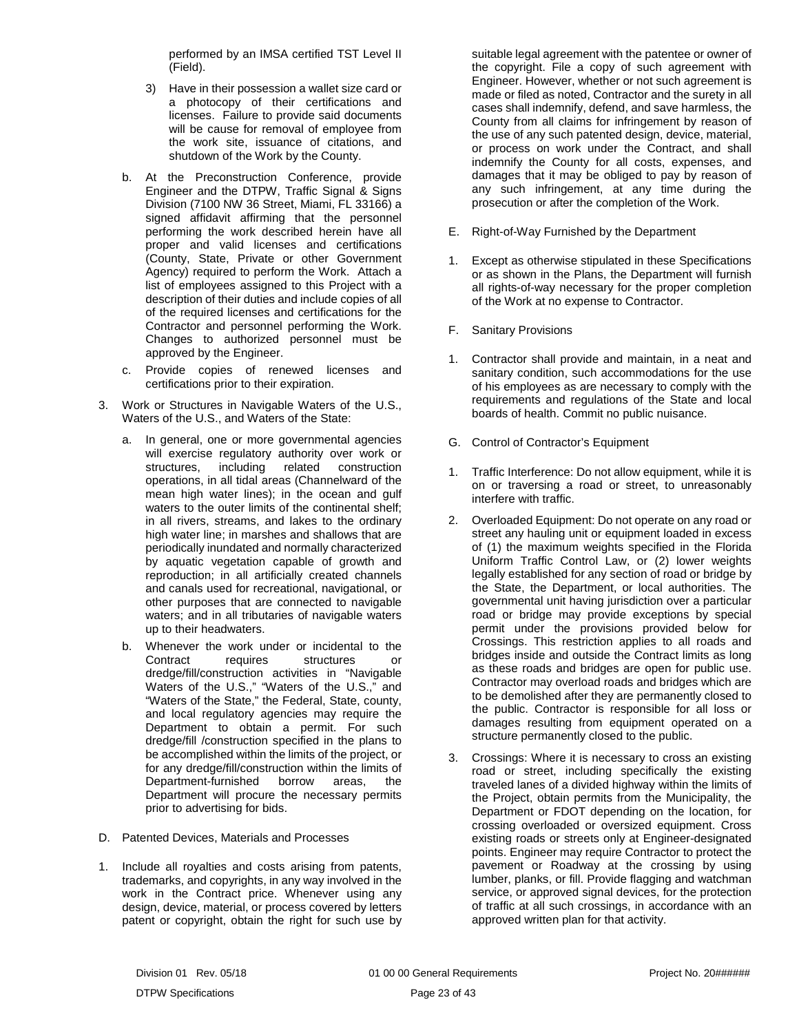performed by an IMSA certified TST Level II (Field).

3) Have in their possession a wallet size card or a photocopy of their certifications and licenses. Failure to provide said documents will be cause for removal of employee from the work site, issuance of citations, and shutdown of the Work by the County.

b. At the Preconstruction Conference, provide Engineer and the DTPW, Traffic Signal & Signs Division (7100 NW 36 Street, Miami, FL 33166) a signed affidavit affirming that the personnel performing the work described herein have all proper and valid licenses and certifications (County, State, Private or other Government Agency) required to perform the Work. Attach a list of employees assigned to this Project with a description of their duties and include copies of all of the required licenses and certifications for the Contractor and personnel performing the Work. Changes to authorized personnel must be approved by the Engineer.

c. Provide copies of renewed licenses and certifications prior to their expiration.

3. Work or Structures in Navigable Waters of the U.S., Waters of the U.S., and Waters of the State:

a. In general, one or more governmental agencies will exercise regulatory authority over work or structures, including related construction operations, in all tidal areas (Channelward of the mean high water lines); in the ocean and gulf waters to the outer limits of the continental shelf; in all rivers, streams, and lakes to the ordinary high water line; in marshes and shallows that are periodically inundated and normally characterized by aquatic vegetation capable of growth and reproduction; in all artificially created channels and canals used for recreational, navigational, or other purposes that are connected to navigable waters; and in all tributaries of navigable waters up to their headwaters.

b. Whenever the work under or incidental to the Contract requires structures or dredge/fill/construction activities in “Navigable Waters of the U.S.,” “Waters of the U.S.,” and “Waters of the State,” the Federal, State, county, and local regulatory agencies may require the Department to obtain a permit. For such dredge/fill /construction specified in the plans to be accomplished within the limits of the project, or for any dredge/fill/construction within the limits of Department-furnished borrow areas, the Department will procure the necessary permits prior to advertising for bids.

D. Patented Devices, Materials and Processes

1. Include all royalties and costs arising from patents, trademarks, and copyrights, in any way involved in the work in the Contract price. Whenever using any design, device, material, or process covered by letters patent or copyright, obtain the right for such use by suitable legal agreement with the patentee or owner of the copyright. File a copy of such agreement with Engineer. However, whether or not such agreement is made or filed as noted, Contractor and the surety in all cases shall indemnify, defend, and save harmless, the County from all claims for infringement by reason of the use of any such patented design, device, material, or process on work under the Contract, and shall indemnify the County for all costs, expenses, and damages that it may be obliged to pay by reason of any such infringement, at any time during the prosecution or after the completion of the Work.

E. Right-of-Way Furnished by the Department

1. Except as otherwise stipulated in these Specifications or as shown in the Plans, the Department will furnish all rights-of-way necessary for the proper completion of the Work at no expense to Contractor.

F. Sanitary Provisions

1. Contractor shall provide and maintain, in a neat and sanitary condition, such accommodations for the use of his employees as are necessary to comply with the requirements and regulations of the State and local boards of health. Commit no public nuisance.

G. Control of Contractor's Equipment

1. Traffic Interference: Do not allow equipment, while it is on or traversing a road or street, to unreasonably interfere with traffic.

2. Overloaded Equipment: Do not operate on any road or street any hauling unit or equipment loaded in excess of (1) the maximum weights specified in the Florida Uniform Traffic Control Law, or (2) lower weights legally established for any section of road or bridge by the State, the Department, or local authorities. The governmental unit having jurisdiction over a particular road or bridge may provide exceptions by special permit under the provisions provided below for Crossings. This restriction applies to all roads and bridges inside and outside the Contract limits as long as these roads and bridges are open for public use. Contractor may overload roads and bridges which are to be demolished after they are permanently closed to the public. Contractor is responsible for all loss or damages resulting from equipment operated on a structure permanently closed to the public.

3. Crossings: Where it is necessary to cross an existing road or street, including specifically the existing traveled lanes of a divided highway within the limits of the Project, obtain permits from the Municipality, the Department or FDOT depending on the location, for crossing overloaded or oversized equipment. Cross existing roads or streets only at Engineer-designated points. Engineer may require Contractor to protect the pavement or Roadway at the crossing by using lumber, planks, or fill. Provide flagging and watchman service, or approved signal devices, for the protection of traffic at all such crossings, in accordance with an approved written plan for that activity.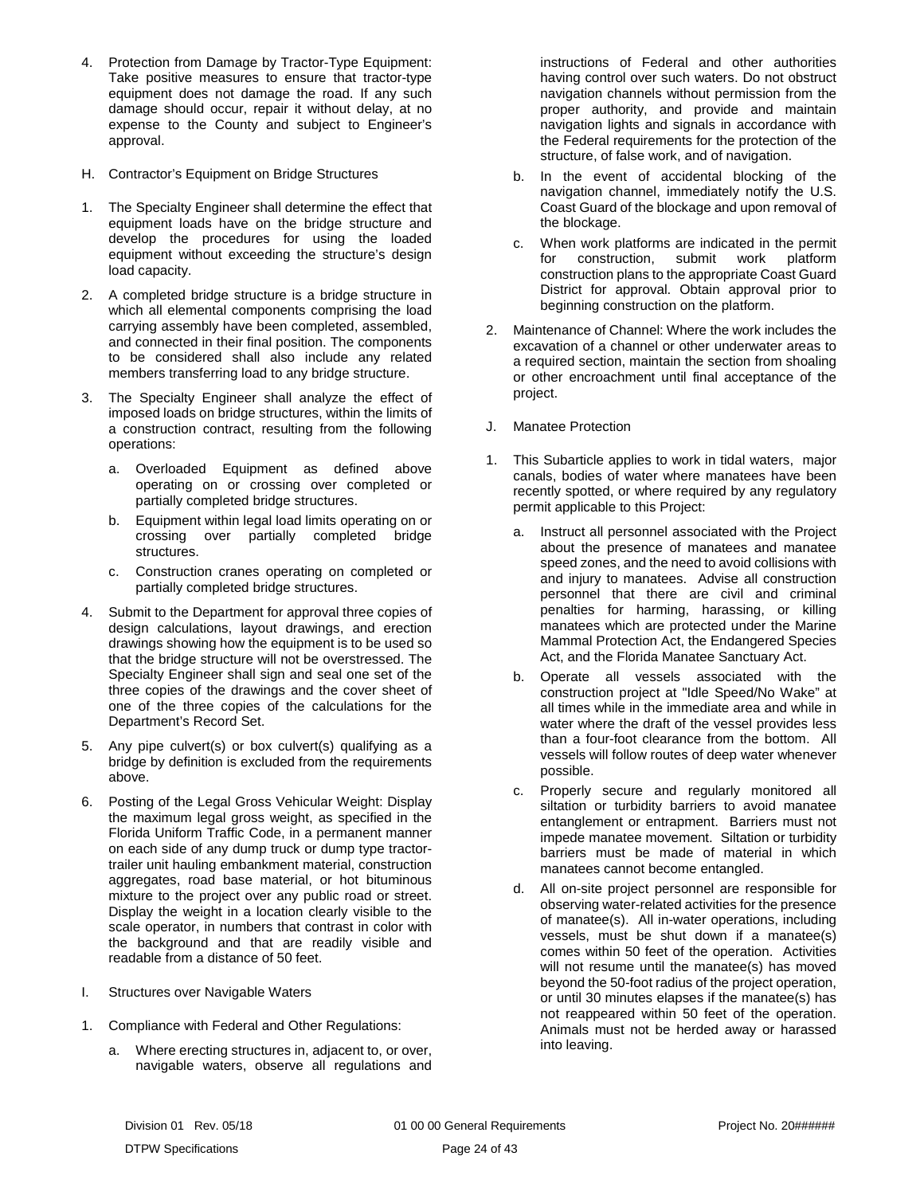4. Protection from Damage by Tractor-Type Equipment: Take positive measures to ensure that tractor-type equipment does not damage the road. If any such damage should occur, repair it without delay, at no expense to the County and subject to Engineer's approval.

H. Contractor's Equipment on Bridge Structures

1. The Specialty Engineer shall determine the effect that equipment loads have on the bridge structure and develop the procedures for using the loaded equipment without exceeding the structure's design load capacity.

2. A completed bridge structure is a bridge structure in which all elemental components comprising the load carrying assembly have been completed, assembled, and connected in their final position. The components to be considered shall also include any related members transferring load to any bridge structure.

3. The Specialty Engineer shall analyze the effect of imposed loads on bridge structures, within the limits of a construction contract, resulting from the following operations:

   a. Overloaded Equipment as defined above operating on or crossing over completed or partially completed bridge structures.

   b. Equipment within legal load limits operating on or crossing over partially completed bridge structures.

   c. Construction cranes operating on completed or partially completed bridge structures.

4. Submit to the Department for approval three copies of design calculations, layout drawings, and erection drawings showing how the equipment is to be used so that the bridge structure will not be overstressed. The Specialty Engineer shall sign and seal one set of the three copies of the drawings and the cover sheet of one of the three copies of the calculations for the Department's Record Set.

5. Any pipe culvert(s) or box culvert(s) qualifying as a bridge by definition is excluded from the requirements above.

6. Posting of the Legal Gross Vehicular Weight: Display the maximum legal gross weight, as specified in the Florida Uniform Traffic Code, in a permanent manner on each side of any dump truck or dump type tractor-trailer unit hauling embankment material, construction aggregates, road base material, or hot bituminous mixture to the project over any public road or street. Display the weight in a location clearly visible to the scale operator, in numbers that contrast in color with the background and that are readily visible and readable from a distance of 50 feet.

I. Structures over Navigable Waters

1. Compliance with Federal and Other Regulations:

   a. Where erecting structures in, adjacent to, or over, navigable waters, observe all regulations and instructions of Federal and other authorities having control over such waters. Do not obstruct navigation channels without permission from the proper authority, and provide and maintain navigation lights and signals in accordance with the Federal requirements for the protection of the structure, of false work, and of navigation.

   b. In the event of accidental blocking of the navigation channel, immediately notify the U.S. Coast Guard of the blockage and upon removal of the blockage.

   c. When work platforms are indicated in the permit for construction, submit work platform construction plans to the appropriate Coast Guard District for approval. Obtain approval prior to beginning construction on the platform.

2. Maintenance of Channel: Where the work includes the excavation of a channel or other underwater areas to a required section, maintain the section from shoaling or other encroachment until final acceptance of the project.

J. Manatee Protection

1. This Subarticle applies to work in tidal waters, major canals, bodies of water where manatees have been recently spotted, or where required by any regulatory permit applicable to this Project:

   a. Instruct all personnel associated with the Project about the presence of manatees and manatee speed zones, and the need to avoid collisions with and injury to manatees. Advise all construction personnel that there are civil and criminal penalties for harming, harassing, or killing manatees which are protected under the Marine Mammal Protection Act, the Endangered Species Act, and the Florida Manatee Sanctuary Act.

   b. Operate all vessels associated with the construction project at "Idle Speed/No Wake" at all times while in the immediate area and while in water where the draft of the vessel provides less than a four-foot clearance from the bottom. All vessels will follow routes of deep water whenever possible.

   c. Properly secure and regularly monitored all siltation or turbidity barriers to avoid manatee entanglement or entrapment. Barriers must not impede manatee movement. Siltation or turbidity barriers must be made of material in which manatees cannot become entangled.

   d. All on-site project personnel are responsible for observing water-related activities for the presence of manatee(s). All in-water operations, including vessels, must be shut down if a manatee(s) comes within 50 feet of the operation. Activities will not resume until the manatee(s) has moved beyond the 50-foot radius of the project operation, or until 30 minutes elapses if the manatee(s) has not reappeared within 50 feet of the operation. Animals must not be herded away or harassed into leaving.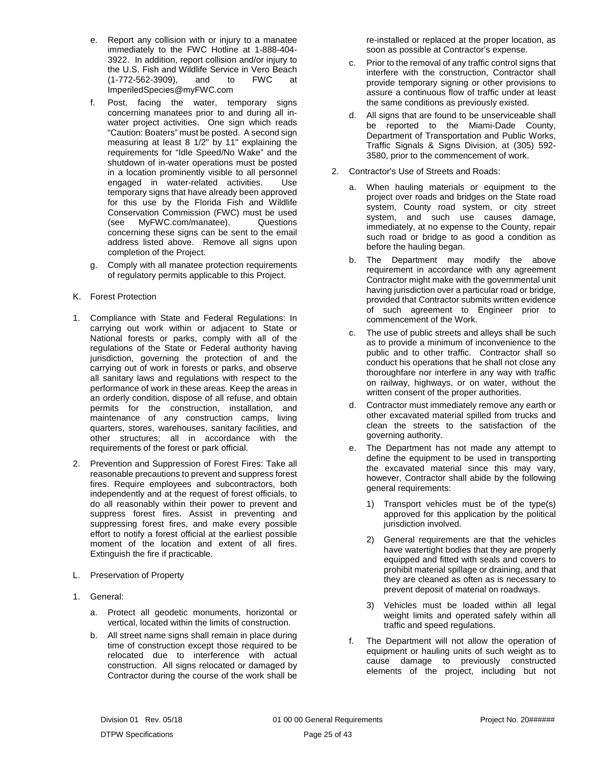e. Report any collision with or injury to a manatee immediately to the FWC Hotline at 1-888-404-3922. In addition, report collision and/or injury to the U.S. Fish and Wildlife Service in Vero Beach (1-772-562-3909), and to FWC at ImperiledSpecies@myFWC.com

f. Post, facing the water, temporary signs concerning manatees prior to and during all in-water project activities. One sign which reads "Caution: Boaters" must be posted. A second sign measuring at least 8 1/2" by 11" explaining the requirements for "Idle Speed/No Wake" and the shutdown of in-water operations must be posted in a location prominently visible to all personnel engaged in water-related activities. Use temporary signs that have already been approved for this use by the Florida Fish and Wildlife Conservation Commission (FWC) must be used (see MyFWC.com/manatee). Questions concerning these signs can be sent to the email address listed above. Remove all signs upon completion of the Project.

g. Comply with all manatee protection requirements of regulatory permits applicable to this Project.

K. Forest Protection

1. Compliance with State and Federal Regulations: In carrying out work within or adjacent to State or National forests or parks, comply with all of the regulations of the State or Federal authority having jurisdiction, governing the protection of and the carrying out of work in forests or parks, and observe all sanitary laws and regulations with respect to the performance of work in these areas. Keep the areas in an orderly condition, dispose of all refuse, and obtain permits for the construction, installation, and maintenance of any construction camps, living quarters, stores, warehouses, sanitary facilities, and other structures; all in accordance with the requirements of the forest or park official.

2. Prevention and Suppression of Forest Fires: Take all reasonable precautions to prevent and suppress forest fires. Require employees and subcontractors, both independently and at the request of forest officials, to do all reasonably within their power to prevent and suppress forest fires. Assist in preventing and suppressing forest fires, and make every possible effort to notify a forest official at the earliest possible moment of the location and extent of all fires. Extinguish the fire if practicable.

L. Preservation of Property

1. General:

   a. Protect all geodetic monuments, horizontal or vertical, located within the limits of construction.

   b. All street name signs shall remain in place during time of construction except those required to be relocated due to interference with actual construction. All signs relocated or damaged by Contractor during the course of the work shall be re-installed or replaced at the proper location, as soon as possible at Contractor's expense.

   c. Prior to the removal of any traffic control signs that interfere with the construction, Contractor shall provide temporary signing or other provisions to assure a continuous flow of traffic under at least the same conditions as previously existed.

   d. All signs that are found to be unserviceable shall be reported to the Miami-Dade County, Department of Transportation and Public Works, Traffic Signals & Signs Division, at (305) 592-3580, prior to the commencement of work.

2. Contractor's Use of Streets and Roads:

   a. When hauling materials or equipment to the project over roads and bridges on the State road system, County road system, or city street system, and such use causes damage, immediately, at no expense to the County, repair such road or bridge to as good a condition as before the hauling began.

   b. The Department may modify the above requirement in accordance with any agreement Contractor might make with the governmental unit having jurisdiction over a particular road or bridge, provided that Contractor submits written evidence of such agreement to Engineer prior to commencement of the Work.

   c. The use of public streets and alleys shall be such as to provide a minimum of inconvenience to the public and to other traffic. Contractor shall so conduct his operations that he shall not close any thoroughfare nor interfere in any way with traffic on railway, highways, or on water, without the written consent of the proper authorities.

   d. Contractor must immediately remove any earth or other excavated material spilled from trucks and clean the streets to the satisfaction of the governing authority.

   e. The Department has not made any attempt to define the equipment to be used in transporting the excavated material since this may vary, however, Contractor shall abide by the following general requirements:

      1) Transport vehicles must be of the type(s) approved for this application by the political jurisdiction involved.

      2) General requirements are that the vehicles have watertight bodies that they are properly equipped and fitted with seals and covers to prohibit material spillage or draining, and that they are cleaned as often as is necessary to prevent deposit of material on roadways.

      3) Vehicles must be loaded within all legal weight limits and operated safely within all traffic and speed regulations.

   f. The Department will not allow the operation of equipment or hauling units of such weight as to cause damage to previously constructed elements of the project, including but not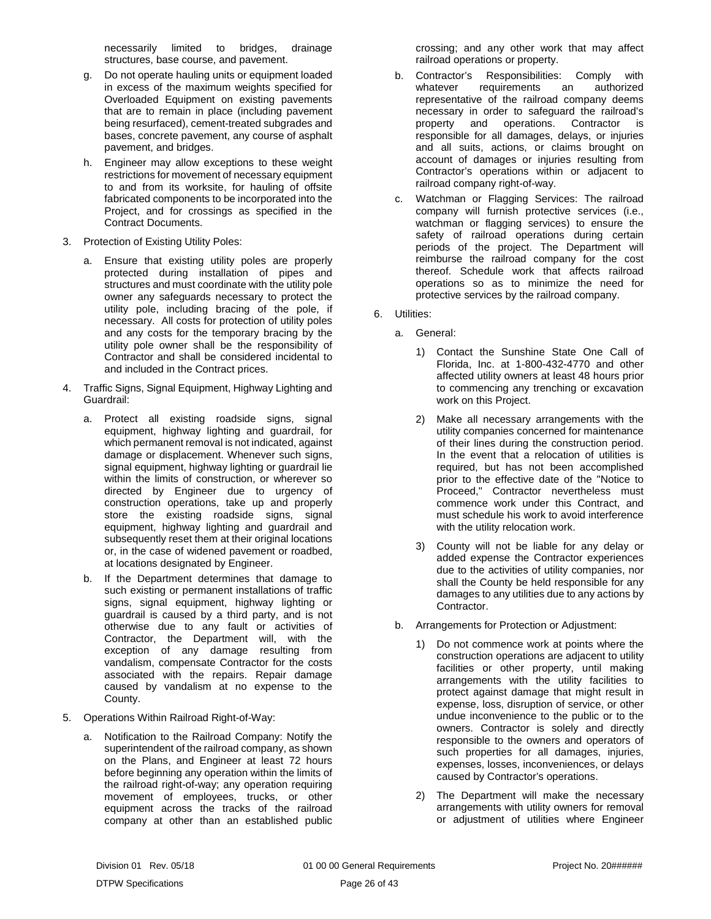necessarily limited to bridges, drainage structures, base course, and pavement.

g. Do not operate hauling units or equipment loaded in excess of the maximum weights specified for Overloaded Equipment on existing pavements that are to remain in place (including pavement being resurfaced), cement-treated subgrades and bases, concrete pavement, any course of asphalt pavement, and bridges.

h. Engineer may allow exceptions to these weight restrictions for movement of necessary equipment to and from its worksite, for hauling of offsite fabricated components to be incorporated into the Project, and for crossings as specified in the Contract Documents.

3. Protection of Existing Utility Poles:

   a. Ensure that existing utility poles are properly protected during installation of pipes and structures and must coordinate with the utility pole owner any safeguards necessary to protect the utility pole, including bracing of the pole, if necessary. All costs for protection of utility poles and any costs for the temporary bracing by the utility pole owner shall be the responsibility of Contractor and shall be considered incidental to and included in the Contract prices.

4. Traffic Signs, Signal Equipment, Highway Lighting and Guardrail:

   a. Protect all existing roadside signs, signal equipment, highway lighting and guardrail, for which permanent removal is not indicated, against damage or displacement. Whenever such signs, signal equipment, highway lighting or guardrail lie within the limits of construction, or wherever so directed by Engineer due to urgency of construction operations, take up and properly store the existing roadside signs, signal equipment, highway lighting and guardrail and subsequently reset them at their original locations or, in the case of widened pavement or roadbed, at locations designated by Engineer.

   b. If the Department determines that damage to such existing or permanent installations of traffic signs, signal equipment, highway lighting or guardrail is caused by a third party, and is not otherwise due to any fault or activities of Contractor, the Department will, with the exception of any damage resulting from vandalism, compensate Contractor for the costs associated with the repairs. Repair damage caused by vandalism at no expense to the County.

5. Operations Within Railroad Right-of-Way:

   a. Notification to the Railroad Company: Notify the superintendent of the railroad company, as shown on the Plans, and Engineer at least 72 hours before beginning any operation within the limits of the railroad right-of-way; any operation requiring movement of employees, trucks, or other equipment across the tracks of the railroad company at other than an established public crossing; and any other work that may affect railroad operations or property.

   b. Contractor's Responsibilities: Comply with whatever requirements an authorized representative of the railroad company deems necessary in order to safeguard the railroad's property and operations. Contractor is responsible for all damages, delays, or injuries and all suits, actions, or claims brought on account of damages or injuries resulting from Contractor's operations within or adjacent to railroad company right-of-way.

   c. Watchman or Flagging Services: The railroad company will furnish protective services (i.e., watchman or flagging services) to ensure the safety of railroad operations during certain periods of the project. The Department will reimburse the railroad company for the cost thereof. Schedule work that affects railroad operations so as to minimize the need for protective services by the railroad company.

6. Utilities:

   a. General:

      1) Contact the Sunshine State One Call of Florida, Inc. at 1-800-432-4770 and other affected utility owners at least 48 hours prior to commencing any trenching or excavation work on this Project.

      2) Make all necessary arrangements with the utility companies concerned for maintenance of their lines during the construction period. In the event that a relocation of utilities is required, but has not been accomplished prior to the effective date of the "Notice to Proceed," Contractor nevertheless must commence work under this Contract, and must schedule his work to avoid interference with the utility relocation work.

      3) County will not be liable for any delay or added expense the Contractor experiences due to the activities of utility companies, nor shall the County be held responsible for any damages to any utilities due to any actions by Contractor.

   b. Arrangements for Protection or Adjustment:

      1) Do not commence work at points where the construction operations are adjacent to utility facilities or other property, until making arrangements with the utility facilities to protect against damage that might result in expense, loss, disruption of service, or other undue inconvenience to the public or to the owners. Contractor is solely and directly responsible to the owners and operators of such properties for all damages, injuries, expenses, losses, inconveniences, or delays caused by Contractor's operations.

      2) The Department will make the necessary arrangements with utility owners for removal or adjustment of utilities where Engineer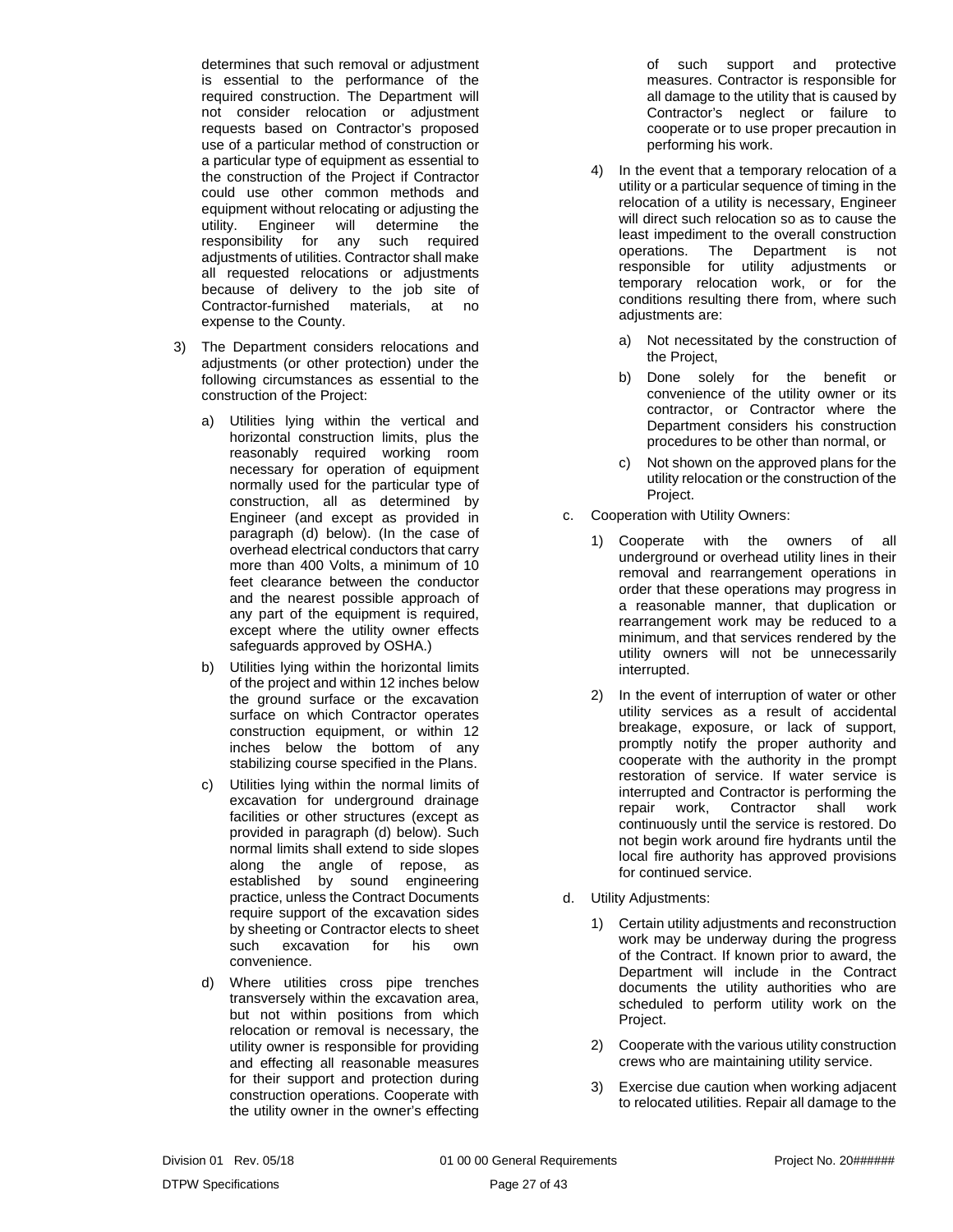determines that such removal or adjustment is essential to the performance of the required construction. The Department will not consider relocation or adjustment requests based on Contractor's proposed use of a particular method of construction or a particular type of equipment as essential to the construction of the Project if Contractor could use other common methods and equipment without relocating or adjusting the utility. Engineer will determine the responsibility for any such required adjustments of utilities. Contractor shall make all requested relocations or adjustments because of delivery to the job site of Contractor-furnished materials, at no expense to the County.

3) The Department considers relocations and adjustments (or other protection) under the following circumstances as essential to the construction of the Project:

   a) Utilities lying within the vertical and horizontal construction limits, plus the reasonably required working room necessary for operation of equipment normally used for the particular type of construction, all as determined by Engineer (and except as provided in paragraph (d) below). (In the case of overhead electrical conductors that carry more than 400 Volts, a minimum of 10 feet clearance between the conductor and the nearest possible approach of any part of the equipment is required, except where the utility owner effects safeguards approved by OSHA.)

   b) Utilities lying within the horizontal limits of the project and within 12 inches below the ground surface or the excavation surface on which Contractor operates construction equipment, or within 12 inches below the bottom of any stabilizing course specified in the Plans.

   c) Utilities lying within the normal limits of excavation for underground drainage facilities or other structures (except as provided in paragraph (d) below). Such normal limits shall extend to side slopes along the angle of repose, as established by sound engineering practice, unless the Contract Documents require support of the excavation sides by sheeting or Contractor elects to sheet such excavation for his own convenience.

   d) Where utilities cross pipe trenches transversely within the excavation area, but not within positions from which relocation or removal is necessary, the utility owner is responsible for providing and effecting all reasonable measures for their support and protection during construction operations. Cooperate with the utility owner in the owner's effecting of such support and protective measures. Contractor is responsible for all damage to the utility that is caused by Contractor's neglect or failure to cooperate or to use proper precaution in performing his work.

4) In the event that a temporary relocation of a utility or a particular sequence of timing in the relocation of a utility is necessary, Engineer will direct such relocation so as to cause the least impediment to the overall construction operations. The Department is not responsible for utility adjustments or temporary relocation work, or for the conditions resulting there from, where such adjustments are:

   a) Not necessitated by the construction of the Project,

   b) Done solely for the benefit or convenience of the utility owner or its contractor, or Contractor where the Department considers his construction procedures to be other than normal, or

   c) Not shown on the approved plans for the utility relocation or the construction of the Project.

c. Cooperation with Utility Owners:

   1) Cooperate with the owners of all underground or overhead utility lines in their removal and rearrangement operations in order that these operations may progress in a reasonable manner, that duplication or rearrangement work may be reduced to a minimum, and that services rendered by the utility owners will not be unnecessarily interrupted.

   2) In the event of interruption of water or other utility services as a result of accidental breakage, exposure, or lack of support, promptly notify the proper authority and cooperate with the authority in the prompt restoration of service. If water service is interrupted and Contractor is performing the repair work, Contractor shall work continuously until the service is restored. Do not begin work around fire hydrants until the local fire authority has approved provisions for continued service.

d. Utility Adjustments:

   1) Certain utility adjustments and reconstruction work may be underway during the progress of the Contract. If known prior to award, the Department will include in the Contract documents the utility authorities who are scheduled to perform utility work on the Project.

   2) Cooperate with the various utility construction crews who are maintaining utility service.

   3) Exercise due caution when working adjacent to relocated utilities. Repair all damage to the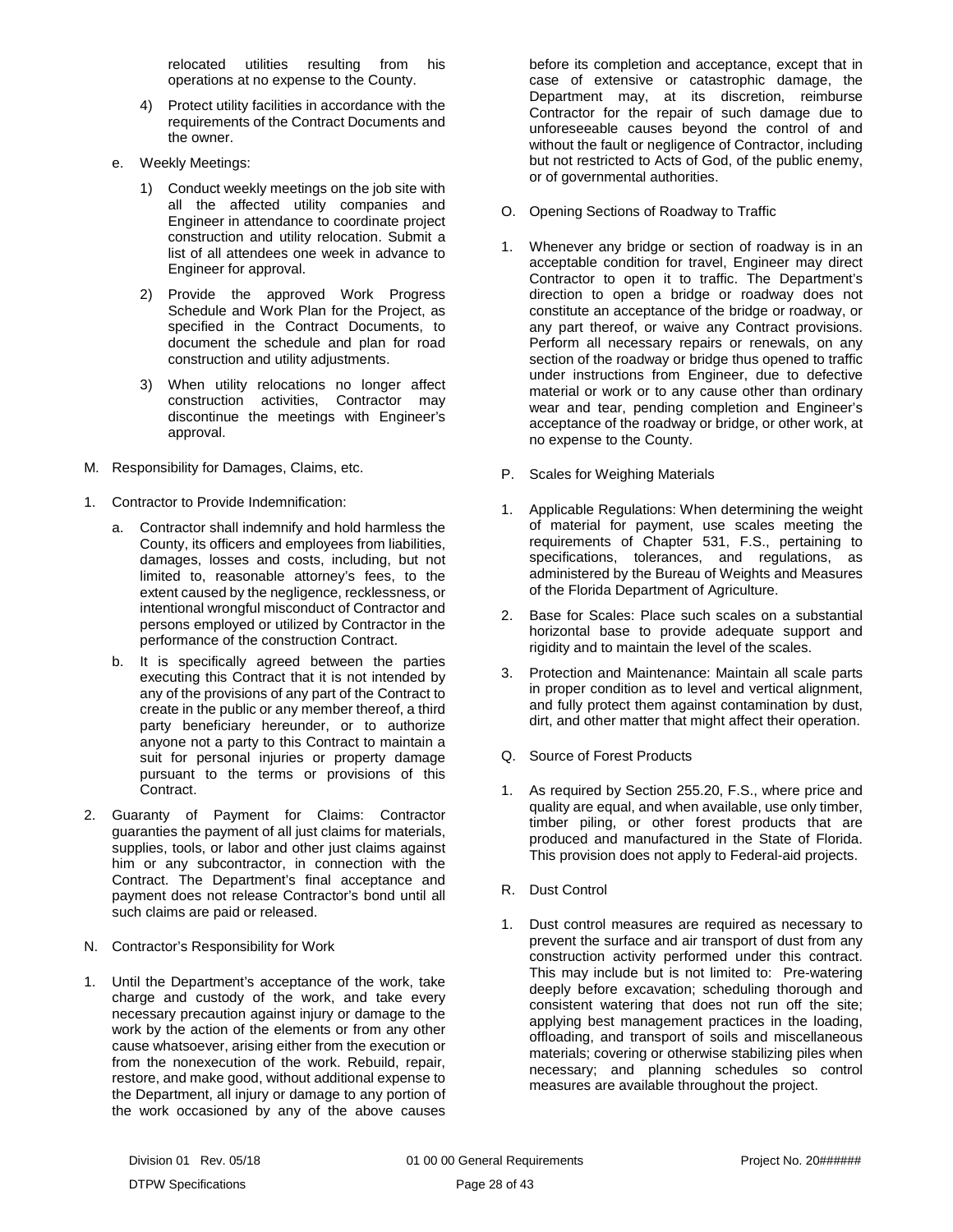relocated utilities resulting from his operations at no expense to the County.

4) Protect utility facilities in accordance with the requirements of the Contract Documents and the owner.

e. Weekly Meetings:

1) Conduct weekly meetings on the job site with all the affected utility companies and Engineer in attendance to coordinate project construction and utility relocation. Submit a list of all attendees one week in advance to Engineer for approval.

2) Provide the approved Work Progress Schedule and Work Plan for the Project, as specified in the Contract Documents, to document the schedule and plan for road construction and utility adjustments.

3) When utility relocations no longer affect construction activities, Contractor may discontinue the meetings with Engineer's approval.

M. Responsibility for Damages, Claims, etc.

1. Contractor to Provide Indemnification:

a. Contractor shall indemnify and hold harmless the County, its officers and employees from liabilities, damages, losses and costs, including, but not limited to, reasonable attorney's fees, to the extent caused by the negligence, recklessness, or intentional wrongful misconduct of Contractor and persons employed or utilized by Contractor in the performance of the construction Contract.

b. It is specifically agreed between the parties executing this Contract that it is not intended by any of the provisions of any part of the Contract to create in the public or any member thereof, a third party beneficiary hereunder, or to authorize anyone not a party to this Contract to maintain a suit for personal injuries or property damage pursuant to the terms or provisions of this Contract.

2. Guaranty of Payment for Claims: Contractor guaranties the payment of all just claims for materials, supplies, tools, or labor and other just claims against him or any subcontractor, in connection with the Contract. The Department's final acceptance and payment does not release Contractor's bond until all such claims are paid or released.

N. Contractor's Responsibility for Work

1. Until the Department's acceptance of the work, take charge and custody of the work, and take every necessary precaution against injury or damage to the work by the action of the elements or from any other cause whatsoever, arising either from the execution or from the nonexecution of the work. Rebuild, repair, restore, and make good, without additional expense to the Department, all injury or damage to any portion of the work occasioned by any of the above causes before its completion and acceptance, except that in case of extensive or catastrophic damage, the Department may, at its discretion, reimburse Contractor for the repair of such damage due to unforeseeable causes beyond the control of and without the fault or negligence of Contractor, including but not restricted to Acts of God, of the public enemy, or of governmental authorities.

O. Opening Sections of Roadway to Traffic

1. Whenever any bridge or section of roadway is in an acceptable condition for travel, Engineer may direct Contractor to open it to traffic. The Department's direction to open a bridge or roadway does not constitute an acceptance of the bridge or roadway, or any part thereof, or waive any Contract provisions. Perform all necessary repairs or renewals, on any section of the roadway or bridge thus opened to traffic under instructions from Engineer, due to defective material or work or to any cause other than ordinary wear and tear, pending completion and Engineer's acceptance of the roadway or bridge, or other work, at no expense to the County.

P. Scales for Weighing Materials

1. Applicable Regulations: When determining the weight of material for payment, use scales meeting the requirements of Chapter 531, F.S., pertaining to specifications, tolerances, and regulations, as administered by the Bureau of Weights and Measures of the Florida Department of Agriculture.

2. Base for Scales: Place such scales on a substantial horizontal base to provide adequate support and rigidity and to maintain the level of the scales.

3. Protection and Maintenance: Maintain all scale parts in proper condition as to level and vertical alignment, and fully protect them against contamination by dust, dirt, and other matter that might affect their operation.

Q. Source of Forest Products

1. As required by Section 255.20, F.S., where price and quality are equal, and when available, use only timber, timber piling, or other forest products that are produced and manufactured in the State of Florida. This provision does not apply to Federal-aid projects.

R. Dust Control

1. Dust control measures are required as necessary to prevent the surface and air transport of dust from any construction activity performed under this contract. This may include but is not limited to: Pre-watering deeply before excavation; scheduling thorough and consistent watering that does not run off the site; applying best management practices in the loading, offloading, and transport of soils and miscellaneous materials; covering or otherwise stabilizing piles when necessary; and planning schedules so control measures are available throughout the project.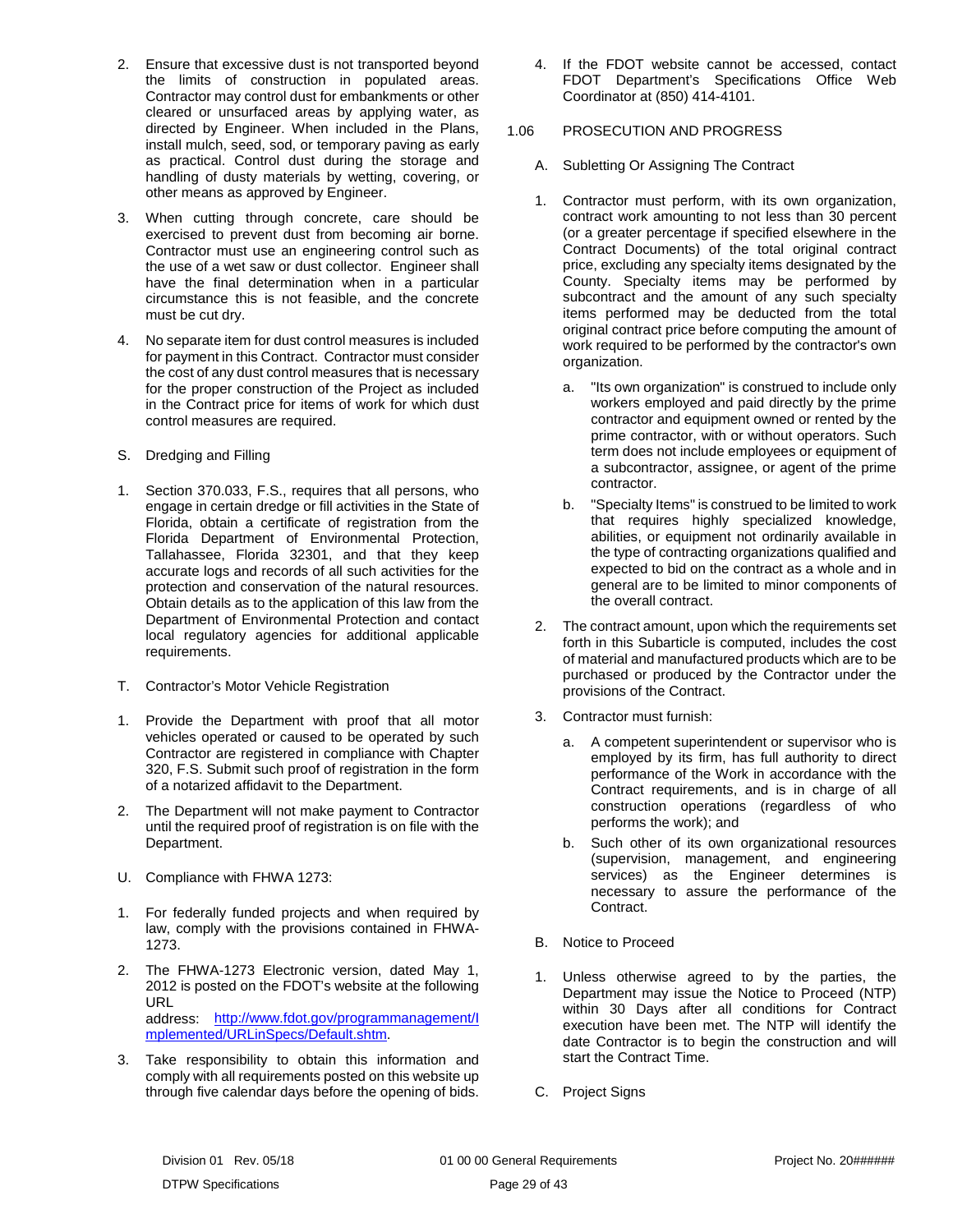2. Ensure that excessive dust is not transported beyond the limits of construction in populated areas. Contractor may control dust for embankments or other cleared or unsurfaced areas by applying water, as directed by Engineer. When included in the Plans, install mulch, seed, sod, or temporary paving as early as practical. Control dust during the storage and handling of dusty materials by wetting, covering, or other means as approved by Engineer.

3. When cutting through concrete, care should be exercised to prevent dust from becoming air borne. Contractor must use an engineering control such as the use of a wet saw or dust collector. Engineer shall have the final determination when in a particular circumstance this is not feasible, and the concrete must be cut dry.

4. No separate item for dust control measures is included for payment in this Contract. Contractor must consider the cost of any dust control measures that is necessary for the proper construction of the Project as included in the Contract price for items of work for which dust control measures are required.

S. Dredging and Filling

1. Section 370.033, F.S., requires that all persons, who engage in certain dredge or fill activities in the State of Florida, obtain a certificate of registration from the Florida Department of Environmental Protection, Tallahassee, Florida 32301, and that they keep accurate logs and records of all such activities for the protection and conservation of the natural resources. Obtain details as to the application of this law from the Department of Environmental Protection and contact local regulatory agencies for additional applicable requirements.

T. Contractor's Motor Vehicle Registration

1. Provide the Department with proof that all motor vehicles operated or caused to be operated by such Contractor are registered in compliance with Chapter 320, F.S. Submit such proof of registration in the form of a notarized affidavit to the Department.

2. The Department will not make payment to Contractor until the required proof of registration is on file with the Department.

U. Compliance with FHWA 1273:

1. For federally funded projects and when required by law, comply with the provisions contained in FHWA-1273.

2. The FHWA-1273 Electronic version, dated May 1, 2012 is posted on the FDOT's website at the following URL address: http://www.fdot.gov/programmanagement/Implemented/URLinSpecs/Default.shtm.

3. Take responsibility to obtain this information and comply with all requirements posted on this website up through five calendar days before the opening of bids.

4. If the FDOT website cannot be accessed, contact FDOT Department's Specifications Office Web Coordinator at (850) 414-4101.

1.06 PROSECUTION AND PROGRESS

A. Subletting Or Assigning The Contract

1. Contractor must perform, with its own organization, contract work amounting to not less than 30 percent (or a greater percentage if specified elsewhere in the Contract Documents) of the total original contract price, excluding any specialty items designated by the County. Specialty items may be performed by subcontract and the amount of any such specialty items performed may be deducted from the total original contract price before computing the amount of work required to be performed by the contractor's own organization.

   a. "Its own organization" is construed to include only workers employed and paid directly by the prime contractor and equipment owned or rented by the prime contractor, with or without operators. Such term does not include employees or equipment of a subcontractor, assignee, or agent of the prime contractor.

   b. "Specialty Items" is construed to be limited to work that requires highly specialized knowledge, abilities, or equipment not ordinarily available in the type of contracting organizations qualified and expected to bid on the contract as a whole and in general are to be limited to minor components of the overall contract.

2. The contract amount, upon which the requirements set forth in this Subarticle is computed, includes the cost of material and manufactured products which are to be purchased or produced by the Contractor under the provisions of the Contract.

3. Contractor must furnish:

   a. A competent superintendent or supervisor who is employed by its firm, has full authority to direct performance of the Work in accordance with the Contract requirements, and is in charge of all construction operations (regardless of who performs the work); and

   b. Such other of its own organizational resources (supervision, management, and engineering services) as the Engineer determines is necessary to assure the performance of the Contract.

B. Notice to Proceed

1. Unless otherwise agreed to by the parties, the Department may issue the Notice to Proceed (NTP) within 30 Days after all conditions for Contract execution have been met. The NTP will identify the date Contractor is to begin the construction and will start the Contract Time.

C. Project Signs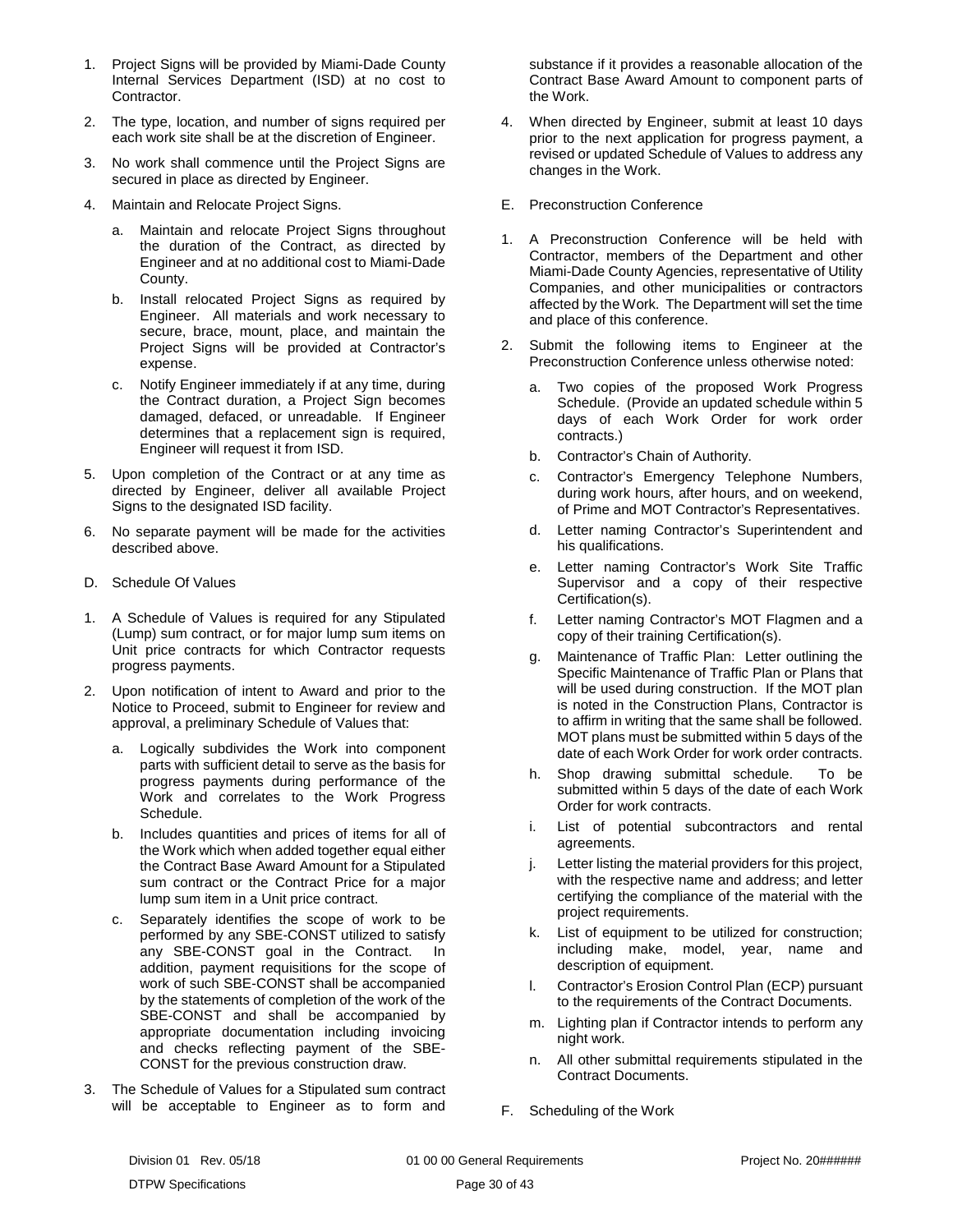1. Project Signs will be provided by Miami-Dade County Internal Services Department (ISD) at no cost to Contractor.
2. The type, location, and number of signs required per each work site shall be at the discretion of Engineer.
3. No work shall commence until the Project Signs are secured in place as directed by Engineer.
4. Maintain and Relocate Project Signs.
   a. Maintain and relocate Project Signs throughout the duration of the Contract, as directed by Engineer and at no additional cost to Miami-Dade County.
   b. Install relocated Project Signs as required by Engineer. All materials and work necessary to secure, brace, mount, place, and maintain the Project Signs will be provided at Contractor's expense.
   c. Notify Engineer immediately if at any time, during the Contract duration, a Project Sign becomes damaged, defaced, or unreadable. If Engineer determines that a replacement sign is required, Engineer will request it from ISD.
5. Upon completion of the Contract or at any time as directed by Engineer, deliver all available Project Signs to the designated ISD facility.
6. No separate payment will be made for the activities described above.

D. Schedule Of Values

1. A Schedule of Values is required for any Stipulated (Lump) sum contract, or for major lump sum items on Unit price contracts for which Contractor requests progress payments.
2. Upon notification of intent to Award and prior to the Notice to Proceed, submit to Engineer for review and approval, a preliminary Schedule of Values that:
   a. Logically subdivides the Work into component parts with sufficient detail to serve as the basis for progress payments during performance of the Work and correlates to the Work Progress Schedule.
   b. Includes quantities and prices of items for all of the Work which when added together equal either the Contract Base Award Amount for a Stipulated sum contract or the Contract Price for a major lump sum item in a Unit price contract.
   c. Separately identifies the scope of work to be performed by any SBE-CONST utilized to satisfy any SBE-CONST goal in the Contract. In addition, payment requisitions for the scope of work of such SBE-CONST shall be accompanied by the statements of completion of the work of the SBE-CONST and shall be accompanied by appropriate documentation including invoicing and checks reflecting payment of the SBE-CONST for the previous construction draw.
3. The Schedule of Values for a Stipulated sum contract will be acceptable to Engineer as to form and substance if it provides a reasonable allocation of the Contract Base Award Amount to component parts of the Work.
4. When directed by Engineer, submit at least 10 days prior to the next application for progress payment, a revised or updated Schedule of Values to address any changes in the Work.

E. Preconstruction Conference

1. A Preconstruction Conference will be held with Contractor, members of the Department and other Miami-Dade County Agencies, representative of Utility Companies, and other municipalities or contractors affected by the Work. The Department will set the time and place of this conference.
2. Submit the following items to Engineer at the Preconstruction Conference unless otherwise noted:
   a. Two copies of the proposed Work Progress Schedule. (Provide an updated schedule within 5 days of each Work Order for work order contracts.)
   b. Contractor's Chain of Authority.
   c. Contractor's Emergency Telephone Numbers, during work hours, after hours, and on weekend, of Prime and MOT Contractor's Representatives.
   d. Letter naming Contractor's Superintendent and his qualifications.
   e. Letter naming Contractor's Work Site Traffic Supervisor and a copy of their respective Certification(s).
   f. Letter naming Contractor's MOT Flagmen and a copy of their training Certification(s).
   g. Maintenance of Traffic Plan: Letter outlining the Specific Maintenance of Traffic Plan or Plans that will be used during construction. If the MOT plan is noted in the Construction Plans, Contractor is to affirm in writing that the same shall be followed. MOT plans must be submitted within 5 days of the date of each Work Order for work order contracts.
   h. Shop drawing submittal schedule. To be submitted within 5 days of the date of each Work Order for work contracts.
   i. List of potential subcontractors and rental agreements.
   j. Letter listing the material providers for this project, with the respective name and address; and letter certifying the compliance of the material with the project requirements.
   k. List of equipment to be utilized for construction; including make, model, year, name and description of equipment.
   l. Contractor's Erosion Control Plan (ECP) pursuant to the requirements of the Contract Documents.
   m. Lighting plan if Contractor intends to perform any night work.
   n. All other submittal requirements stipulated in the Contract Documents.

F. Scheduling of the Work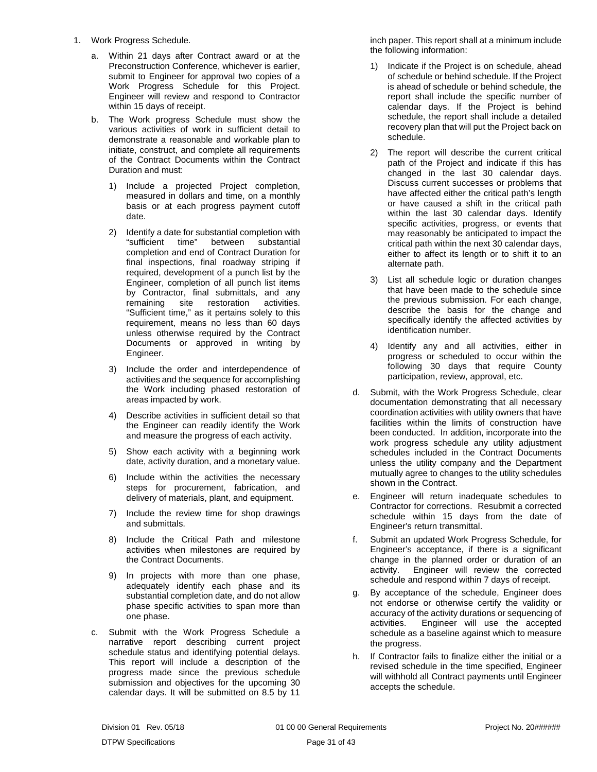1. Work Progress Schedule.

   a. Within 21 days after Contract award or at the Preconstruction Conference, whichever is earlier, submit to Engineer for approval two copies of a Work Progress Schedule for this Project. Engineer will review and respond to Contractor within 15 days of receipt.

   b. The Work progress Schedule must show the various activities of work in sufficient detail to demonstrate a reasonable and workable plan to initiate, construct, and complete all requirements of the Contract Documents within the Contract Duration and must:

      1) Include a projected Project completion, measured in dollars and time, on a monthly basis or at each progress payment cutoff date.

      2) Identify a date for substantial completion with "sufficient time" between substantial completion and end of Contract Duration for final inspections, final roadway striping if required, development of a punch list by the Engineer, completion of all punch list items by Contractor, final submittals, and any remaining site restoration activities. "Sufficient time," as it pertains solely to this requirement, means no less than 60 days unless otherwise required by the Contract Documents or approved in writing by Engineer.

      3) Include the order and interdependence of activities and the sequence for accomplishing the Work including phased restoration of areas impacted by work.

      4) Describe activities in sufficient detail so that the Engineer can readily identify the Work and measure the progress of each activity.

      5) Show each activity with a beginning work date, activity duration, and a monetary value.

      6) Include within the activities the necessary steps for procurement, fabrication, and delivery of materials, plant, and equipment.

      7) Include the review time for shop drawings and submittals.

      8) Include the Critical Path and milestone activities when milestones are required by the Contract Documents.

      9) In projects with more than one phase, adequately identify each phase and its substantial completion date, and do not allow phase specific activities to span more than one phase.

   c. Submit with the Work Progress Schedule a narrative report describing current project schedule status and identifying potential delays. This report will include a description of the progress made since the previous schedule submission and objectives for the upcoming 30 calendar days. It will be submitted on 8.5 by 11 inch paper. This report shall at a minimum include the following information:

      1) Indicate if the Project is on schedule, ahead of schedule or behind schedule. If the Project is ahead of schedule or behind schedule, the report shall include the specific number of calendar days. If the Project is behind schedule, the report shall include a detailed recovery plan that will put the Project back on schedule.

      2) The report will describe the current critical path of the Project and indicate if this has changed in the last 30 calendar days. Discuss current successes or problems that have affected either the critical path's length or have caused a shift in the critical path within the last 30 calendar days. Identify specific activities, progress, or events that may reasonably be anticipated to impact the critical path within the next 30 calendar days, either to affect its length or to shift it to an alternate path.

      3) List all schedule logic or duration changes that have been made to the schedule since the previous submission. For each change, describe the basis for the change and specifically identify the affected activities by identification number.

      4) Identify any and all activities, either in progress or scheduled to occur within the following 30 days that require County participation, review, approval, etc.

   d. Submit, with the Work Progress Schedule, clear documentation demonstrating that all necessary coordination activities with utility owners that have facilities within the limits of construction have been conducted. In addition, incorporate into the work progress schedule any utility adjustment schedules included in the Contract Documents unless the utility company and the Department mutually agree to changes to the utility schedules shown in the Contract.

   e. Engineer will return inadequate schedules to Contractor for corrections. Resubmit a corrected schedule within 15 days from the date of Engineer's return transmittal.

   f. Submit an updated Work Progress Schedule, for Engineer's acceptance, if there is a significant change in the planned order or duration of an activity. Engineer will review the corrected schedule and respond within 7 days of receipt.

   g. By acceptance of the schedule, Engineer does not endorse or otherwise certify the validity or accuracy of the activity durations or sequencing of activities. Engineer will use the accepted schedule as a baseline against which to measure the progress.

   h. If Contractor fails to finalize either the initial or a revised schedule in the time specified, Engineer will withhold all Contract payments until Engineer accepts the schedule.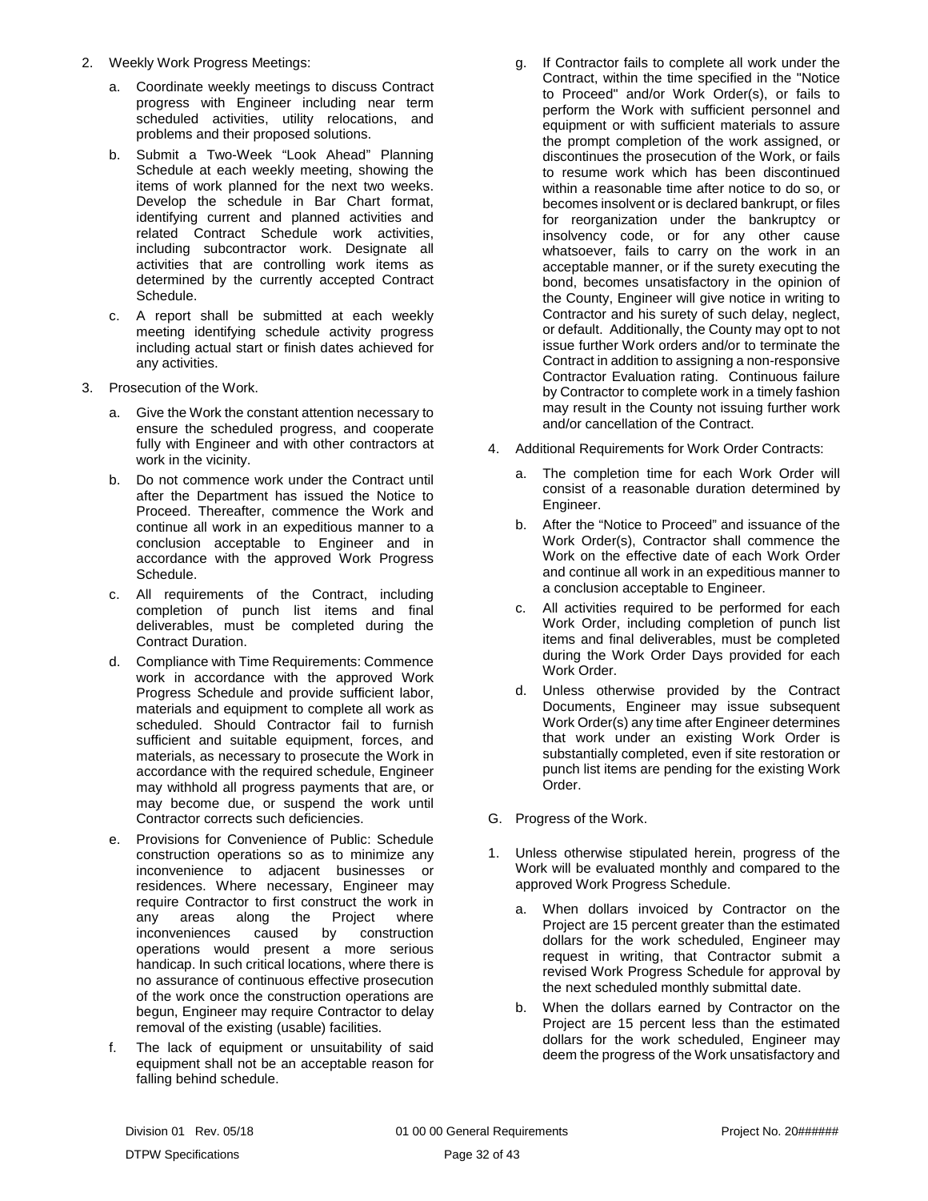2. Weekly Work Progress Meetings:

   a. Coordinate weekly meetings to discuss Contract progress with Engineer including near term scheduled activities, utility relocations, and problems and their proposed solutions.

   b. Submit a Two-Week "Look Ahead" Planning Schedule at each weekly meeting, showing the items of work planned for the next two weeks. Develop the schedule in Bar Chart format, identifying current and planned activities and related Contract Schedule work activities, including subcontractor work. Designate all activities that are controlling work items as determined by the currently accepted Contract Schedule.

   c. A report shall be submitted at each weekly meeting identifying schedule activity progress including actual start or finish dates achieved for any activities.

3. Prosecution of the Work.

   a. Give the Work the constant attention necessary to ensure the scheduled progress, and cooperate fully with Engineer and with other contractors at work in the vicinity.

   b. Do not commence work under the Contract until after the Department has issued the Notice to Proceed. Thereafter, commence the Work and continue all work in an expeditious manner to a conclusion acceptable to Engineer and in accordance with the approved Work Progress Schedule.

   c. All requirements of the Contract, including completion of punch list items and final deliverables, must be completed during the Contract Duration.

   d. Compliance with Time Requirements: Commence work in accordance with the approved Work Progress Schedule and provide sufficient labor, materials and equipment to complete all work as scheduled. Should Contractor fail to furnish sufficient and suitable equipment, forces, and materials, as necessary to prosecute the Work in accordance with the required schedule, Engineer may withhold all progress payments that are, or may become due, or suspend the work until Contractor corrects such deficiencies.

   e. Provisions for Convenience of Public: Schedule construction operations so as to minimize any inconvenience to adjacent businesses or residences. Where necessary, Engineer may require Contractor to first construct the work in any areas along the Project where inconveniences caused by construction operations would present a more serious handicap. In such critical locations, where there is no assurance of continuous effective prosecution of the work once the construction operations are begun, Engineer may require Contractor to delay removal of the existing (usable) facilities.

   f. The lack of equipment or unsuitability of said equipment shall not be an acceptable reason for falling behind schedule.

   g. If Contractor fails to complete all work under the Contract, within the time specified in the "Notice to Proceed" and/or Work Order(s), or fails to perform the Work with sufficient personnel and equipment or with sufficient materials to assure the prompt completion of the work assigned, or discontinues the prosecution of the Work, or fails to resume work which has been discontinued within a reasonable time after notice to do so, or becomes insolvent or is declared bankrupt, or files for reorganization under the bankruptcy or insolvency code, or for any other cause whatsoever, fails to carry on the work in an acceptable manner, or if the surety executing the bond, becomes unsatisfactory in the opinion of the County, Engineer will give notice in writing to Contractor and his surety of such delay, neglect, or default. Additionally, the County may opt to not issue further Work orders and/or to terminate the Contract in addition to assigning a non-responsive Contractor Evaluation rating. Continuous failure by Contractor to complete work in a timely fashion may result in the County not issuing further work and/or cancellation of the Contract.

4. Additional Requirements for Work Order Contracts:

   a. The completion time for each Work Order will consist of a reasonable duration determined by Engineer.

   b. After the "Notice to Proceed" and issuance of the Work Order(s), Contractor shall commence the Work on the effective date of each Work Order and continue all work in an expeditious manner to a conclusion acceptable to Engineer.

   c. All activities required to be performed for each Work Order, including completion of punch list items and final deliverables, must be completed during the Work Order Days provided for each Work Order.

   d. Unless otherwise provided by the Contract Documents, Engineer may issue subsequent Work Order(s) any time after Engineer determines that work under an existing Work Order is substantially completed, even if site restoration or punch list items are pending for the existing Work Order.

G. Progress of the Work.

1. Unless otherwise stipulated herein, progress of the Work will be evaluated monthly and compared to the approved Work Progress Schedule.

   a. When dollars invoiced by Contractor on the Project are 15 percent greater than the estimated dollars for the work scheduled, Engineer may request in writing, that Contractor submit a revised Work Progress Schedule for approval by the next scheduled monthly submittal date.

   b. When the dollars earned by Contractor on the Project are 15 percent less than the estimated dollars for the work scheduled, Engineer may deem the progress of the Work unsatisfactory and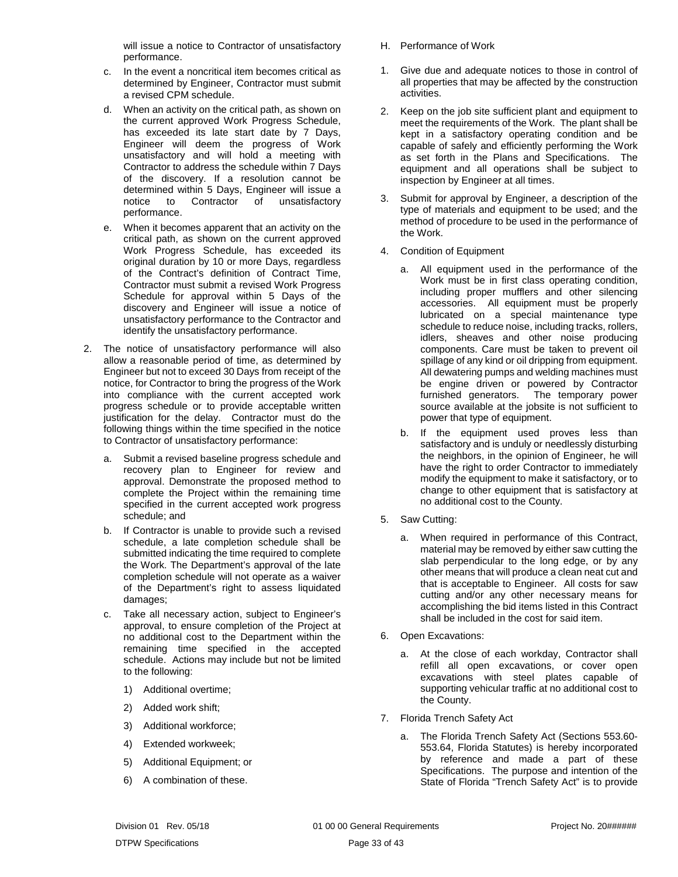will issue a notice to Contractor of unsatisfactory performance.

c. In the event a noncritical item becomes critical as determined by Engineer, Contractor must submit a revised CPM schedule.

d. When an activity on the critical path, as shown on the current approved Work Progress Schedule, has exceeded its late start date by 7 Days, Engineer will deem the progress of Work unsatisfactory and will hold a meeting with Contractor to address the schedule within 7 Days of the discovery. If a resolution cannot be determined within 5 Days, Engineer will issue a notice to Contractor of unsatisfactory performance.

e. When it becomes apparent that an activity on the critical path, as shown on the current approved Work Progress Schedule, has exceeded its original duration by 10 or more Days, regardless of the Contract's definition of Contract Time, Contractor must submit a revised Work Progress Schedule for approval within 5 Days of the discovery and Engineer will issue a notice of unsatisfactory performance to the Contractor and identify the unsatisfactory performance.

2. The notice of unsatisfactory performance will also allow a reasonable period of time, as determined by Engineer but not to exceed 30 Days from receipt of the notice, for Contractor to bring the progress of the Work into compliance with the current accepted work progress schedule or to provide acceptable written justification for the delay. Contractor must do the following things within the time specified in the notice to Contractor of unsatisfactory performance:

   a. Submit a revised baseline progress schedule and recovery plan to Engineer for review and approval. Demonstrate the proposed method to complete the Project within the remaining time specified in the current accepted work progress schedule; and

   b. If Contractor is unable to provide such a revised schedule, a late completion schedule shall be submitted indicating the time required to complete the Work. The Department's approval of the late completion schedule will not operate as a waiver of the Department's right to assess liquidated damages;

   c. Take all necessary action, subject to Engineer's approval, to ensure completion of the Project at no additional cost to the Department within the remaining time specified in the accepted schedule. Actions may include but not be limited to the following:

      1) Additional overtime;

      2) Added work shift;

      3) Additional workforce;

      4) Extended workweek;

      5) Additional Equipment; or

      6) A combination of these.

H. Performance of Work

1. Give due and adequate notices to those in control of all properties that may be affected by the construction activities.

2. Keep on the job site sufficient plant and equipment to meet the requirements of the Work. The plant shall be kept in a satisfactory operating condition and be capable of safely and efficiently performing the Work as set forth in the Plans and Specifications. The equipment and all operations shall be subject to inspection by Engineer at all times.

3. Submit for approval by Engineer, a description of the type of materials and equipment to be used; and the method of procedure to be used in the performance of the Work.

4. Condition of Equipment

   a. All equipment used in the performance of the Work must be in first class operating condition, including proper mufflers and other silencing accessories. All equipment must be properly lubricated on a special maintenance type schedule to reduce noise, including tracks, rollers, idlers, sheaves and other noise producing components. Care must be taken to prevent oil spillage of any kind or oil dripping from equipment. All dewatering pumps and welding machines must be engine driven or powered by Contractor furnished generators. The temporary power source available at the jobsite is not sufficient to power that type of equipment.

   b. If the equipment used proves less than satisfactory and is unduly or needlessly disturbing the neighbors, in the opinion of Engineer, he will have the right to order Contractor to immediately modify the equipment to make it satisfactory, or to change to other equipment that is satisfactory at no additional cost to the County.

5. Saw Cutting:

   a. When required in performance of this Contract, material may be removed by either saw cutting the slab perpendicular to the long edge, or by any other means that will produce a clean neat cut and that is acceptable to Engineer. All costs for saw cutting and/or any other necessary means for accomplishing the bid items listed in this Contract shall be included in the cost for said item.

6. Open Excavations:

   a. At the close of each workday, Contractor shall refill all open excavations, or cover open excavations with steel plates capable of supporting vehicular traffic at no additional cost to the County.

7. Florida Trench Safety Act

   a. The Florida Trench Safety Act (Sections 553.60-553.64, Florida Statutes) is hereby incorporated by reference and made a part of these Specifications. The purpose and intention of the State of Florida "Trench Safety Act" is to provide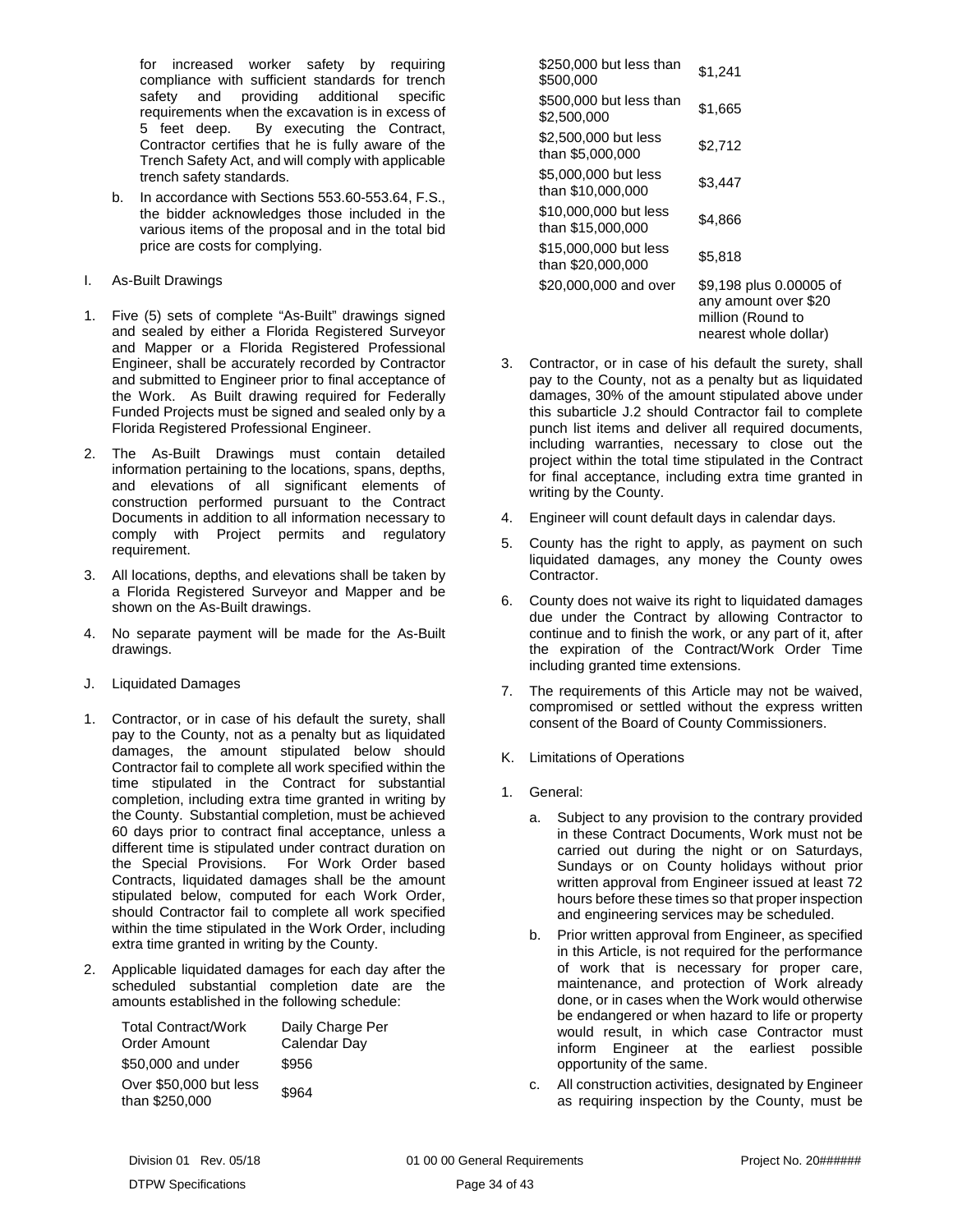for increased worker safety by requiring compliance with sufficient standards for trench safety and providing additional specific requirements when the excavation is in excess of 5 feet deep. By executing the Contract, Contractor certifies that he is fully aware of the Trench Safety Act, and will comply with applicable trench safety standards.

b. In accordance with Sections 553.60-553.64, F.S., the bidder acknowledges those included in the various items of the proposal and in the total bid price are costs for complying.

I. As-Built Drawings

1. Five (5) sets of complete "As-Built" drawings signed and sealed by either a Florida Registered Surveyor and Mapper or a Florida Registered Professional Engineer, shall be accurately recorded by Contractor and submitted to Engineer prior to final acceptance of the Work. As Built drawing required for Federally Funded Projects must be signed and sealed only by a Florida Registered Professional Engineer.

2. The As-Built Drawings must contain detailed information pertaining to the locations, spans, depths, and elevations of all significant elements of construction performed pursuant to the Contract Documents in addition to all information necessary to comply with Project permits and regulatory requirement.

3. All locations, depths, and elevations shall be taken by a Florida Registered Surveyor and Mapper and be shown on the As-Built drawings.

4. No separate payment will be made for the As-Built drawings.

J. Liquidated Damages

1. Contractor, or in case of his default the surety, shall pay to the County, not as a penalty but as liquidated damages, the amount stipulated below should Contractor fail to complete all work specified within the time stipulated in the Contract for substantial completion, including extra time granted in writing by the County. Substantial completion, must be achieved 60 days prior to contract final acceptance, unless a different time is stipulated under contract duration on the Special Provisions. For Work Order based Contracts, liquidated damages shall be the amount stipulated below, computed for each Work Order, should Contractor fail to complete all work specified within the time stipulated in the Work Order, including extra time granted in writing by the County.

2. Applicable liquidated damages for each day after the scheduled substantial completion date are the amounts established in the following schedule:

| Total Contract/Work Order Amount | Daily Charge Per Calendar Day |
|---|---|
| $50,000 and under | $956 |
| Over $50,000 but less than $250,000 | $964 |
| $250,000 but less than $500,000 | $1,241 |
| $500,000 but less than $2,500,000 | $1,665 |
| $2,500,000 but less than $5,000,000 | $2,712 |
| $5,000,000 but less than $10,000,000 | $3,447 |
| $10,000,000 but less than $15,000,000 | $4,866 |
| $15,000,000 but less than $20,000,000 | $5,818 |
| $20,000,000 and over | $9,198 plus 0.00005 of any amount over $20 million (Round to nearest whole dollar) |

3. Contractor, or in case of his default the surety, shall pay to the County, not as a penalty but as liquidated damages, 30% of the amount stipulated above under this subarticle J.2 should Contractor fail to complete punch list items and deliver all required documents, including warranties, necessary to close out the project within the total time stipulated in the Contract for final acceptance, including extra time granted in writing by the County.

4. Engineer will count default days in calendar days.

5. County has the right to apply, as payment on such liquidated damages, any money the County owes Contractor.

6. County does not waive its right to liquidated damages due under the Contract by allowing Contractor to continue and to finish the work, or any part of it, after the expiration of the Contract/Work Order Time including granted time extensions.

7. The requirements of this Article may not be waived, compromised or settled without the express written consent of the Board of County Commissioners.

K. Limitations of Operations

1. General:

   a. Subject to any provision to the contrary provided in these Contract Documents, Work must not be carried out during the night or on Saturdays, Sundays or on County holidays without prior written approval from Engineer issued at least 72 hours before these times so that proper inspection and engineering services may be scheduled.

   b. Prior written approval from Engineer, as specified in this Article, is not required for the performance of work that is necessary for proper care, maintenance, and protection of Work already done, or in cases when the Work would otherwise be endangered or when hazard to life or property would result, in which case Contractor must inform Engineer at the earliest possible opportunity of the same.

   c. All construction activities, designated by Engineer as requiring inspection by the County, must be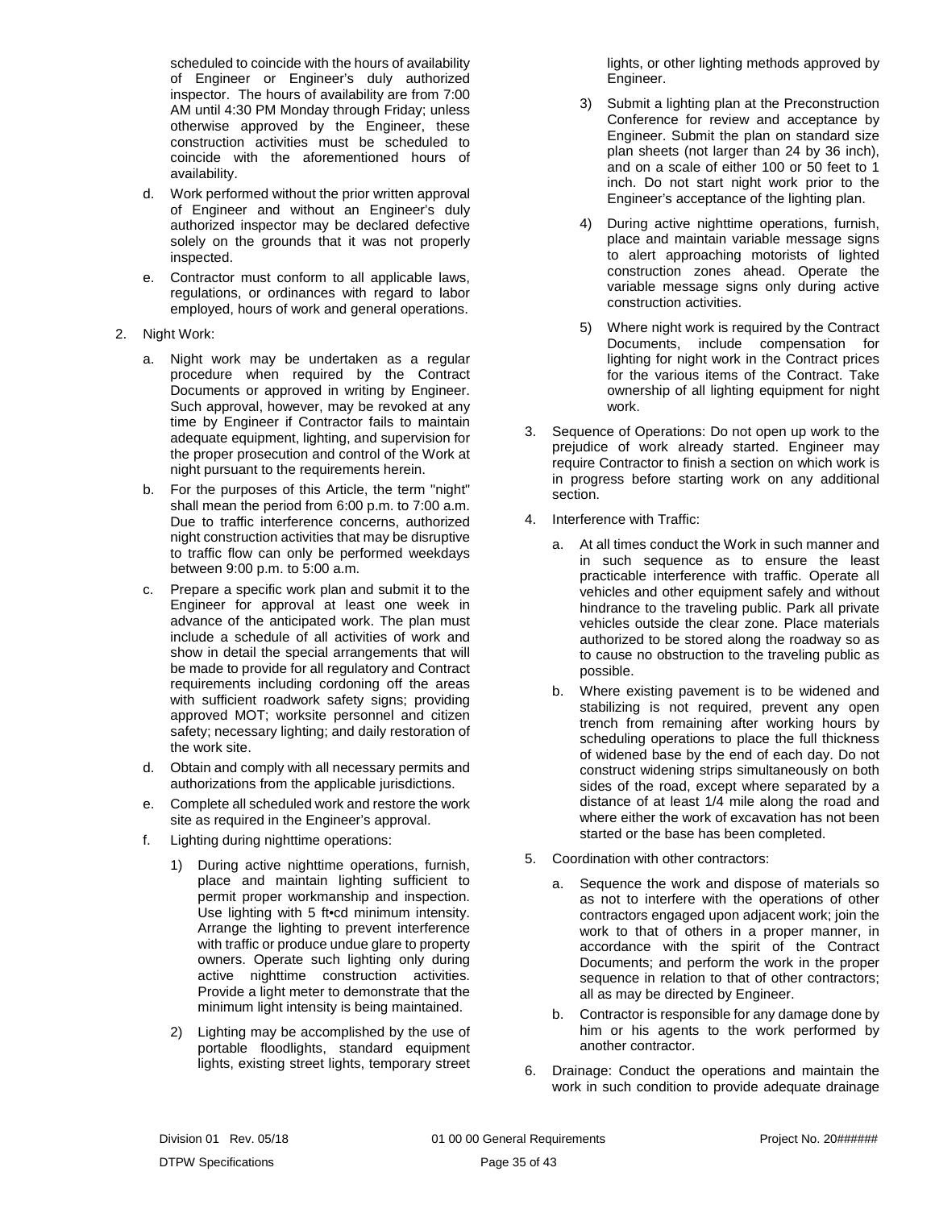scheduled to coincide with the hours of availability of Engineer or Engineer's duly authorized inspector. The hours of availability are from 7:00 AM until 4:30 PM Monday through Friday; unless otherwise approved by the Engineer, these construction activities must be scheduled to coincide with the aforementioned hours of availability.

d. Work performed without the prior written approval of Engineer and without an Engineer's duly authorized inspector may be declared defective solely on the grounds that it was not properly inspected.

e. Contractor must conform to all applicable laws, regulations, or ordinances with regard to labor employed, hours of work and general operations.

2. Night Work:

   a. Night work may be undertaken as a regular procedure when required by the Contract Documents or approved in writing by Engineer. Such approval, however, may be revoked at any time by Engineer if Contractor fails to maintain adequate equipment, lighting, and supervision for the proper prosecution and control of the Work at night pursuant to the requirements herein.

   b. For the purposes of this Article, the term "night" shall mean the period from 6:00 p.m. to 7:00 a.m. Due to traffic interference concerns, authorized night construction activities that may be disruptive to traffic flow can only be performed weekdays between 9:00 p.m. to 5:00 a.m.

   c. Prepare a specific work plan and submit it to the Engineer for approval at least one week in advance of the anticipated work. The plan must include a schedule of all activities of work and show in detail the special arrangements that will be made to provide for all regulatory and Contract requirements including cordoning off the areas with sufficient roadwork safety signs; providing approved MOT; worksite personnel and citizen safety; necessary lighting; and daily restoration of the work site.

   d. Obtain and comply with all necessary permits and authorizations from the applicable jurisdictions.

   e. Complete all scheduled work and restore the work site as required in the Engineer's approval.

   f. Lighting during nighttime operations:

      1) During active nighttime operations, furnish, place and maintain lighting sufficient to permit proper workmanship and inspection. Use lighting with 5 ft•cd minimum intensity. Arrange the lighting to prevent interference with traffic or produce undue glare to property owners. Operate such lighting only during active nighttime construction activities. Provide a light meter to demonstrate that the minimum light intensity is being maintained.

      2) Lighting may be accomplished by the use of portable floodlights, standard equipment lights, existing street lights, temporary street lights, or other lighting methods approved by Engineer.

      3) Submit a lighting plan at the Preconstruction Conference for review and acceptance by Engineer. Submit the plan on standard size plan sheets (not larger than 24 by 36 inch), and on a scale of either 100 or 50 feet to 1 inch. Do not start night work prior to the Engineer's acceptance of the lighting plan.

      4) During active nighttime operations, furnish, place and maintain variable message signs to alert approaching motorists of lighted construction zones ahead. Operate the variable message signs only during active construction activities.

      5) Where night work is required by the Contract Documents, include compensation for lighting for night work in the Contract prices for the various items of the Contract. Take ownership of all lighting equipment for night work.

3. Sequence of Operations: Do not open up work to the prejudice of work already started. Engineer may require Contractor to finish a section on which work is in progress before starting work on any additional section.

4. Interference with Traffic:

   a. At all times conduct the Work in such manner and in such sequence as to ensure the least practicable interference with traffic. Operate all vehicles and other equipment safely and without hindrance to the traveling public. Park all private vehicles outside the clear zone. Place materials authorized to be stored along the roadway so as to cause no obstruction to the traveling public as possible.

   b. Where existing pavement is to be widened and stabilizing is not required, prevent any open trench from remaining after working hours by scheduling operations to place the full thickness of widened base by the end of each day. Do not construct widening strips simultaneously on both sides of the road, except where separated by a distance of at least 1/4 mile along the road and where either the work of excavation has not been started or the base has been completed.

5. Coordination with other contractors:

   a. Sequence the work and dispose of materials so as not to interfere with the operations of other contractors engaged upon adjacent work; join the work to that of others in a proper manner, in accordance with the spirit of the Contract Documents; and perform the work in the proper sequence in relation to that of other contractors; all as may be directed by Engineer.

   b. Contractor is responsible for any damage done by him or his agents to the work performed by another contractor.

6. Drainage: Conduct the operations and maintain the work in such condition to provide adequate drainage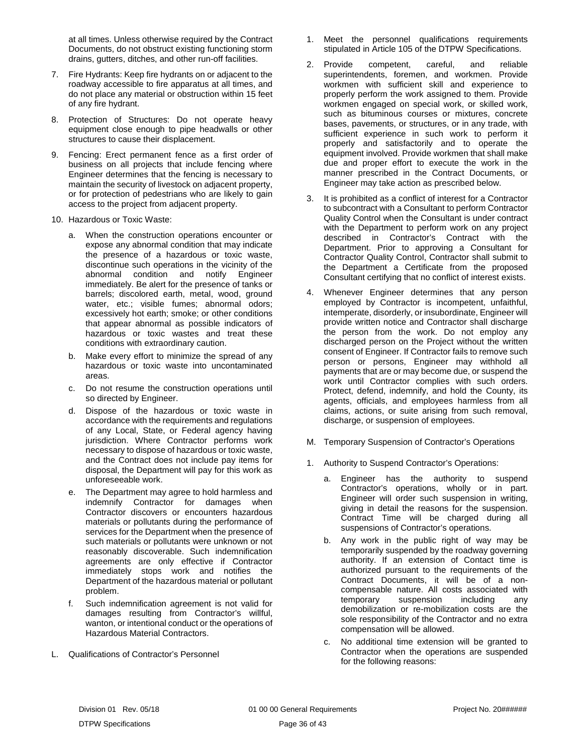at all times. Unless otherwise required by the Contract Documents, do not obstruct existing functioning storm drains, gutters, ditches, and other run-off facilities.

7. Fire Hydrants: Keep fire hydrants on or adjacent to the roadway accessible to fire apparatus at all times, and do not place any material or obstruction within 15 feet of any fire hydrant.

8. Protection of Structures: Do not operate heavy equipment close enough to pipe headwalls or other structures to cause their displacement.

9. Fencing: Erect permanent fence as a first order of business on all projects that include fencing where Engineer determines that the fencing is necessary to maintain the security of livestock on adjacent property, or for protection of pedestrians who are likely to gain access to the project from adjacent property.

10. Hazardous or Toxic Waste:

    a. When the construction operations encounter or expose any abnormal condition that may indicate the presence of a hazardous or toxic waste, discontinue such operations in the vicinity of the abnormal condition and notify Engineer immediately. Be alert for the presence of tanks or barrels; discolored earth, metal, wood, ground water, etc.; visible fumes; abnormal odors; excessively hot earth; smoke; or other conditions that appear abnormal as possible indicators of hazardous or toxic wastes and treat these conditions with extraordinary caution.

    b. Make every effort to minimize the spread of any hazardous or toxic waste into uncontaminated areas.

    c. Do not resume the construction operations until so directed by Engineer.

    d. Dispose of the hazardous or toxic waste in accordance with the requirements and regulations of any Local, State, or Federal agency having jurisdiction. Where Contractor performs work necessary to dispose of hazardous or toxic waste, and the Contract does not include pay items for disposal, the Department will pay for this work as unforeseeable work.

    e. The Department may agree to hold harmless and indemnify Contractor for damages when Contractor discovers or encounters hazardous materials or pollutants during the performance of services for the Department when the presence of such materials or pollutants were unknown or not reasonably discoverable. Such indemnification agreements are only effective if Contractor immediately stops work and notifies the Department of the hazardous material or pollutant problem.

    f. Such indemnification agreement is not valid for damages resulting from Contractor's willful, wanton, or intentional conduct or the operations of Hazardous Material Contractors.

L. Qualifications of Contractor's Personnel

1. Meet the personnel qualifications requirements stipulated in Article 105 of the DTPW Specifications.

2. Provide competent, careful, and reliable superintendents, foremen, and workmen. Provide workmen with sufficient skill and experience to properly perform the work assigned to them. Provide workmen engaged on special work, or skilled work, such as bituminous courses or mixtures, concrete bases, pavements, or structures, or in any trade, with sufficient experience in such work to perform it properly and satisfactorily and to operate the equipment involved. Provide workmen that shall make due and proper effort to execute the work in the manner prescribed in the Contract Documents, or Engineer may take action as prescribed below.

3. It is prohibited as a conflict of interest for a Contractor to subcontract with a Consultant to perform Contractor Quality Control when the Consultant is under contract with the Department to perform work on any project described in Contractor's Contract with the Department. Prior to approving a Consultant for Contractor Quality Control, Contractor shall submit to the Department a Certificate from the proposed Consultant certifying that no conflict of interest exists.

4. Whenever Engineer determines that any person employed by Contractor is incompetent, unfaithful, intemperate, disorderly, or insubordinate, Engineer will provide written notice and Contractor shall discharge the person from the work. Do not employ any discharged person on the Project without the written consent of Engineer. If Contractor fails to remove such person or persons, Engineer may withhold all payments that are or may become due, or suspend the work until Contractor complies with such orders. Protect, defend, indemnify, and hold the County, its agents, officials, and employees harmless from all claims, actions, or suite arising from such removal, discharge, or suspension of employees.

M. Temporary Suspension of Contractor's Operations

1. Authority to Suspend Contractor's Operations:

    a. Engineer has the authority to suspend Contractor's operations, wholly or in part. Engineer will order such suspension in writing, giving in detail the reasons for the suspension. Contract Time will be charged during all suspensions of Contractor's operations.

    b. Any work in the public right of way may be temporarily suspended by the roadway governing authority. If an extension of Contact time is authorized pursuant to the requirements of the Contract Documents, it will be of a non-compensable nature. All costs associated with temporary suspension including any demobilization or re-mobilization costs are the sole responsibility of the Contractor and no extra compensation will be allowed.

    c. No additional time extension will be granted to Contractor when the operations are suspended for the following reasons: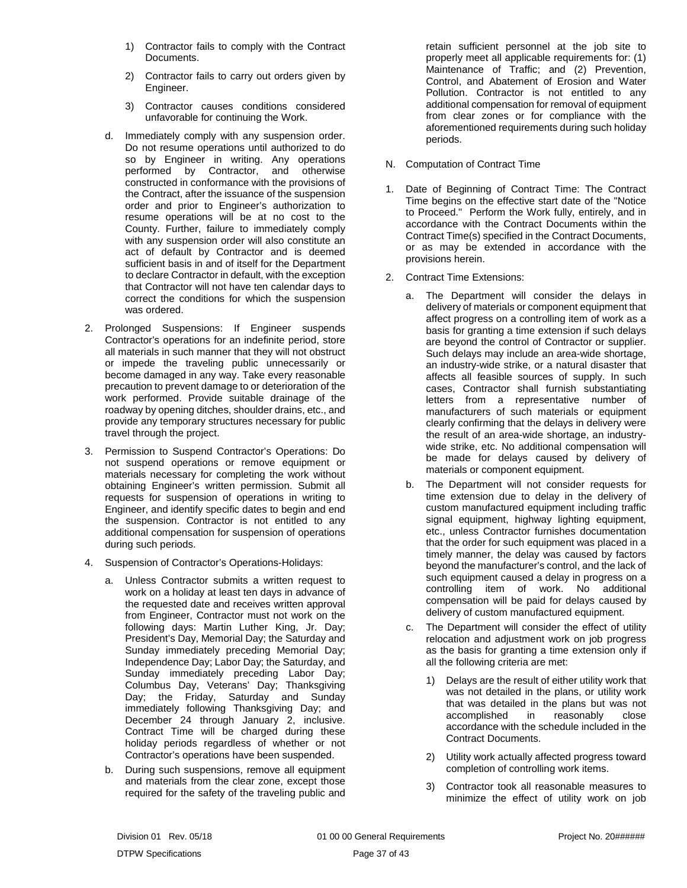1) Contractor fails to comply with the Contract Documents.

2) Contractor fails to carry out orders given by Engineer.

3) Contractor causes conditions considered unfavorable for continuing the Work.

d. Immediately comply with any suspension order. Do not resume operations until authorized to do so by Engineer in writing. Any operations performed by Contractor, and otherwise constructed in conformance with the provisions of the Contract, after the issuance of the suspension order and prior to Engineer's authorization to resume operations will be at no cost to the County. Further, failure to immediately comply with any suspension order will also constitute an act of default by Contractor and is deemed sufficient basis in and of itself for the Department to declare Contractor in default, with the exception that Contractor will not have ten calendar days to correct the conditions for which the suspension was ordered.

2. Prolonged Suspensions: If Engineer suspends Contractor's operations for an indefinite period, store all materials in such manner that they will not obstruct or impede the traveling public unnecessarily or become damaged in any way. Take every reasonable precaution to prevent damage to or deterioration of the work performed. Provide suitable drainage of the roadway by opening ditches, shoulder drains, etc., and provide any temporary structures necessary for public travel through the project.

3. Permission to Suspend Contractor's Operations: Do not suspend operations or remove equipment or materials necessary for completing the work without obtaining Engineer's written permission. Submit all requests for suspension of operations in writing to Engineer, and identify specific dates to begin and end the suspension. Contractor is not entitled to any additional compensation for suspension of operations during such periods.

4. Suspension of Contractor's Operations-Holidays:

   a. Unless Contractor submits a written request to work on a holiday at least ten days in advance of the requested date and receives written approval from Engineer, Contractor must not work on the following days: Martin Luther King, Jr. Day; President's Day, Memorial Day; the Saturday and Sunday immediately preceding Memorial Day; Independence Day; Labor Day; the Saturday, and Sunday immediately preceding Labor Day; Columbus Day, Veterans' Day; Thanksgiving Day; the Friday, Saturday and Sunday immediately following Thanksgiving Day; and December 24 through January 2, inclusive. Contract Time will be charged during these holiday periods regardless of whether or not Contractor's operations have been suspended.

   b. During such suspensions, remove all equipment and materials from the clear zone, except those required for the safety of the traveling public and retain sufficient personnel at the job site to properly meet all applicable requirements for: (1) Maintenance of Traffic; and (2) Prevention, Control, and Abatement of Erosion and Water Pollution. Contractor is not entitled to any additional compensation for removal of equipment from clear zones or for compliance with the aforementioned requirements during such holiday periods.

N. Computation of Contract Time

1. Date of Beginning of Contract Time: The Contract Time begins on the effective start date of the "Notice to Proceed." Perform the Work fully, entirely, and in accordance with the Contract Documents within the Contract Time(s) specified in the Contract Documents, or as may be extended in accordance with the provisions herein.

2. Contract Time Extensions:

   a. The Department will consider the delays in delivery of materials or component equipment that affect progress on a controlling item of work as a basis for granting a time extension if such delays are beyond the control of Contractor or supplier. Such delays may include an area-wide shortage, an industry-wide strike, or a natural disaster that affects all feasible sources of supply. In such cases, Contractor shall furnish substantiating letters from a representative number of manufacturers of such materials or equipment clearly confirming that the delays in delivery were the result of an area-wide shortage, an industry-wide strike, etc. No additional compensation will be made for delays caused by delivery of materials or component equipment.

   b. The Department will not consider requests for time extension due to delay in the delivery of custom manufactured equipment including traffic signal equipment, highway lighting equipment, etc., unless Contractor furnishes documentation that the order for such equipment was placed in a timely manner, the delay was caused by factors beyond the manufacturer's control, and the lack of such equipment caused a delay in progress on a controlling item of work. No additional compensation will be paid for delays caused by delivery of custom manufactured equipment.

   c. The Department will consider the effect of utility relocation and adjustment work on job progress as the basis for granting a time extension only if all the following criteria are met:

      1) Delays are the result of either utility work that was not detailed in the plans, or utility work that was detailed in the plans but was not accomplished in reasonably close accordance with the schedule included in the Contract Documents.

      2) Utility work actually affected progress toward completion of controlling work items.

      3) Contractor took all reasonable measures to minimize the effect of utility work on job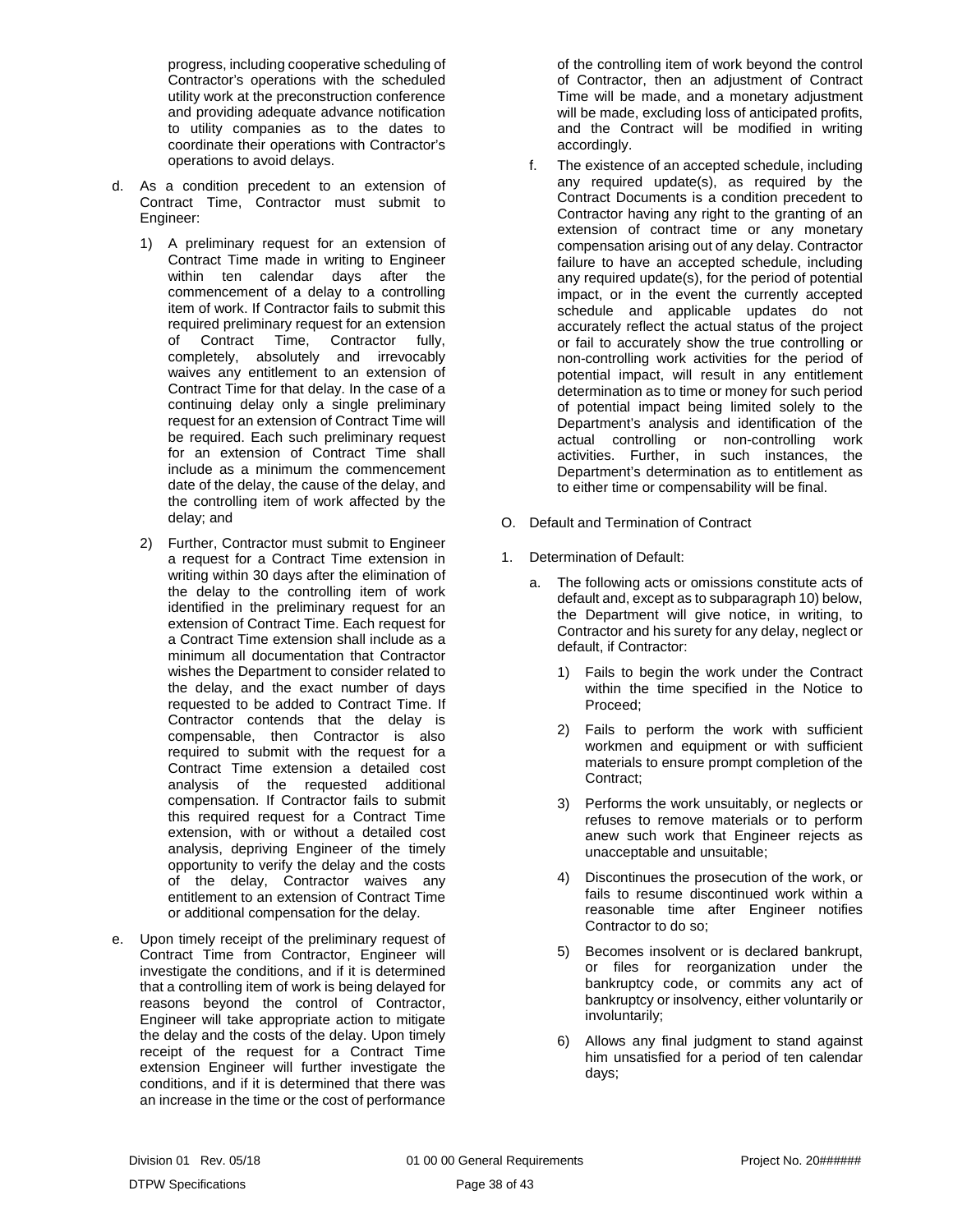progress, including cooperative scheduling of Contractor's operations with the scheduled utility work at the preconstruction conference and providing adequate advance notification to utility companies as to the dates to coordinate their operations with Contractor's operations to avoid delays.

d. As a condition precedent to an extension of Contract Time, Contractor must submit to Engineer:

   1) A preliminary request for an extension of Contract Time made in writing to Engineer within ten calendar days after the commencement of a delay to a controlling item of work. If Contractor fails to submit this required preliminary request for an extension of Contract Time, Contractor fully, completely, absolutely and irrevocably waives any entitlement to an extension of Contract Time for that delay. In the case of a continuing delay only a single preliminary request for an extension of Contract Time will be required. Each such preliminary request for an extension of Contract Time shall include as a minimum the commencement date of the delay, the cause of the delay, and the controlling item of work affected by the delay; and

   2) Further, Contractor must submit to Engineer a request for a Contract Time extension in writing within 30 days after the elimination of the delay to the controlling item of work identified in the preliminary request for an extension of Contract Time. Each request for a Contract Time extension shall include as a minimum all documentation that Contractor wishes the Department to consider related to the delay, and the exact number of days requested to be added to Contract Time. If Contractor contends that the delay is compensable, then Contractor is also required to submit with the request for a Contract Time extension a detailed cost analysis of the requested additional compensation. If Contractor fails to submit this required request for a Contract Time extension, with or without a detailed cost analysis, depriving Engineer of the timely opportunity to verify the delay and the costs of the delay, Contractor waives any entitlement to an extension of Contract Time or additional compensation for the delay.

e. Upon timely receipt of the preliminary request of Contract Time from Contractor, Engineer will investigate the conditions, and if it is determined that a controlling item of work is being delayed for reasons beyond the control of Contractor, Engineer will take appropriate action to mitigate the delay and the costs of the delay. Upon timely receipt of the request for a Contract Time extension Engineer will further investigate the conditions, and if it is determined that there was an increase in the time or the cost of performance of the controlling item of work beyond the control of Contractor, then an adjustment of Contract Time will be made, and a monetary adjustment will be made, excluding loss of anticipated profits, and the Contract will be modified in writing accordingly.

f. The existence of an accepted schedule, including any required update(s), as required by the Contract Documents is a condition precedent to Contractor having any right to the granting of an extension of contract time or any monetary compensation arising out of any delay. Contractor failure to have an accepted schedule, including any required update(s), for the period of potential impact, or in the event the currently accepted schedule and applicable updates do not accurately reflect the actual status of the project or fail to accurately show the true controlling or non-controlling work activities for the period of potential impact, will result in any entitlement determination as to time or money for such period of potential impact being limited solely to the Department's analysis and identification of the actual controlling or non-controlling work activities. Further, in such instances, the Department's determination as to entitlement as to either time or compensability will be final.

O. Default and Termination of Contract

1. Determination of Default:

   a. The following acts or omissions constitute acts of default and, except as to subparagraph 10) below, the Department will give notice, in writing, to Contractor and his surety for any delay, neglect or default, if Contractor:

      1) Fails to begin the work under the Contract within the time specified in the Notice to Proceed;

      2) Fails to perform the work with sufficient workmen and equipment or with sufficient materials to ensure prompt completion of the Contract;

      3) Performs the work unsuitably, or neglects or refuses to remove materials or to perform anew such work that Engineer rejects as unacceptable and unsuitable;

      4) Discontinues the prosecution of the work, or fails to resume discontinued work within a reasonable time after Engineer notifies Contractor to do so;

      5) Becomes insolvent or is declared bankrupt, or files for reorganization under the bankruptcy code, or commits any act of bankruptcy or insolvency, either voluntarily or involuntarily;

      6) Allows any final judgment to stand against him unsatisfied for a period of ten calendar days;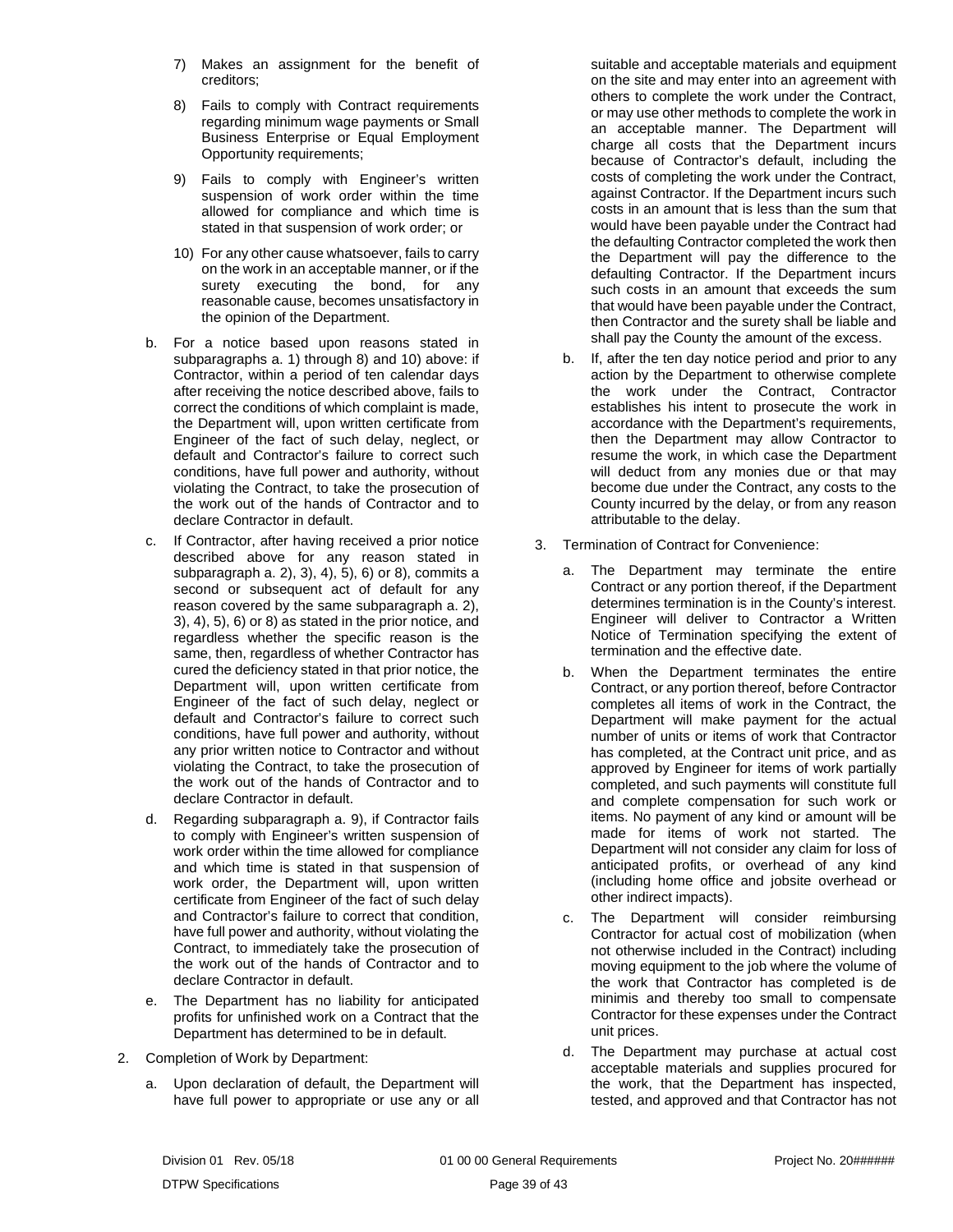7) Makes an assignment for the benefit of creditors;

8) Fails to comply with Contract requirements regarding minimum wage payments or Small Business Enterprise or Equal Employment Opportunity requirements;

9) Fails to comply with Engineer's written suspension of work order within the time allowed for compliance and which time is stated in that suspension of work order; or

10) For any other cause whatsoever, fails to carry on the work in an acceptable manner, or if the surety executing the bond, for any reasonable cause, becomes unsatisfactory in the opinion of the Department.

b. For a notice based upon reasons stated in subparagraphs a. 1) through 8) and 10) above: if Contractor, within a period of ten calendar days after receiving the notice described above, fails to correct the conditions of which complaint is made, the Department will, upon written certificate from Engineer of the fact of such delay, neglect, or default and Contractor's failure to correct such conditions, have full power and authority, without violating the Contract, to take the prosecution of the work out of the hands of Contractor and to declare Contractor in default.

c. If Contractor, after having received a prior notice described above for any reason stated in subparagraph a. 2), 3), 4), 5), 6) or 8), commits a second or subsequent act of default for any reason covered by the same subparagraph a. 2), 3), 4), 5), 6) or 8) as stated in the prior notice, and regardless whether the specific reason is the same, then, regardless of whether Contractor has cured the deficiency stated in that prior notice, the Department will, upon written certificate from Engineer of the fact of such delay, neglect or default and Contractor's failure to correct such conditions, have full power and authority, without any prior written notice to Contractor and without violating the Contract, to take the prosecution of the work out of the hands of Contractor and to declare Contractor in default.

d. Regarding subparagraph a. 9), if Contractor fails to comply with Engineer's written suspension of work order within the time allowed for compliance and which time is stated in that suspension of work order, the Department will, upon written certificate from Engineer of the fact of such delay and Contractor's failure to correct that condition, have full power and authority, without violating the Contract, to immediately take the prosecution of the work out of the hands of Contractor and to declare Contractor in default.

e. The Department has no liability for anticipated profits for unfinished work on a Contract that the Department has determined to be in default.

2. Completion of Work by Department:

a. Upon declaration of default, the Department will have full power to appropriate or use any or all suitable and acceptable materials and equipment on the site and may enter into an agreement with others to complete the work under the Contract, or may use other methods to complete the work in an acceptable manner. The Department will charge all costs that the Department incurs because of Contractor's default, including the costs of completing the work under the Contract, against Contractor. If the Department incurs such costs in an amount that is less than the sum that would have been payable under the Contract had the defaulting Contractor completed the work then the Department will pay the difference to the defaulting Contractor. If the Department incurs such costs in an amount that exceeds the sum that would have been payable under the Contract, then Contractor and the surety shall be liable and shall pay the County the amount of the excess.

b. If, after the ten day notice period and prior to any action by the Department to otherwise complete the work under the Contract, Contractor establishes his intent to prosecute the work in accordance with the Department's requirements, then the Department may allow Contractor to resume the work, in which case the Department will deduct from any monies due or that may become due under the Contract, any costs to the County incurred by the delay, or from any reason attributable to the delay.

3. Termination of Contract for Convenience:

a. The Department may terminate the entire Contract or any portion thereof, if the Department determines termination is in the County's interest. Engineer will deliver to Contractor a Written Notice of Termination specifying the extent of termination and the effective date.

b. When the Department terminates the entire Contract, or any portion thereof, before Contractor completes all items of work in the Contract, the Department will make payment for the actual number of units or items of work that Contractor has completed, at the Contract unit price, and as approved by Engineer for items of work partially completed, and such payments will constitute full and complete compensation for such work or items. No payment of any kind or amount will be made for items of work not started. The Department will not consider any claim for loss of anticipated profits, or overhead of any kind (including home office and jobsite overhead or other indirect impacts).

c. The Department will consider reimbursing Contractor for actual cost of mobilization (when not otherwise included in the Contract) including moving equipment to the job where the volume of the work that Contractor has completed is de minimis and thereby too small to compensate Contractor for these expenses under the Contract unit prices.

d. The Department may purchase at actual cost acceptable materials and supplies procured for the work, that the Department has inspected, tested, and approved and that Contractor has not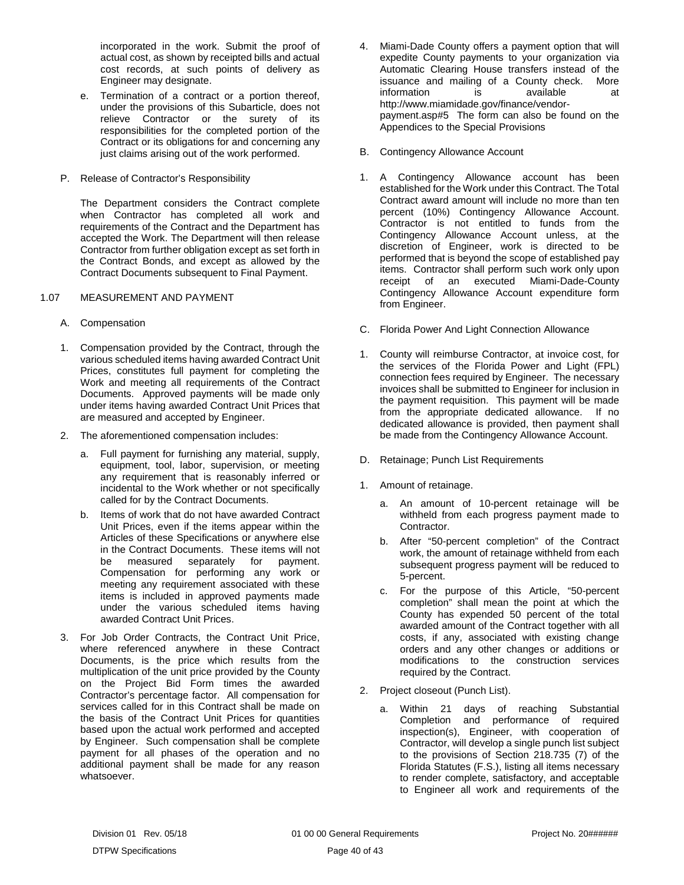incorporated in the work. Submit the proof of actual cost, as shown by receipted bills and actual cost records, at such points of delivery as Engineer may designate.

e. Termination of a contract or a portion thereof, under the provisions of this Subarticle, does not relieve Contractor or the surety of its responsibilities for the completed portion of the Contract or its obligations for and concerning any just claims arising out of the work performed.

P. Release of Contractor's Responsibility

The Department considers the Contract complete when Contractor has completed all work and requirements of the Contract and the Department has accepted the Work. The Department will then release Contractor from further obligation except as set forth in the Contract Bonds, and except as allowed by the Contract Documents subsequent to Final Payment.

## 1.07 MEASUREMENT AND PAYMENT

A. Compensation

1. Compensation provided by the Contract, through the various scheduled items having awarded Contract Unit Prices, constitutes full payment for completing the Work and meeting all requirements of the Contract Documents. Approved payments will be made only under items having awarded Contract Unit Prices that are measured and accepted by Engineer.

2. The aforementioned compensation includes:

   a. Full payment for furnishing any material, supply, equipment, tool, labor, supervision, or meeting any requirement that is reasonably inferred or incidental to the Work whether or not specifically called for by the Contract Documents.

   b. Items of work that do not have awarded Contract Unit Prices, even if the items appear within the Articles of these Specifications or anywhere else in the Contract Documents. These items will not be measured separately for payment. Compensation for performing any work or meeting any requirement associated with these items is included in approved payments made under the various scheduled items having awarded Contract Unit Prices.

3. For Job Order Contracts, the Contract Unit Price, where referenced anywhere in these Contract Documents, is the price which results from the multiplication of the unit price provided by the County on the Project Bid Form times the awarded Contractor's percentage factor. All compensation for services called for in this Contract shall be made on the basis of the Contract Unit Prices for quantities based upon the actual work performed and accepted by Engineer. Such compensation shall be complete payment for all phases of the operation and no additional payment shall be made for any reason whatsoever.

4. Miami-Dade County offers a payment option that will expedite County payments to your organization via Automatic Clearing House transfers instead of the issuance and mailing of a County check. More information is available at http://www.miamidade.gov/finance/vendor-payment.asp#5 The form can also be found on the Appendices to the Special Provisions

B. Contingency Allowance Account

1. A Contingency Allowance account has been established for the Work under this Contract. The Total Contract award amount will include no more than ten percent (10%) Contingency Allowance Account. Contractor is not entitled to funds from the Contingency Allowance Account unless, at the discretion of Engineer, work is directed to be performed that is beyond the scope of established pay items. Contractor shall perform such work only upon receipt of an executed Miami-Dade-County Contingency Allowance Account expenditure form from Engineer.

C. Florida Power And Light Connection Allowance

1. County will reimburse Contractor, at invoice cost, for the services of the Florida Power and Light (FPL) connection fees required by Engineer. The necessary invoices shall be submitted to Engineer for inclusion in the payment requisition. This payment will be made from the appropriate dedicated allowance. If no dedicated allowance is provided, then payment shall be made from the Contingency Allowance Account.

D. Retainage; Punch List Requirements

1. Amount of retainage.

   a. An amount of 10-percent retainage will be withheld from each progress payment made to Contractor.

   b. After "50-percent completion" of the Contract work, the amount of retainage withheld from each subsequent progress payment will be reduced to 5-percent.

   c. For the purpose of this Article, "50-percent completion" shall mean the point at which the County has expended 50 percent of the total awarded amount of the Contract together with all costs, if any, associated with existing change orders and any other changes or additions or modifications to the construction services required by the Contract.

2. Project closeout (Punch List).

   a. Within 21 days of reaching Substantial Completion and performance of required inspection(s), Engineer, with cooperation of Contractor, will develop a single punch list subject to the provisions of Section 218.735 (7) of the Florida Statutes (F.S.), listing all items necessary to render complete, satisfactory, and acceptable to Engineer all work and requirements of the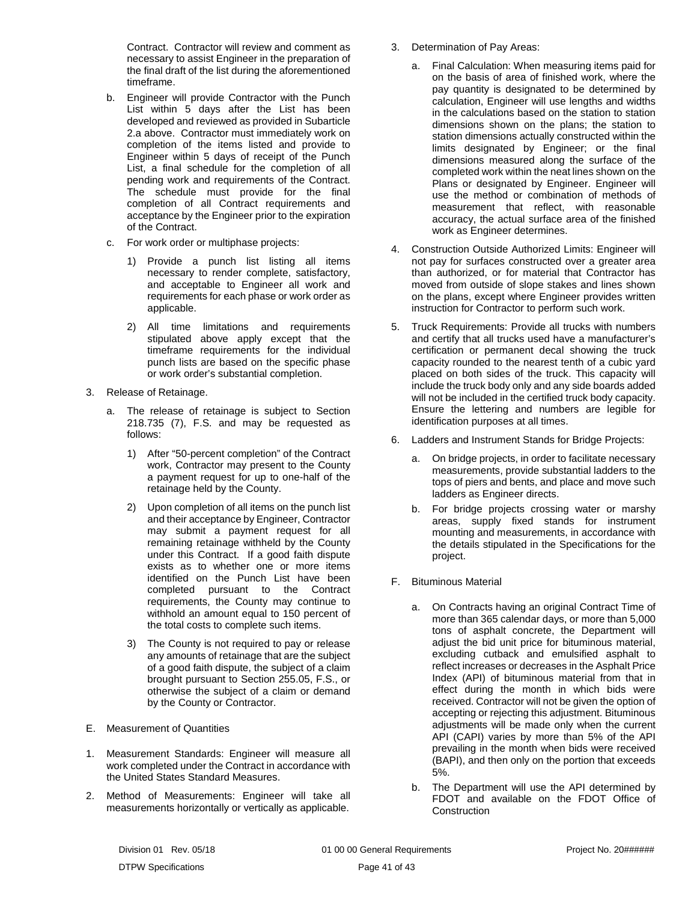Contract. Contractor will review and comment as necessary to assist Engineer in the preparation of the final draft of the list during the aforementioned timeframe.

b. Engineer will provide Contractor with the Punch List within 5 days after the List has been developed and reviewed as provided in Subarticle 2.a above. Contractor must immediately work on completion of the items listed and provide to Engineer within 5 days of receipt of the Punch List, a final schedule for the completion of all pending work and requirements of the Contract. The schedule must provide for the final completion of all Contract requirements and acceptance by the Engineer prior to the expiration of the Contract.

c. For work order or multiphase projects:

   1) Provide a punch list listing all items necessary to render complete, satisfactory, and acceptable to Engineer all work and requirements for each phase or work order as applicable.

   2) All time limitations and requirements stipulated above apply except that the timeframe requirements for the individual punch lists are based on the specific phase or work order's substantial completion.

3. Release of Retainage.

   a. The release of retainage is subject to Section 218.735 (7), F.S. and may be requested as follows:

      1) After "50-percent completion" of the Contract work, Contractor may present to the County a payment request for up to one-half of the retainage held by the County.

      2) Upon completion of all items on the punch list and their acceptance by Engineer, Contractor may submit a payment request for all remaining retainage withheld by the County under this Contract. If a good faith dispute exists as to whether one or more items identified on the Punch List have been completed pursuant to the Contract requirements, the County may continue to withhold an amount equal to 150 percent of the total costs to complete such items.

      3) The County is not required to pay or release any amounts of retainage that are the subject of a good faith dispute, the subject of a claim brought pursuant to Section 255.05, F.S., or otherwise the subject of a claim or demand by the County or Contractor.

E. Measurement of Quantities

1. Measurement Standards: Engineer will measure all work completed under the Contract in accordance with the United States Standard Measures.

2. Method of Measurements: Engineer will take all measurements horizontally or vertically as applicable.

3. Determination of Pay Areas:

   a. Final Calculation: When measuring items paid for on the basis of area of finished work, where the pay quantity is designated to be determined by calculation, Engineer will use lengths and widths in the calculations based on the station to station dimensions shown on the plans; the station to station dimensions actually constructed within the limits designated by Engineer; or the final dimensions measured along the surface of the completed work within the neat lines shown on the Plans or designated by Engineer. Engineer will use the method or combination of methods of measurement that reflect, with reasonable accuracy, the actual surface area of the finished work as Engineer determines.

4. Construction Outside Authorized Limits: Engineer will not pay for surfaces constructed over a greater area than authorized, or for material that Contractor has moved from outside of slope stakes and lines shown on the plans, except where Engineer provides written instruction for Contractor to perform such work.

5. Truck Requirements: Provide all trucks with numbers and certify that all trucks used have a manufacturer's certification or permanent decal showing the truck capacity rounded to the nearest tenth of a cubic yard placed on both sides of the truck. This capacity will include the truck body only and any side boards added will not be included in the certified truck body capacity. Ensure the lettering and numbers are legible for identification purposes at all times.

6. Ladders and Instrument Stands for Bridge Projects:

   a. On bridge projects, in order to facilitate necessary measurements, provide substantial ladders to the tops of piers and bents, and place and move such ladders as Engineer directs.

   b. For bridge projects crossing water or marshy areas, supply fixed stands for instrument mounting and measurements, in accordance with the details stipulated in the Specifications for the project.

F. Bituminous Material

   a. On Contracts having an original Contract Time of more than 365 calendar days, or more than 5,000 tons of asphalt concrete, the Department will adjust the bid unit price for bituminous material, excluding cutback and emulsified asphalt to reflect increases or decreases in the Asphalt Price Index (API) of bituminous material from that in effect during the month in which bids were received. Contractor will not be given the option of accepting or rejecting this adjustment. Bituminous adjustments will be made only when the current API (CAPI) varies by more than 5% of the API prevailing in the month when bids were received (BAPI), and then only on the portion that exceeds 5%.

   b. The Department will use the API determined by FDOT and available on the FDOT Office of Construction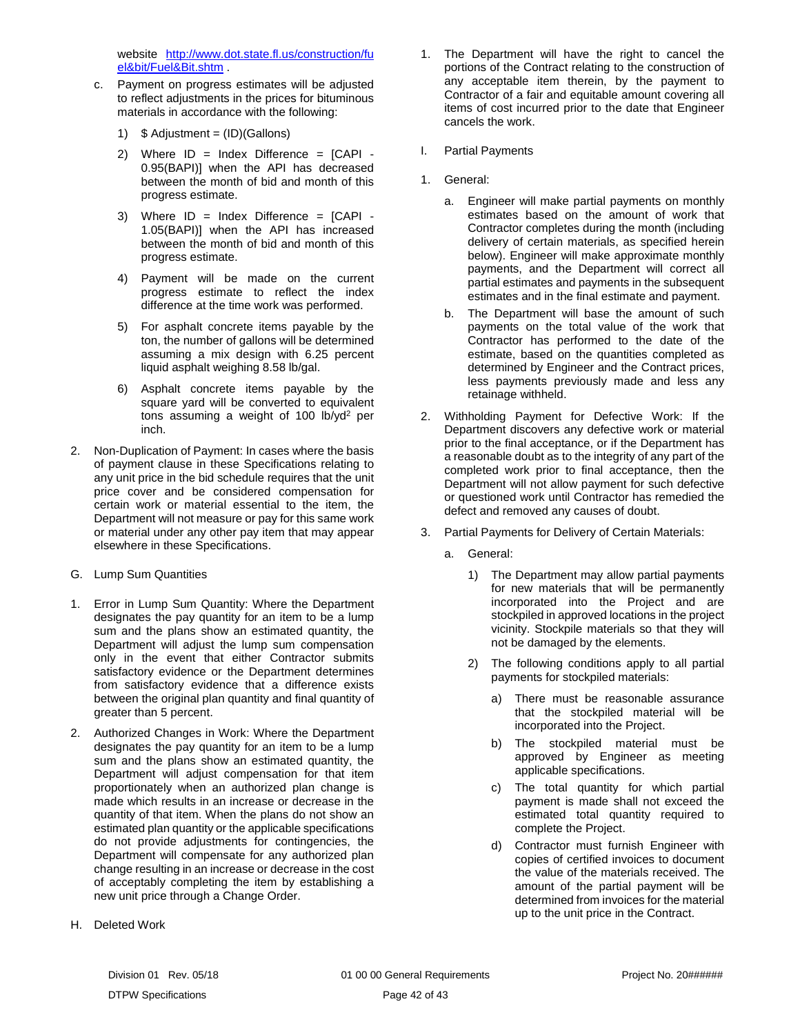website [http://www.dot.state.fl.us/construction/fuel&bit/Fuel&Bit.shtm](http://www.dot.state.fl.us/construction/fuel&bit/Fuel&Bit.shtm) .

c. Payment on progress estimates will be adjusted to reflect adjustments in the prices for bituminous materials in accordance with the following:

   1) $ Adjustment = (ID)(Gallons)

   2) Where ID = Index Difference = [CAPI - 0.95(BAPI)] when the API has decreased between the month of bid and month of this progress estimate.

   3) Where ID = Index Difference = [CAPI - 1.05(BAPI)] when the API has increased between the month of bid and month of this progress estimate.

   4) Payment will be made on the current progress estimate to reflect the index difference at the time work was performed.

   5) For asphalt concrete items payable by the ton, the number of gallons will be determined assuming a mix design with 6.25 percent liquid asphalt weighing 8.58 lb/gal.

   6) Asphalt concrete items payable by the square yard will be converted to equivalent tons assuming a weight of 100 lb/yd$^2$ per inch.

2. Non-Duplication of Payment: In cases where the basis of payment clause in these Specifications relating to any unit price in the bid schedule requires that the unit price cover and be considered compensation for certain work or material essential to the item, the Department will not measure or pay for this same work or material under any other pay item that may appear elsewhere in these Specifications.

G. Lump Sum Quantities

1. Error in Lump Sum Quantity: Where the Department designates the pay quantity for an item to be a lump sum and the plans show an estimated quantity, the Department will adjust the lump sum compensation only in the event that either Contractor submits satisfactory evidence or the Department determines from satisfactory evidence that a difference exists between the original plan quantity and final quantity of greater than 5 percent.

2. Authorized Changes in Work: Where the Department designates the pay quantity for an item to be a lump sum and the plans show an estimated quantity, the Department will adjust compensation for that item proportionately when an authorized plan change is made which results in an increase or decrease in the quantity of that item. When the plans do not show an estimated plan quantity or the applicable specifications do not provide adjustments for contingencies, the Department will compensate for any authorized plan change resulting in an increase or decrease in the cost of acceptably completing the item by establishing a new unit price through a Change Order.

H. Deleted Work

1. The Department will have the right to cancel the portions of the Contract relating to the construction of any acceptable item therein, by the payment to Contractor of a fair and equitable amount covering all items of cost incurred prior to the date that Engineer cancels the work.

I. Partial Payments

1. General:

   a. Engineer will make partial payments on monthly estimates based on the amount of work that Contractor completes during the month (including delivery of certain materials, as specified herein below). Engineer will make approximate monthly payments, and the Department will correct all partial estimates and payments in the subsequent estimates and in the final estimate and payment.

   b. The Department will base the amount of such payments on the total value of the work that Contractor has performed to the date of the estimate, based on the quantities completed as determined by Engineer and the Contract prices, less payments previously made and less any retainage withheld.

2. Withholding Payment for Defective Work: If the Department discovers any defective work or material prior to the final acceptance, or if the Department has a reasonable doubt as to the integrity of any part of the completed work prior to final acceptance, then the Department will not allow payment for such defective or questioned work until Contractor has remedied the defect and removed any causes of doubt.

3. Partial Payments for Delivery of Certain Materials:

   a. General:

      1) The Department may allow partial payments for new materials that will be permanently incorporated into the Project and are stockpiled in approved locations in the project vicinity. Stockpile materials so that they will not be damaged by the elements.

      2) The following conditions apply to all partial payments for stockpiled materials:

         a) There must be reasonable assurance that the stockpiled material will be incorporated into the Project.

         b) The stockpiled material must be approved by Engineer as meeting applicable specifications.

         c) The total quantity for which partial payment is made shall not exceed the estimated total quantity required to complete the Project.

         d) Contractor must furnish Engineer with copies of certified invoices to document the value of the materials received. The amount of the partial payment will be determined from invoices for the material up to the unit price in the Contract.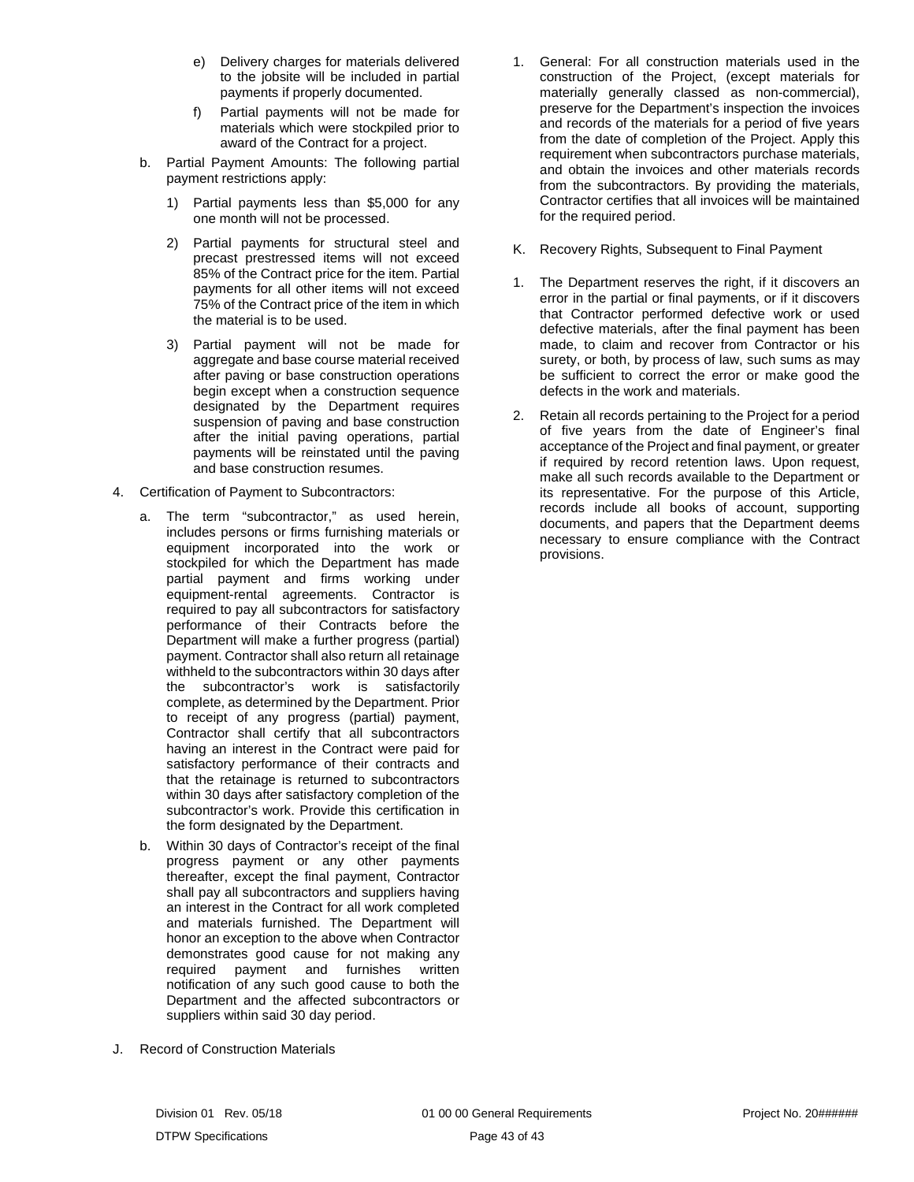e) Delivery charges for materials delivered to the jobsite will be included in partial payments if properly documented.

f) Partial payments will not be made for materials which were stockpiled prior to award of the Contract for a project.

b. Partial Payment Amounts: The following partial payment restrictions apply:

1) Partial payments less than $5,000 for any one month will not be processed.

2) Partial payments for structural steel and precast prestressed items will not exceed 85% of the Contract price for the item. Partial payments for all other items will not exceed 75% of the Contract price of the item in which the material is to be used.

3) Partial payment will not be made for aggregate and base course material received after paving or base construction operations begin except when a construction sequence designated by the Department requires suspension of paving and base construction after the initial paving operations, partial payments will be reinstated until the paving and base construction resumes.

4. Certification of Payment to Subcontractors:

a. The term "subcontractor," as used herein, includes persons or firms furnishing materials or equipment incorporated into the work or stockpiled for which the Department has made partial payment and firms working under equipment-rental agreements. Contractor is required to pay all subcontractors for satisfactory performance of their Contracts before the Department will make a further progress (partial) payment. Contractor shall also return all retainage withheld to the subcontractors within 30 days after the subcontractor's work is satisfactorily complete, as determined by the Department. Prior to receipt of any progress (partial) payment, Contractor shall certify that all subcontractors having an interest in the Contract were paid for satisfactory performance of their contracts and that the retainage is returned to subcontractors within 30 days after satisfactory completion of the subcontractor's work. Provide this certification in the form designated by the Department.

b. Within 30 days of Contractor's receipt of the final progress payment or any other payments thereafter, except the final payment, Contractor shall pay all subcontractors and suppliers having an interest in the Contract for all work completed and materials furnished. The Department will honor an exception to the above when Contractor demonstrates good cause for not making any required payment and furnishes written notification of any such good cause to both the Department and the affected subcontractors or suppliers within said 30 day period.

J. Record of Construction Materials

1. General: For all construction materials used in the construction of the Project, (except materials for materially generally classed as non-commercial), preserve for the Department's inspection the invoices and records of the materials for a period of five years from the date of completion of the Project. Apply this requirement when subcontractors purchase materials, and obtain the invoices and other materials records from the subcontractors. By providing the materials, Contractor certifies that all invoices will be maintained for the required period.

K. Recovery Rights, Subsequent to Final Payment

1. The Department reserves the right, if it discovers an error in the partial or final payments, or if it discovers that Contractor performed defective work or used defective materials, after the final payment has been made, to claim and recover from Contractor or his surety, or both, by process of law, such sums as may be sufficient to correct the error or make good the defects in the work and materials.

2. Retain all records pertaining to the Project for a period of five years from the date of Engineer's final acceptance of the Project and final payment, or greater if required by record retention laws. Upon request, make all such records available to the Department or its representative. For the purpose of this Article, records include all books of account, supporting documents, and papers that the Department deems necessary to ensure compliance with the Contract provisions.